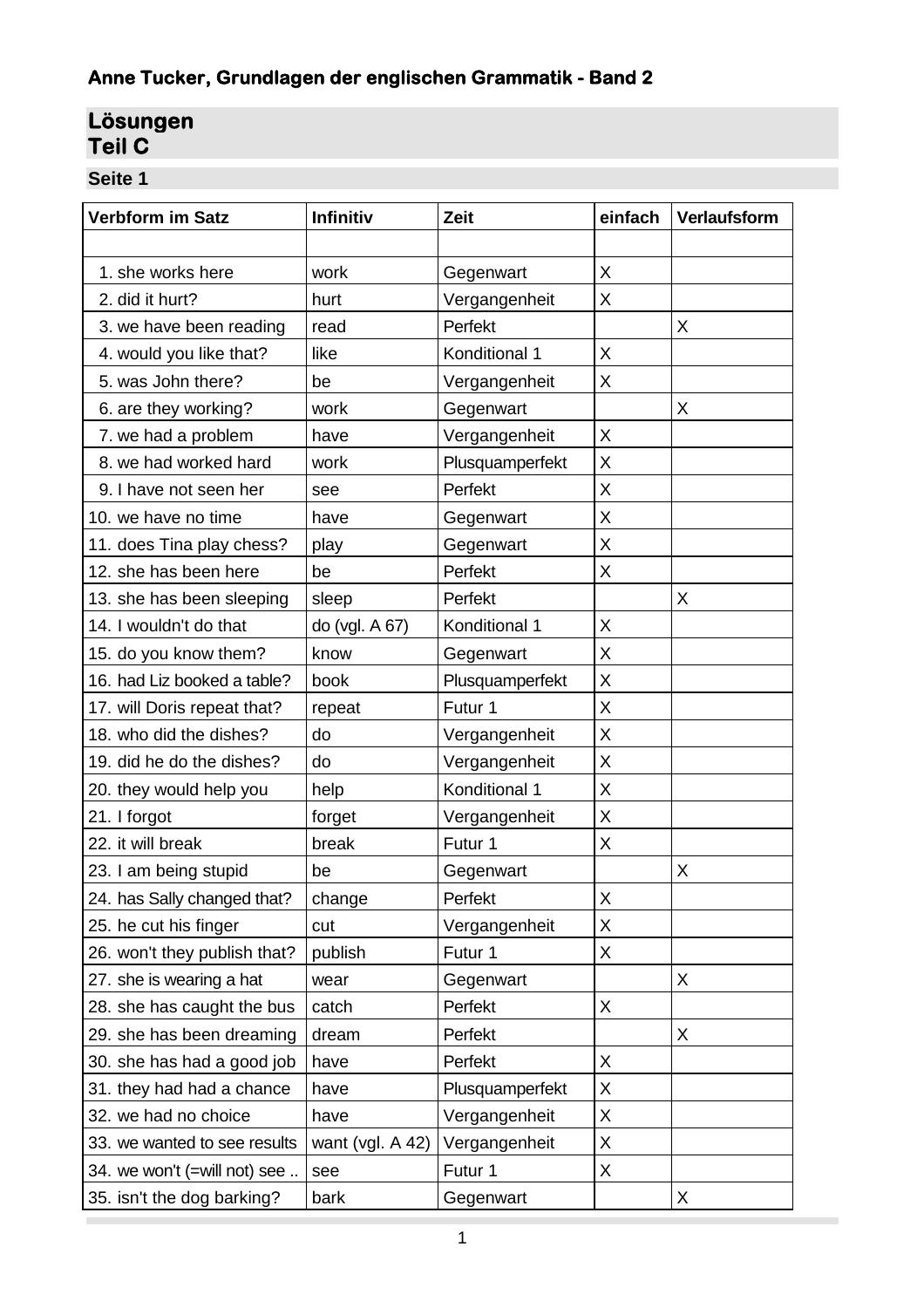**Anne Tucker, Grundlagen der englischen Grammatik - Band 2**

## Lösungen
## Teil C

### Seite 1

| Verbform im Satz | Infinitiv | Zeit | einfach | Verlaufsform |
|---|---|---|---|---|
| | | | | |
| 1. she works here | work | Gegenwart | X | |
| 2. did it hurt? | hurt | Vergangenheit | X | |
| 3. we have been reading | read | Perfekt | | X |
| 4. would you like that? | like | Konditional 1 | X | |
| 5. was John there? | be | Vergangenheit | X | |
| 6. are they working? | work | Gegenwart | | X |
| 7. we had a problem | have | Vergangenheit | X | |
| 8. we had worked hard | work | Plusquamperfekt | X | |
| 9. I have not seen her | see | Perfekt | X | |
| 10. we have no time | have | Gegenwart | X | |
| 11. does Tina play chess? | play | Gegenwart | X | |
| 12. she has been here | be | Perfekt | X | |
| 13. she has been sleeping | sleep | Perfekt | | X |
| 14. I wouldn't do that | do (vgl. A 67) | Konditional 1 | X | |
| 15. do you know them? | know | Gegenwart | X | |
| 16. had Liz booked a table? | book | Plusquamperfekt | X | |
| 17. will Doris repeat that? | repeat | Futur 1 | X | |
| 18. who did the dishes? | do | Vergangenheit | X | |
| 19. did he do the dishes? | do | Vergangenheit | X | |
| 20. they would help you | help | Konditional 1 | X | |
| 21. I forgot | forget | Vergangenheit | X | |
| 22. it will break | break | Futur 1 | X | |
| 23. I am being stupid | be | Gegenwart | | X |
| 24. has Sally changed that? | change | Perfekt | X | |
| 25. he cut his finger | cut | Vergangenheit | X | |
| 26. won't they publish that? | publish | Futur 1 | X | |
| 27. she is wearing a hat | wear | Gegenwart | | X |
| 28. she has caught the bus | catch | Perfekt | X | |
| 29. she has been dreaming | dream | Perfekt | | X |
| 30. she has had a good job | have | Perfekt | X | |
| 31. they had had a chance | have | Plusquamperfekt | X | |
| 32. we had no choice | have | Vergangenheit | X | |
| 33. we wanted to see results | want (vgl. A 42) | Vergangenheit | X | |
| 34. we won't (=will not) see .. | see | Futur 1 | X | |
| 35. isn't the dog barking? | bark | Gegenwart | | X |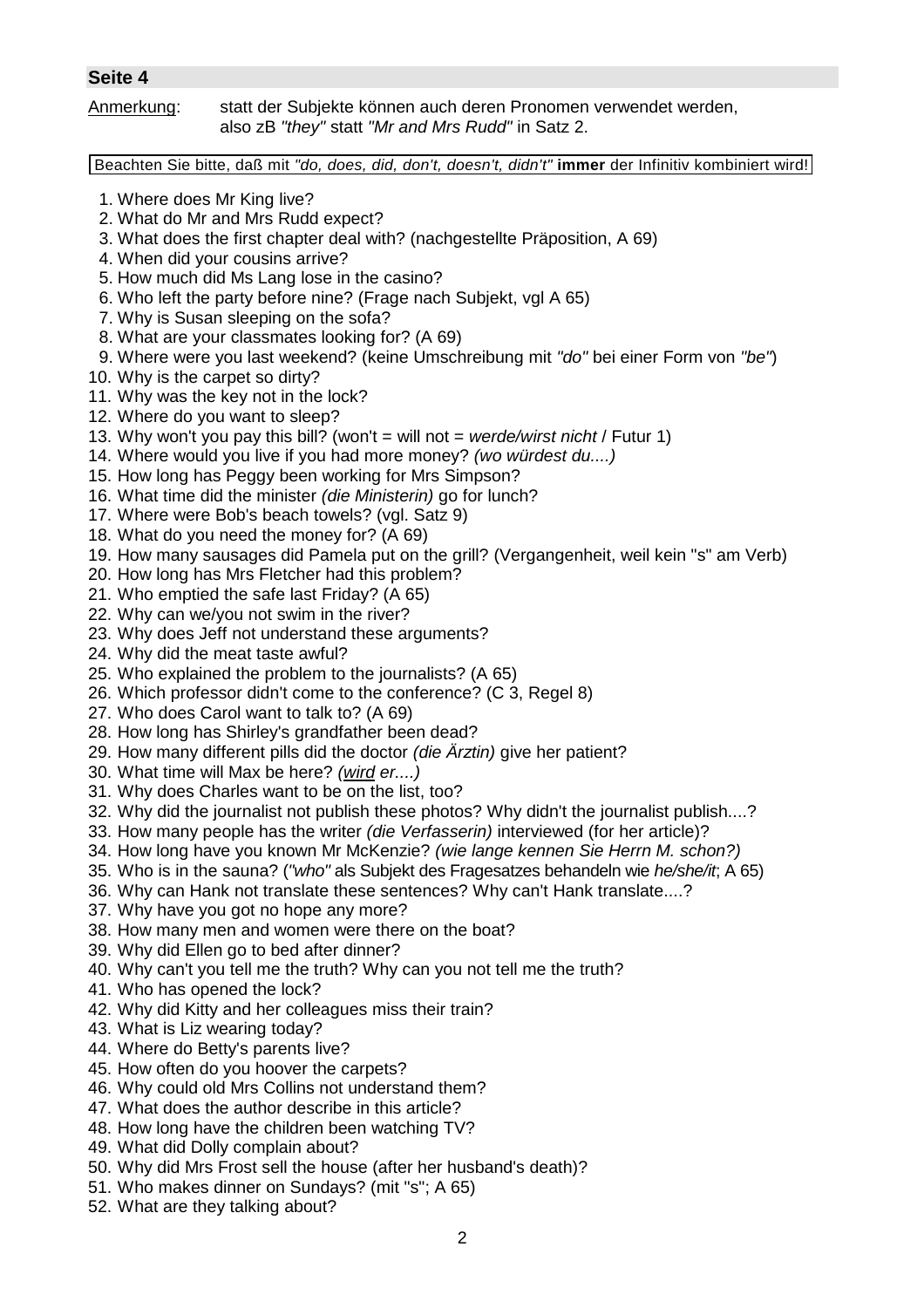## Seite 4

Anmerkung: statt der Subjekte können auch deren Pronomen verwendet werden, also zB *"they"* statt *"Mr and Mrs Rudd"* in Satz 2.

Beachten Sie bitte, daß mit *"do, does, did, don't, doesn't, didn't"* **immer** der Infinitiv kombiniert wird!

1. Where does Mr King live?
2. What do Mr and Mrs Rudd expect?
3. What does the first chapter deal with? (nachgestellte Präposition, A 69)
4. When did your cousins arrive?
5. How much did Ms Lang lose in the casino?
6. Who left the party before nine? (Frage nach Subjekt, vgl A 65)
7. Why is Susan sleeping on the sofa?
8. What are your classmates looking for? (A 69)
9. Where were you last weekend? (keine Umschreibung mit *"do"* bei einer Form von *"be"*)
10. Why is the carpet so dirty?
11. Why was the key not in the lock?
12. Where do you want to sleep?
13. Why won't you pay this bill? (won't = will not = *werde/wirst nicht* / Futur 1)
14. Where would you live if you had more money? *(wo würdest du....)*
15. How long has Peggy been working for Mrs Simpson?
16. What time did the minister *(die Ministerin)* go for lunch?
17. Where were Bob's beach towels? (vgl. Satz 9)
18. What do you need the money for? (A 69)
19. How many sausages did Pamela put on the grill? (Vergangenheit, weil kein "s" am Verb)
20. How long has Mrs Fletcher had this problem?
21. Who emptied the safe last Friday? (A 65)
22. Why can we/you not swim in the river?
23. Why does Jeff not understand these arguments?
24. Why did the meat taste awful?
25. Who explained the problem to the journalists? (A 65)
26. Which professor didn't come to the conference? (C 3, Regel 8)
27. Who does Carol want to talk to? (A 69)
28. How long has Shirley's grandfather been dead?
29. How many different pills did the doctor *(die Ärztin)* give her patient?
30. What time will Max be here? *(wird er....)*
31. Why does Charles want to be on the list, too?
32. Why did the journalist not publish these photos? Why didn't the journalist publish....?
33. How many people has the writer *(die Verfasserin)* interviewed (for her article)?
34. How long have you known Mr McKenzie? *(wie lange kennen Sie Herrn M. schon?)*
35. Who is in the sauna? (*"who"* als Subjekt des Fragesatzes behandeln wie *he/she/it*; A 65)
36. Why can Hank not translate these sentences? Why can't Hank translate....?
37. Why have you got no hope any more?
38. How many men and women were there on the boat?
39. Why did Ellen go to bed after dinner?
40. Why can't you tell me the truth? Why can you not tell me the truth?
41. Who has opened the lock?
42. Why did Kitty and her colleagues miss their train?
43. What is Liz wearing today?
44. Where do Betty's parents live?
45. How often do you hoover the carpets?
46. Why could old Mrs Collins not understand them?
47. What does the author describe in this article?
48. How long have the children been watching TV?
49. What did Dolly complain about?
50. Why did Mrs Frost sell the house (after her husband's death)?
51. Who makes dinner on Sundays? (mit "s"; A 65)
52. What are they talking about?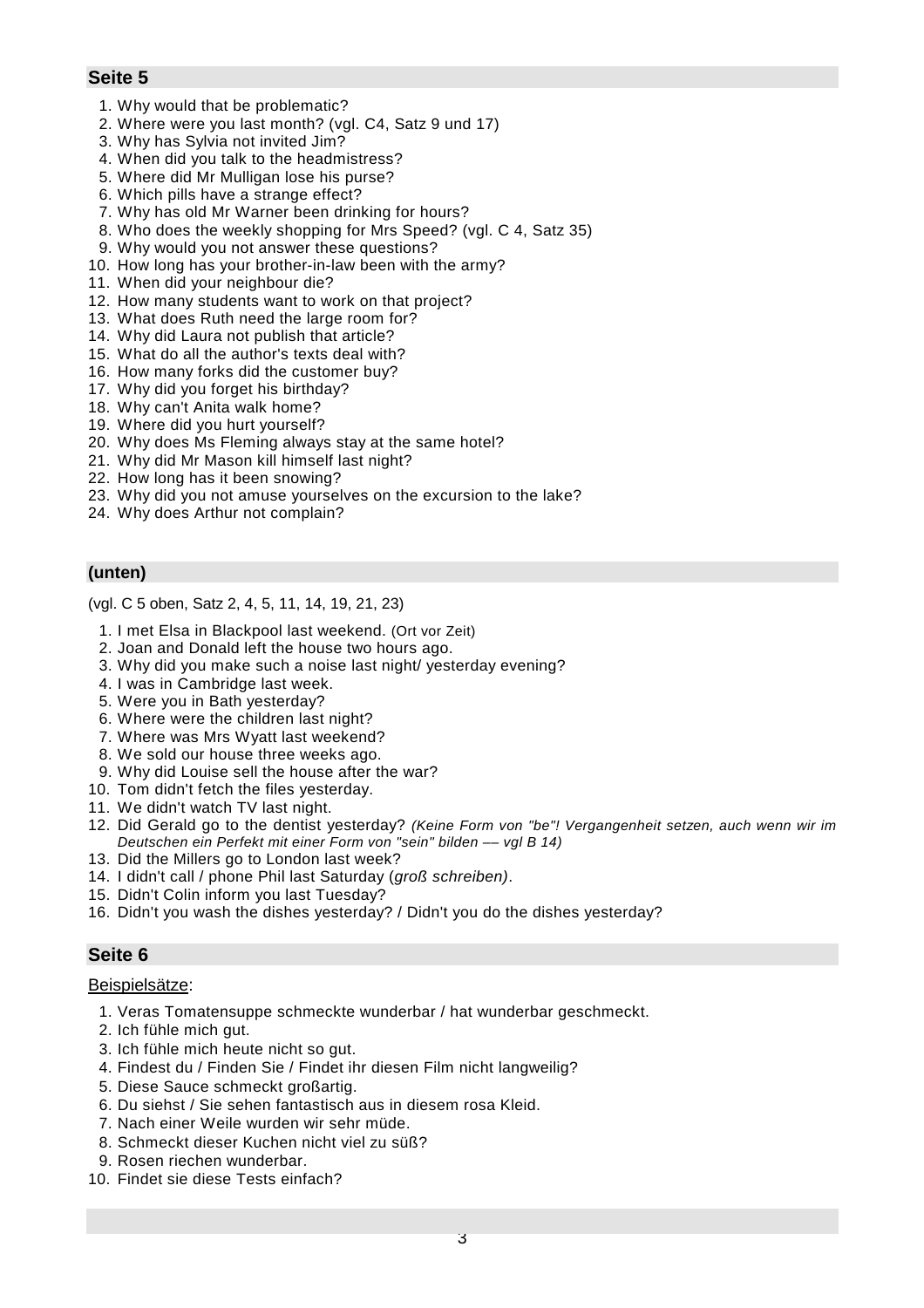## Seite 5

1. Why would that be problematic?
2. Where were you last month? (vgl. C4, Satz 9 und 17)
3. Why has Sylvia not invited Jim?
4. When did you talk to the headmistress?
5. Where did Mr Mulligan lose his purse?
6. Which pills have a strange effect?
7. Why has old Mr Warner been drinking for hours?
8. Who does the weekly shopping for Mrs Speed? (vgl. C 4, Satz 35)
9. Why would you not answer these questions?
10. How long has your brother-in-law been with the army?
11. When did your neighbour die?
12. How many students want to work on that project?
13. What does Ruth need the large room for?
14. Why did Laura not publish that article?
15. What do all the author's texts deal with?
16. How many forks did the customer buy?
17. Why did you forget his birthday?
18. Why can't Anita walk home?
19. Where did you hurt yourself?
20. Why does Ms Fleming always stay at the same hotel?
21. Why did Mr Mason kill himself last night?
22. How long has it been snowing?
23. Why did you not amuse yourselves on the excursion to the lake?
24. Why does Arthur not complain?

## (unten)

(vgl. C 5 oben, Satz 2, 4, 5, 11, 14, 19, 21, 23)

1. I met Elsa in Blackpool last weekend. (Ort vor Zeit)
2. Joan and Donald left the house two hours ago.
3. Why did you make such a noise last night/ yesterday evening?
4. I was in Cambridge last week.
5. Were you in Bath yesterday?
6. Where were the children last night?
7. Where was Mrs Wyatt last weekend?
8. We sold our house three weeks ago.
9. Why did Louise sell the house after the war?
10. Tom didn't fetch the files yesterday.
11. We didn't watch TV last night.
12. Did Gerald go to the dentist yesterday? *(Keine Form von "be"! Vergangenheit setzen, auch wenn wir im Deutschen ein Perfekt mit einer Form von "sein" bilden –– vgl B 14)*
13. Did the Millers go to London last week?
14. I didn't call / phone Phil last Saturday (*groß schreiben)*.
15. Didn't Colin inform you last Tuesday?
16. Didn't you wash the dishes yesterday? / Didn't you do the dishes yesterday?

## Seite 6

Beispielsätze:

1. Veras Tomatensuppe schmeckte wunderbar / hat wunderbar geschmeckt.
2. Ich fühle mich gut.
3. Ich fühle mich heute nicht so gut.
4. Findest du / Finden Sie / Findet ihr diesen Film nicht langweilig?
5. Diese Sauce schmeckt großartig.
6. Du siehst / Sie sehen fantastisch aus in diesem rosa Kleid.
7. Nach einer Weile wurden wir sehr müde.
8. Schmeckt dieser Kuchen nicht viel zu süß?
9. Rosen riechen wunderbar.
10. Findet sie diese Tests einfach?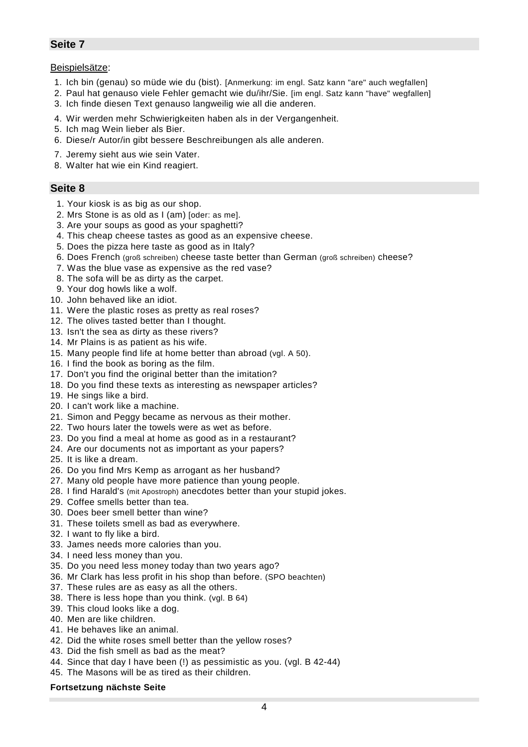## Seite 7

Beispielsätze:

1. Ich bin (genau) so müde wie du (bist). [Anmerkung: im engl. Satz kann "are" auch wegfallen]
2. Paul hat genauso viele Fehler gemacht wie du/ihr/Sie. [im engl. Satz kann "have" wegfallen]
3. Ich finde diesen Text genauso langweilig wie all die anderen.
4. Wir werden mehr Schwierigkeiten haben als in der Vergangenheit.
5. Ich mag Wein lieber als Bier.
6. Diese/r Autor/in gibt bessere Beschreibungen als alle anderen.
7. Jeremy sieht aus wie sein Vater.
8. Walter hat wie ein Kind reagiert.

## Seite 8

1. Your kiosk is as big as our shop.
2. Mrs Stone is as old as I (am) [oder: as me].
3. Are your soups as good as your spaghetti?
4. This cheap cheese tastes as good as an expensive cheese.
5. Does the pizza here taste as good as in Italy?
6. Does French (groß schreiben) cheese taste better than German (groß schreiben) cheese?
7. Was the blue vase as expensive as the red vase?
8. The sofa will be as dirty as the carpet.
9. Your dog howls like a wolf.
10. John behaved like an idiot.
11. Were the plastic roses as pretty as real roses?
12. The olives tasted better than I thought.
13. Isn't the sea as dirty as these rivers?
14. Mr Plains is as patient as his wife.
15. Many people find life at home better than abroad (vgl. A 50).
16. I find the book as boring as the film.
17. Don't you find the original better than the imitation?
18. Do you find these texts as interesting as newspaper articles?
19. He sings like a bird.
20. I can't work like a machine.
21. Simon and Peggy became as nervous as their mother.
22. Two hours later the towels were as wet as before.
23. Do you find a meal at home as good as in a restaurant?
24. Are our documents not as important as your papers?
25. It is like a dream.
26. Do you find Mrs Kemp as arrogant as her husband?
27. Many old people have more patience than young people.
28. I find Harald's (mit Apostroph) anecdotes better than your stupid jokes.
29. Coffee smells better than tea.
30. Does beer smell better than wine?
31. These toilets smell as bad as everywhere.
32. I want to fly like a bird.
33. James needs more calories than you.
34. I need less money than you.
35. Do you need less money today than two years ago?
36. Mr Clark has less profit in his shop than before. (SPO beachten)
37. These rules are as easy as all the others.
38. There is less hope than you think. (vgl. B 64)
39. This cloud looks like a dog.
40. Men are like children.
41. He behaves like an animal.
42. Did the white roses smell better than the yellow roses?
43. Did the fish smell as bad as the meat?
44. Since that day I have been (!) as pessimistic as you. (vgl. B 42-44)
45. The Masons will be as tired as their children.

**Fortsetzung nächste Seite**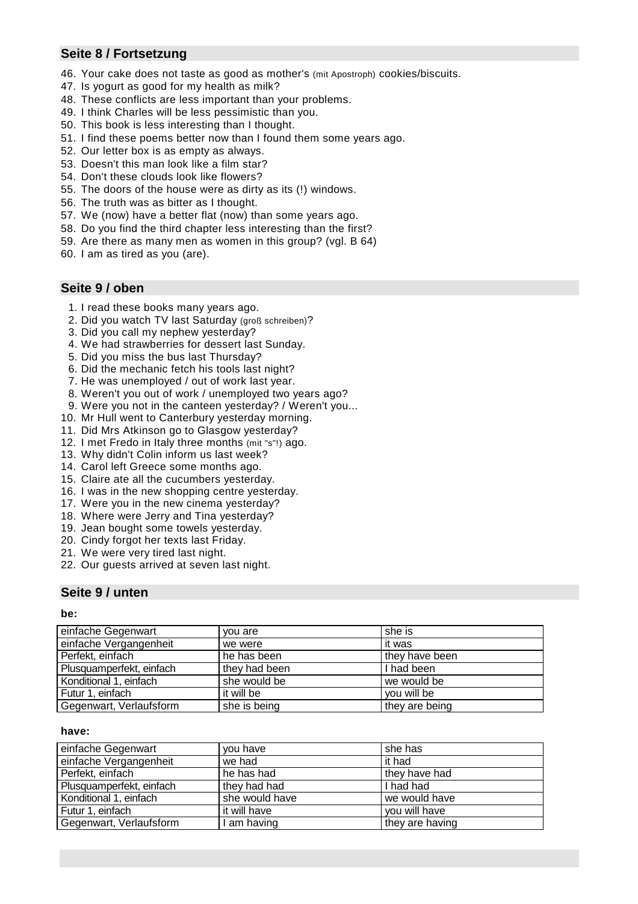## Seite 8 / Fortsetzung

46. Your cake does not taste as good as mother's (mit Apostroph) cookies/biscuits.
47. Is yogurt as good for my health as milk?
48. These conflicts are less important than your problems.
49. I think Charles will be less pessimistic than you.
50. This book is less interesting than I thought.
51. I find these poems better now than I found them some years ago.
52. Our letter box is as empty as always.
53. Doesn't this man look like a film star?
54. Don't these clouds look like flowers?
55. The doors of the house were as dirty as its (!) windows.
56. The truth was as bitter as I thought.
57. We (now) have a better flat (now) than some years ago.
58. Do you find the third chapter less interesting than the first?
59. Are there as many men as women in this group? (vgl. B 64)
60. I am as tired as you (are).

## Seite 9 / oben

1. I read these books many years ago.
2. Did you watch TV last Saturday (groß schreiben)?
3. Did you call my nephew yesterday?
4. We had strawberries for dessert last Sunday.
5. Did you miss the bus last Thursday?
6. Did the mechanic fetch his tools last night?
7. He was unemployed / out of work last year.
8. Weren't you out of work / unemployed two years ago?
9. Were you not in the canteen yesterday? / Weren't you...
10. Mr Hull went to Canterbury yesterday morning.
11. Did Mrs Atkinson go to Glasgow yesterday?
12. I met Fredo in Italy three months (mit "s"!) ago.
13. Why didn't Colin inform us last week?
14. Carol left Greece some months ago.
15. Claire ate all the cucumbers yesterday.
16. I was in the new shopping centre yesterday.
17. Were you in the new cinema yesterday?
18. Where were Jerry and Tina yesterday?
19. Jean bought some towels yesterday.
20. Cindy forgot her texts last Friday.
21. We were very tired last night.
22. Our guests arrived at seven last night.

## Seite 9 / unten

**be:**

| | | |
|---|---|---|
| einfache Gegenwart | you are | she is |
| einfache Vergangenheit | we were | it was |
| Perfekt, einfach | he has been | they have been |
| Plusquamperfekt, einfach | they had been | I had been |
| Konditional 1, einfach | she would be | we would be |
| Futur 1, einfach | it will be | you will be |
| Gegenwart, Verlaufsform | she is being | they are being |

**have:**

| | | |
|---|---|---|
| einfache Gegenwart | you have | she has |
| einfache Vergangenheit | we had | it had |
| Perfekt, einfach | he has had | they have had |
| Plusquamperfekt, einfach | they had had | I had had |
| Konditional 1, einfach | she would have | we would have |
| Futur 1, einfach | it will have | you will have |
| Gegenwart, Verlaufsform | I am having | they are having |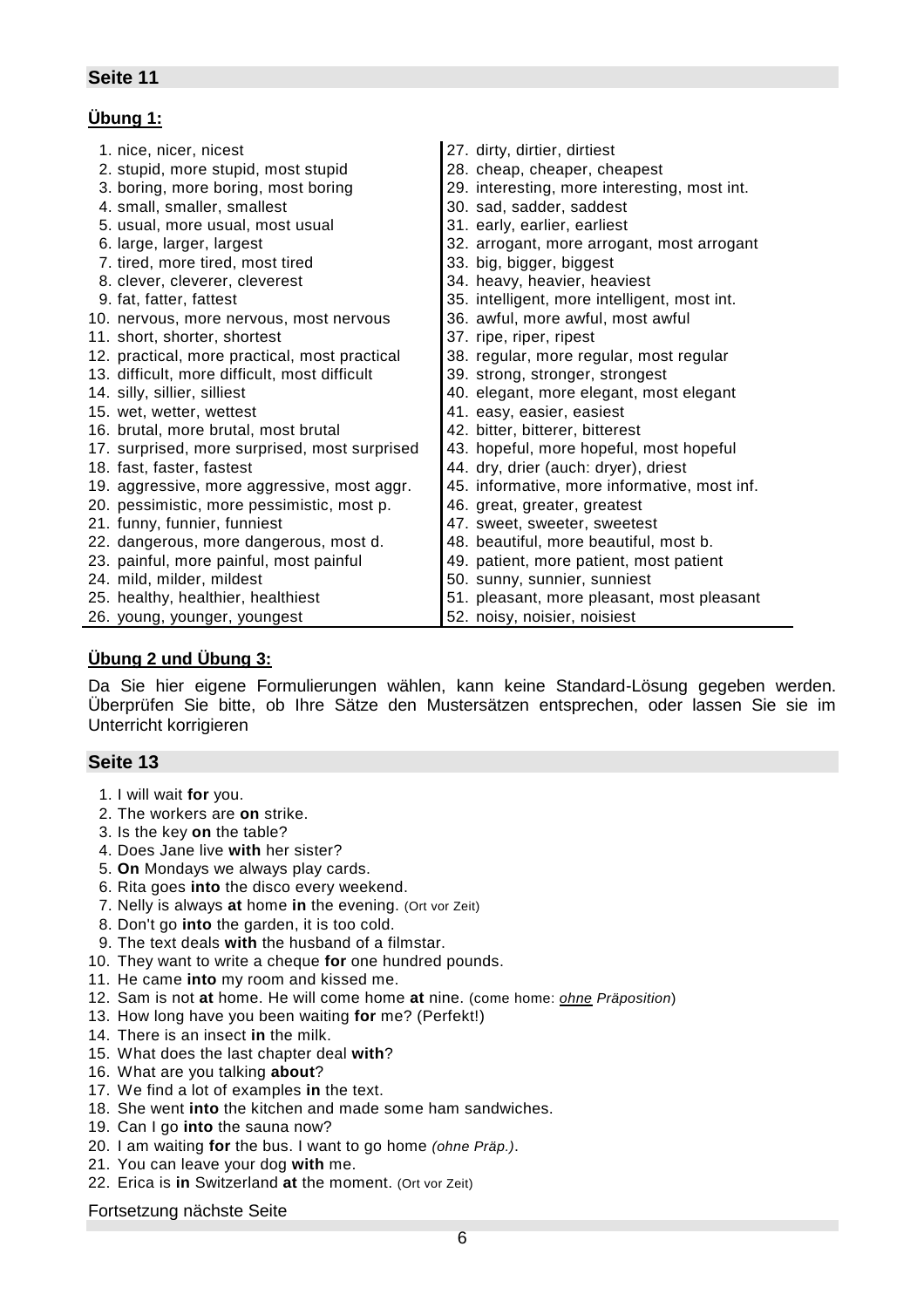## Seite 11

**Übung 1:**

1. nice, nicer, nicest
2. stupid, more stupid, most stupid
3. boring, more boring, most boring
4. small, smaller, smallest
5. usual, more usual, most usual
6. large, larger, largest
7. tired, more tired, most tired
8. clever, cleverer, cleverest
9. fat, fatter, fattest
10. nervous, more nervous, most nervous
11. short, shorter, shortest
12. practical, more practical, most practical
13. difficult, more difficult, most difficult
14. silly, sillier, silliest
15. wet, wetter, wettest
16. brutal, more brutal, most brutal
17. surprised, more surprised, most surprised
18. fast, faster, fastest
19. aggressive, more aggressive, most aggr.
20. pessimistic, more pessimistic, most p.
21. funny, funnier, funniest
22. dangerous, more dangerous, most d.
23. painful, more painful, most painful
24. mild, milder, mildest
25. healthy, healthier, healthiest
26. young, younger, youngest
27. dirty, dirtier, dirtiest
28. cheap, cheaper, cheapest
29. interesting, more interesting, most int.
30. sad, sadder, saddest
31. early, earlier, earliest
32. arrogant, more arrogant, most arrogant
33. big, bigger, biggest
34. heavy, heavier, heaviest
35. intelligent, more intelligent, most int.
36. awful, more awful, most awful
37. ripe, riper, ripest
38. regular, more regular, most regular
39. strong, stronger, strongest
40. elegant, more elegant, most elegant
41. easy, easier, easiest
42. bitter, bitterer, bitterest
43. hopeful, more hopeful, most hopeful
44. dry, drier (auch: dryer), driest
45. informative, more informative, most inf.
46. great, greater, greatest
47. sweet, sweeter, sweetest
48. beautiful, more beautiful, most b.
49. patient, more patient, most patient
50. sunny, sunnier, sunniest
51. pleasant, more pleasant, most pleasant
52. noisy, noisier, noisiest

**Übung 2 und Übung 3:**

Da Sie hier eigene Formulierungen wählen, kann keine Standard-Lösung gegeben werden. Überprüfen Sie bitte, ob Ihre Sätze den Mustersätzen entsprechen, oder lassen Sie sie im Unterricht korrigieren

## Seite 13

1. I will wait **for** you.
2. The workers are **on** strike.
3. Is the key **on** the table?
4. Does Jane live **with** her sister?
5. **On** Mondays we always play cards.
6. Rita goes **into** the disco every weekend.
7. Nelly is always **at** home **in** the evening. (Ort vor Zeit)
8. Don't go **into** the garden, it is too cold.
9. The text deals **with** the husband of a filmstar.
10. They want to write a cheque **for** one hundred pounds.
11. He came **into** my room and kissed me.
12. Sam is not **at** home. He will come home **at** nine. (come home: *ohne Präposition*)
13. How long have you been waiting **for** me? (Perfekt!)
14. There is an insect **in** the milk.
15. What does the last chapter deal **with**?
16. What are you talking **about**?
17. We find a lot of examples **in** the text.
18. She went **into** the kitchen and made some ham sandwiches.
19. Can I go **into** the sauna now?
20. I am waiting **for** the bus. I want to go home *(ohne Präp.)*.
21. You can leave your dog **with** me.
22. Erica is **in** Switzerland **at** the moment. (Ort vor Zeit)

Fortsetzung nächste Seite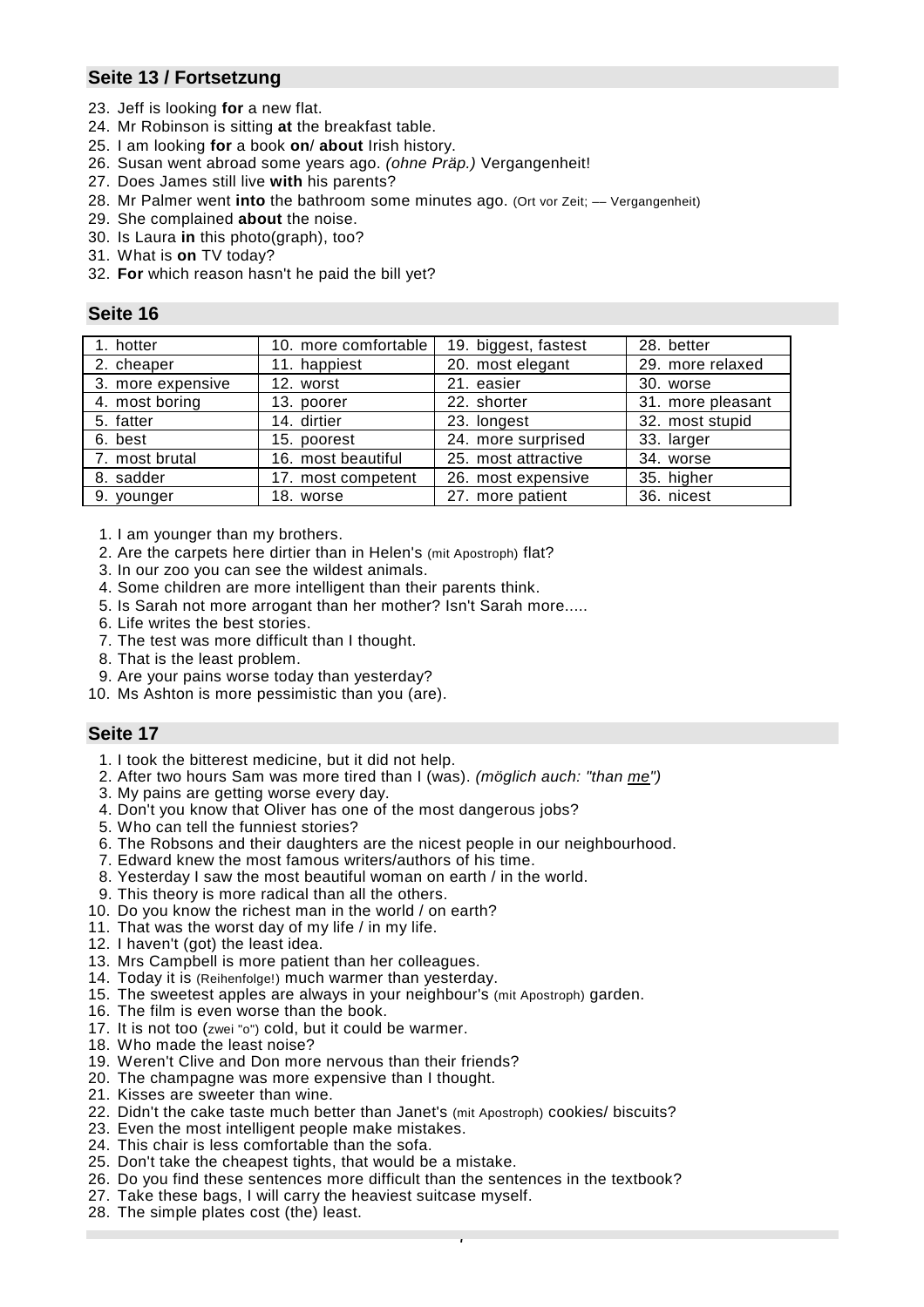## Seite 13 / Fortsetzung

23. Jeff is looking **for** a new flat.
24. Mr Robinson is sitting **at** the breakfast table.
25. I am looking **for** a book **on**/ **about** Irish history.
26. Susan went abroad some years ago. *(ohne Präp.)* Vergangenheit!
27. Does James still live **with** his parents?
28. Mr Palmer went **into** the bathroom some minutes ago. (Ort vor Zeit; — Vergangenheit)
29. She complained **about** the noise.
30. Is Laura **in** this photo(graph), too?
31. What is **on** TV today?
32. **For** which reason hasn't he paid the bill yet?

## Seite 16

| | | | |
|---|---|---|---|
| 1. hotter | 10. more comfortable | 19. biggest, fastest | 28. better |
| 2. cheaper | 11. happiest | 20. most elegant | 29. more relaxed |
| 3. more expensive | 12. worst | 21. easier | 30. worse |
| 4. most boring | 13. poorer | 22. shorter | 31. more pleasant |
| 5. fatter | 14. dirtier | 23. longest | 32. most stupid |
| 6. best | 15. poorest | 24. more surprised | 33. larger |
| 7. most brutal | 16. most beautiful | 25. most attractive | 34. worse |
| 8. sadder | 17. most competent | 26. most expensive | 35. higher |
| 9. younger | 18. worse | 27. more patient | 36. nicest |

1. I am younger than my brothers.
2. Are the carpets here dirtier than in Helen's (mit Apostroph) flat?
3. In our zoo you can see the wildest animals.
4. Some children are more intelligent than their parents think.
5. Is Sarah not more arrogant than her mother? Isn't Sarah more.....
6. Life writes the best stories.
7. The test was more difficult than I thought.
8. That is the least problem.
9. Are your pains worse today than yesterday?
10. Ms Ashton is more pessimistic than you (are).

## Seite 17

1. I took the bitterest medicine, but it did not help.
2. After two hours Sam was more tired than I (was). *(möglich auch: "than me")*
3. My pains are getting worse every day.
4. Don't you know that Oliver has one of the most dangerous jobs?
5. Who can tell the funniest stories?
6. The Robsons and their daughters are the nicest people in our neighbourhood.
7. Edward knew the most famous writers/authors of his time.
8. Yesterday I saw the most beautiful woman on earth / in the world.
9. This theory is more radical than all the others.
10. Do you know the richest man in the world / on earth?
11. That was the worst day of my life / in my life.
12. I haven't (got) the least idea.
13. Mrs Campbell is more patient than her colleagues.
14. Today it is (Reihenfolge!) much warmer than yesterday.
15. The sweetest apples are always in your neighbour's (mit Apostroph) garden.
16. The film is even worse than the book.
17. It is not too (zwei "o") cold, but it could be warmer.
18. Who made the least noise?
19. Weren't Clive and Don more nervous than their friends?
20. The champagne was more expensive than I thought.
21. Kisses are sweeter than wine.
22. Didn't the cake taste much better than Janet's (mit Apostroph) cookies/ biscuits?
23. Even the most intelligent people make mistakes.
24. This chair is less comfortable than the sofa.
25. Don't take the cheapest tights, that would be a mistake.
26. Do you find these sentences more difficult than the sentences in the textbook?
27. Take these bags, I will carry the heaviest suitcase myself.
28. The simple plates cost (the) least.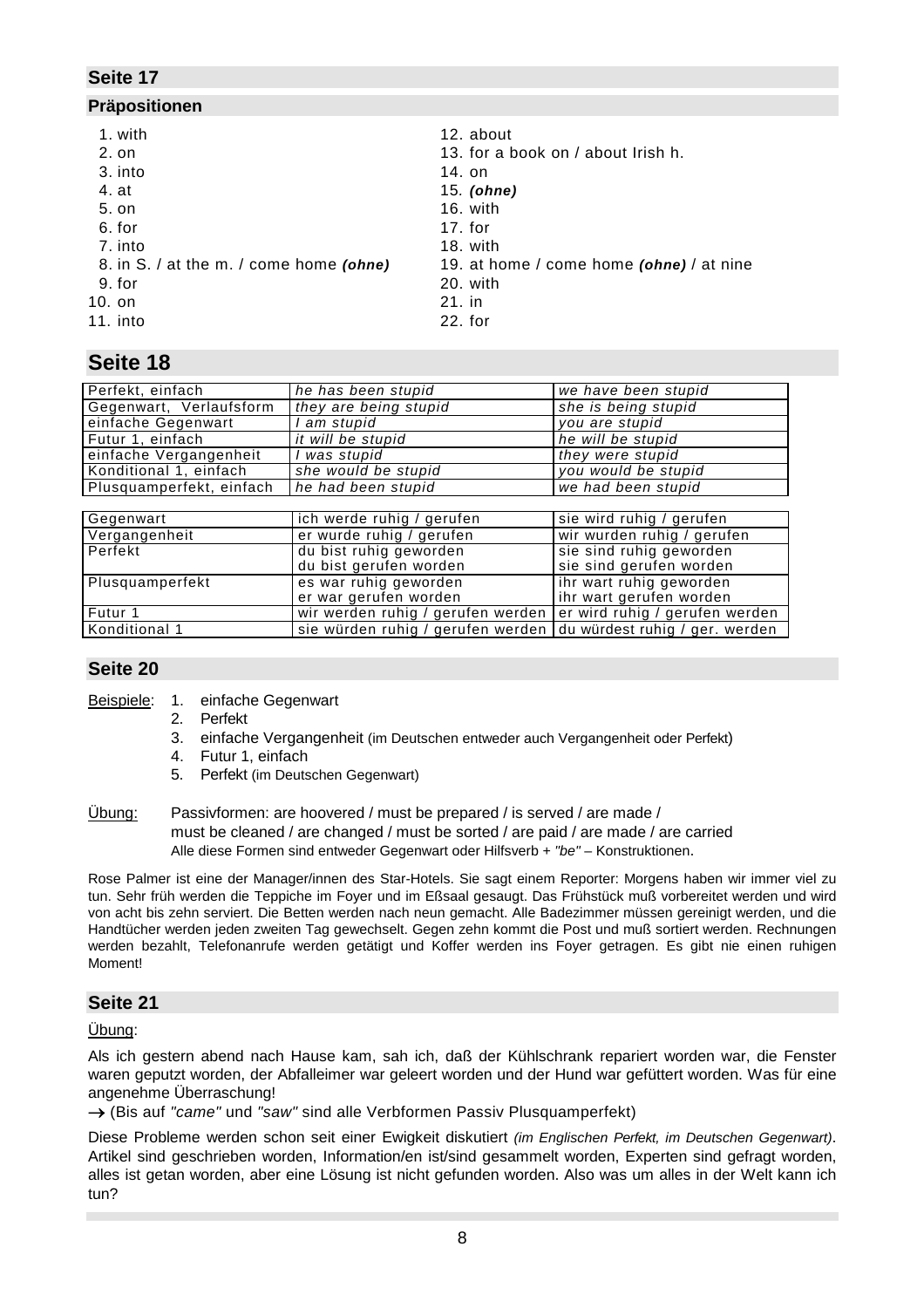## Seite 17

### Präpositionen

1. with
2. on
3. into
4. at
5. on
6. for
7. into
8. in S. / at the m. / come home ***(ohne)***
9. for
10. on
11. into
12. about
13. for a book on / about Irish h.
14. on
15. ***(ohne)***
16. with
17. for
18. with
19. at home / come home ***(ohne)*** / at nine
20. with
21. in
22. for

## Seite 18

| | | |
|---|---|---|
| Perfekt, einfach | *he has been stupid* | *we have been stupid* |
| Gegenwart, Verlaufsform | *they are being stupid* | *she is being stupid* |
| einfache Gegenwart | *I am stupid* | *you are stupid* |
| Futur 1, einfach | *it will be stupid* | *he will be stupid* |
| einfache Vergangenheit | *I was stupid* | *they were stupid* |
| Konditional 1, einfach | *she would be stupid* | *you would be stupid* |
| Plusquamperfekt, einfach | *he had been stupid* | *we had been stupid* |

| | | |
|---|---|---|
| Gegenwart | ich werde ruhig / gerufen | sie wird ruhig / gerufen |
| Vergangenheit | er wurde ruhig / gerufen | wir wurden ruhig / gerufen |
| Perfekt | du bist ruhig geworden<br>du bist gerufen worden | sie sind ruhig geworden<br>sie sind gerufen worden |
| Plusquamperfekt | es war ruhig geworden<br>er war gerufen worden | ihr wart ruhig geworden<br>ihr wart gerufen worden |
| Futur 1 | wir werden ruhig / gerufen werden | er wird ruhig / gerufen werden |
| Konditional 1 | sie würden ruhig / gerufen werden | du würdest ruhig / ger. werden |

## Seite 20

Beispiele:
1. einfache Gegenwart
2. Perfekt
3. einfache Vergangenheit (im Deutschen entweder auch Vergangenheit oder Perfekt)
4. Futur 1, einfach
5. Perfekt (im Deutschen Gegenwart)

Übung: Passivformen: are hoovered / must be prepared / is served / are made / must be cleaned / are changed / must be sorted / are paid / are made / are carried
Alle diese Formen sind entweder Gegenwart oder Hilfsverb + *"be"* – Konstruktionen.

Rose Palmer ist eine der Manager/innen des Star-Hotels. Sie sagt einem Reporter: Morgens haben wir immer viel zu tun. Sehr früh werden die Teppiche im Foyer und im Eßsaal gesaugt. Das Frühstück muß vorbereitet werden und wird von acht bis zehn serviert. Die Betten werden nach neun gemacht. Alle Badezimmer müssen gereinigt werden, und die Handtücher werden jeden zweiten Tag gewechselt. Gegen zehn kommt die Post und muß sortiert werden. Rechnungen werden bezahlt, Telefonanrufe werden getätigt und Koffer werden ins Foyer getragen. Es gibt nie einen ruhigen Moment!

## Seite 21

Übung:

Als ich gestern abend nach Hause kam, sah ich, daß der Kühlschrank repariert worden war, die Fenster waren geputzt worden, der Abfalleimer war geleert worden und der Hund war gefüttert worden. Was für eine angenehme Überraschung!

→ (Bis auf *"came"* und *"saw"* sind alle Verbformen Passiv Plusquamperfekt)

Diese Probleme werden schon seit einer Ewigkeit diskutiert *(im Englischen Perfekt, im Deutschen Gegenwart)*. Artikel sind geschrieben worden, Information/en ist/sind gesammelt worden, Experten sind gefragt worden, alles ist getan worden, aber eine Lösung ist nicht gefunden worden. Also was um alles in der Welt kann ich tun?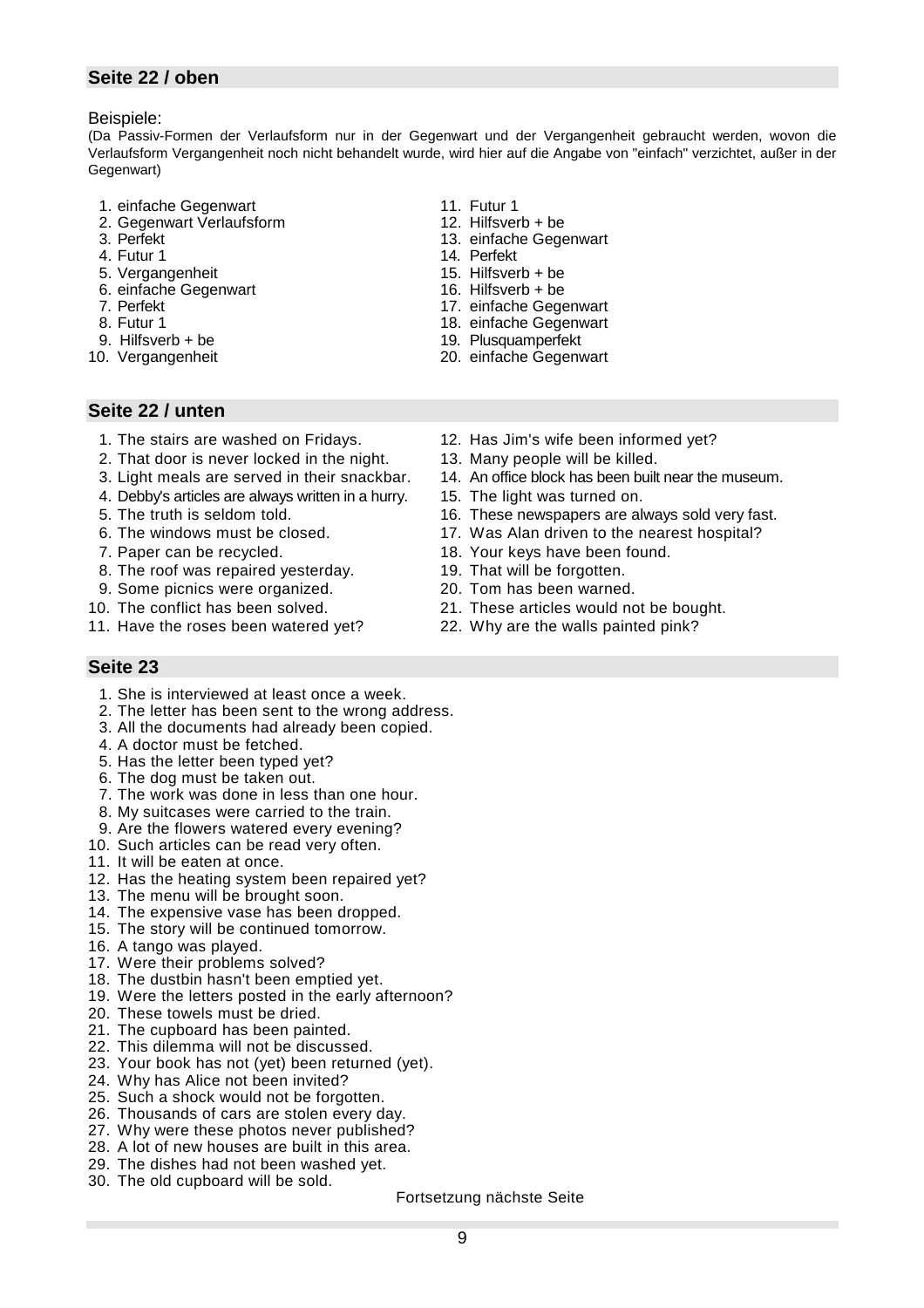## Seite 22 / oben

Beispiele:

(Da Passiv-Formen der Verlaufsform nur in der Gegenwart und der Vergangenheit gebraucht werden, wovon die Verlaufsform Vergangenheit noch nicht behandelt wurde, wird hier auf die Angabe von "einfach" verzichtet, außer in der Gegenwart)

1. einfache Gegenwart
2. Gegenwart Verlaufsform
3. Perfekt
4. Futur 1
5. Vergangenheit
6. einfache Gegenwart
7. Perfekt
8. Futur 1
9. Hilfsverb + be
10. Vergangenheit
11. Futur 1
12. Hilfsverb + be
13. einfache Gegenwart
14. Perfekt
15. Hilfsverb + be
16. Hilfsverb + be
17. einfache Gegenwart
18. einfache Gegenwart
19. Plusquamperfekt
20. einfache Gegenwart

## Seite 22 / unten

1. The stairs are washed on Fridays.
2. That door is never locked in the night.
3. Light meals are served in their snackbar.
4. Debby's articles are always written in a hurry.
5. The truth is seldom told.
6. The windows must be closed.
7. Paper can be recycled.
8. The roof was repaired yesterday.
9. Some picnics were organized.
10. The conflict has been solved.
11. Have the roses been watered yet?
12. Has Jim's wife been informed yet?
13. Many people will be killed.
14. An office block has been built near the museum.
15. The light was turned on.
16. These newspapers are always sold very fast.
17. Was Alan driven to the nearest hospital?
18. Your keys have been found.
19. That will be forgotten.
20. Tom has been warned.
21. These articles would not be bought.
22. Why are the walls painted pink?

## Seite 23

1. She is interviewed at least once a week.
2. The letter has been sent to the wrong address.
3. All the documents had already been copied.
4. A doctor must be fetched.
5. Has the letter been typed yet?
6. The dog must be taken out.
7. The work was done in less than one hour.
8. My suitcases were carried to the train.
9. Are the flowers watered every evening?
10. Such articles can be read very often.
11. It will be eaten at once.
12. Has the heating system been repaired yet?
13. The menu will be brought soon.
14. The expensive vase has been dropped.
15. The story will be continued tomorrow.
16. A tango was played.
17. Were their problems solved?
18. The dustbin hasn't been emptied yet.
19. Were the letters posted in the early afternoon?
20. These towels must be dried.
21. The cupboard has been painted.
22. This dilemma will not be discussed.
23. Your book has not (yet) been returned (yet).
24. Why has Alice not been invited?
25. Such a shock would not be forgotten.
26. Thousands of cars are stolen every day.
27. Why were these photos never published?
28. A lot of new houses are built in this area.
29. The dishes had not been washed yet.
30. The old cupboard will be sold.

Fortsetzung nächste Seite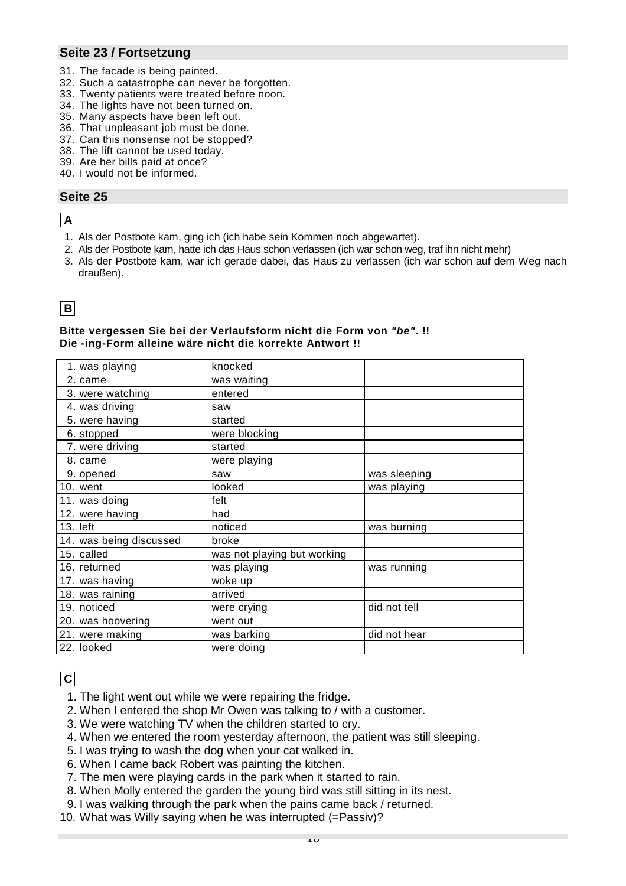## Seite 23 / Fortsetzung

31. The facade is being painted.
32. Such a catastrophe can never be forgotten.
33. Twenty patients were treated before noon.
34. The lights have not been turned on.
35. Many aspects have been left out.
36. That unpleasant job must be done.
37. Can this nonsense not be stopped?
38. The lift cannot be used today.
39. Are her bills paid at once?
40. I would not be informed.

## Seite 25

**A**

1. Als der Postbote kam, ging ich (ich habe sein Kommen noch abgewartet).
2. Als der Postbote kam, hatte ich das Haus schon verlassen (ich war schon weg, traf ihn nicht mehr)
3. Als der Postbote kam, war ich gerade dabei, das Haus zu verlassen (ich war schon auf dem Weg nach draußen).

**B**

**Bitte vergessen Sie bei der Verlaufsform nicht die Form von *"be"*. !!**
**Die -ing-Form alleine wäre nicht die korrekte Antwort !!**

| | | |
|---|---|---|
| 1. was playing | knocked | |
| 2. came | was waiting | |
| 3. were watching | entered | |
| 4. was driving | saw | |
| 5. were having | started | |
| 6. stopped | were blocking | |
| 7. were driving | started | |
| 8. came | were playing | |
| 9. opened | saw | was sleeping |
| 10. went | looked | was playing |
| 11. was doing | felt | |
| 12. were having | had | |
| 13. left | noticed | was burning |
| 14. was being discussed | broke | |
| 15. called | was not playing but working | |
| 16. returned | was playing | was running |
| 17. was having | woke up | |
| 18. was raining | arrived | |
| 19. noticed | were crying | did not tell |
| 20. was hoovering | went out | |
| 21. were making | was barking | did not hear |
| 22. looked | were doing | |

**C**

1. The light went out while we were repairing the fridge.
2. When I entered the shop Mr Owen was talking to / with a customer.
3. We were watching TV when the children started to cry.
4. When we entered the room yesterday afternoon, the patient was still sleeping.
5. I was trying to wash the dog when your cat walked in.
6. When I came back Robert was painting the kitchen.
7. The men were playing cards in the park when it started to rain.
8. When Molly entered the garden the young bird was still sitting in its nest.
9. I was walking through the park when the pains came back / returned.
10. What was Willy saying when he was interrupted (=Passiv)?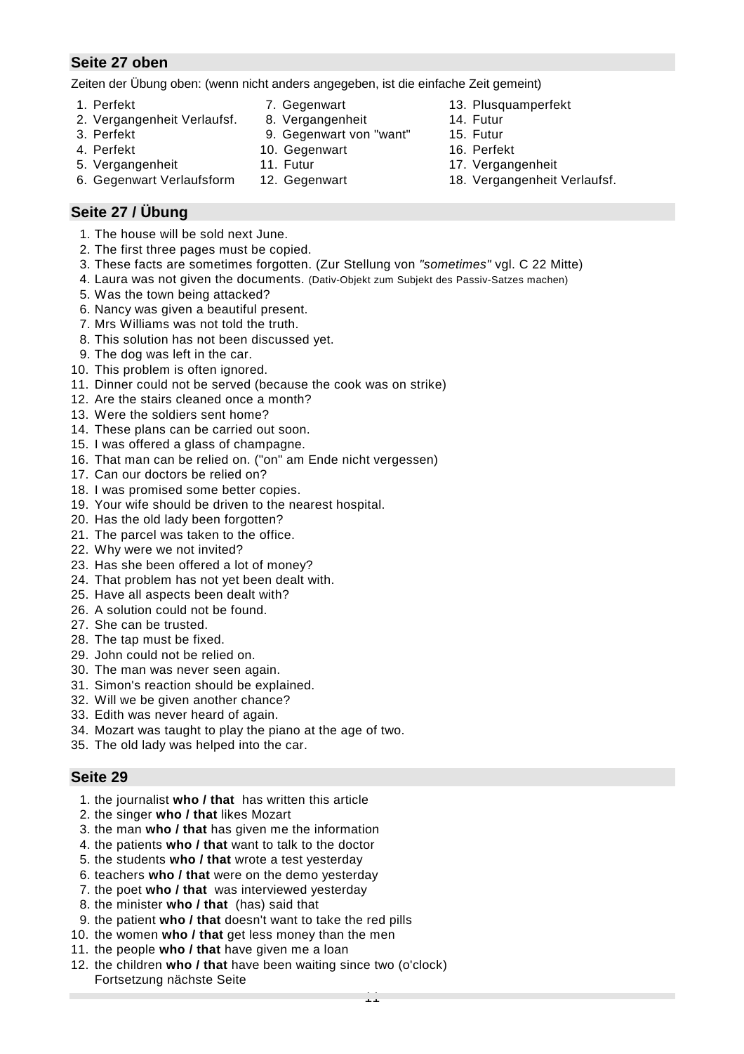## Seite 27 oben

Zeiten der Übung oben: (wenn nicht anders angegeben, ist die einfache Zeit gemeint)

1. Perfekt
2. Vergangenheit Verlaufsf.
3. Perfekt
4. Perfekt
5. Vergangenheit
6. Gegenwart Verlaufsform
7. Gegenwart
8. Vergangenheit
9. Gegenwart von "want"
10. Gegenwart
11. Futur
12. Gegenwart
13. Plusquamperfekt
14. Futur
15. Futur
16. Perfekt
17. Vergangenheit
18. Vergangenheit Verlaufsf.

## Seite 27 / Übung

1. The house will be sold next June.
2. The first three pages must be copied.
3. These facts are sometimes forgotten. (Zur Stellung von *"sometimes"* vgl. C 22 Mitte)
4. Laura was not given the documents. (Dativ-Objekt zum Subjekt des Passiv-Satzes machen)
5. Was the town being attacked?
6. Nancy was given a beautiful present.
7. Mrs Williams was not told the truth.
8. This solution has not been discussed yet.
9. The dog was left in the car.
10. This problem is often ignored.
11. Dinner could not be served (because the cook was on strike)
12. Are the stairs cleaned once a month?
13. Were the soldiers sent home?
14. These plans can be carried out soon.
15. I was offered a glass of champagne.
16. That man can be relied on. ("on" am Ende nicht vergessen)
17. Can our doctors be relied on?
18. I was promised some better copies.
19. Your wife should be driven to the nearest hospital.
20. Has the old lady been forgotten?
21. The parcel was taken to the office.
22. Why were we not invited?
23. Has she been offered a lot of money?
24. That problem has not yet been dealt with.
25. Have all aspects been dealt with?
26. A solution could not be found.
27. She can be trusted.
28. The tap must be fixed.
29. John could not be relied on.
30. The man was never seen again.
31. Simon's reaction should be explained.
32. Will we be given another chance?
33. Edith was never heard of again.
34. Mozart was taught to play the piano at the age of two.
35. The old lady was helped into the car.

## Seite 29

1. the journalist **who / that** has written this article
2. the singer **who / that** likes Mozart
3. the man **who / that** has given me the information
4. the patients **who / that** want to talk to the doctor
5. the students **who / that** wrote a test yesterday
6. teachers **who / that** were on the demo yesterday
7. the poet **who / that** was interviewed yesterday
8. the minister **who / that** (has) said that
9. the patient **who / that** doesn't want to take the red pills
10. the women **who / that** get less money than the men
11. the people **who / that** have given me a loan
12. the children **who / that** have been waiting since two (o'clock)

Fortsetzung nächste Seite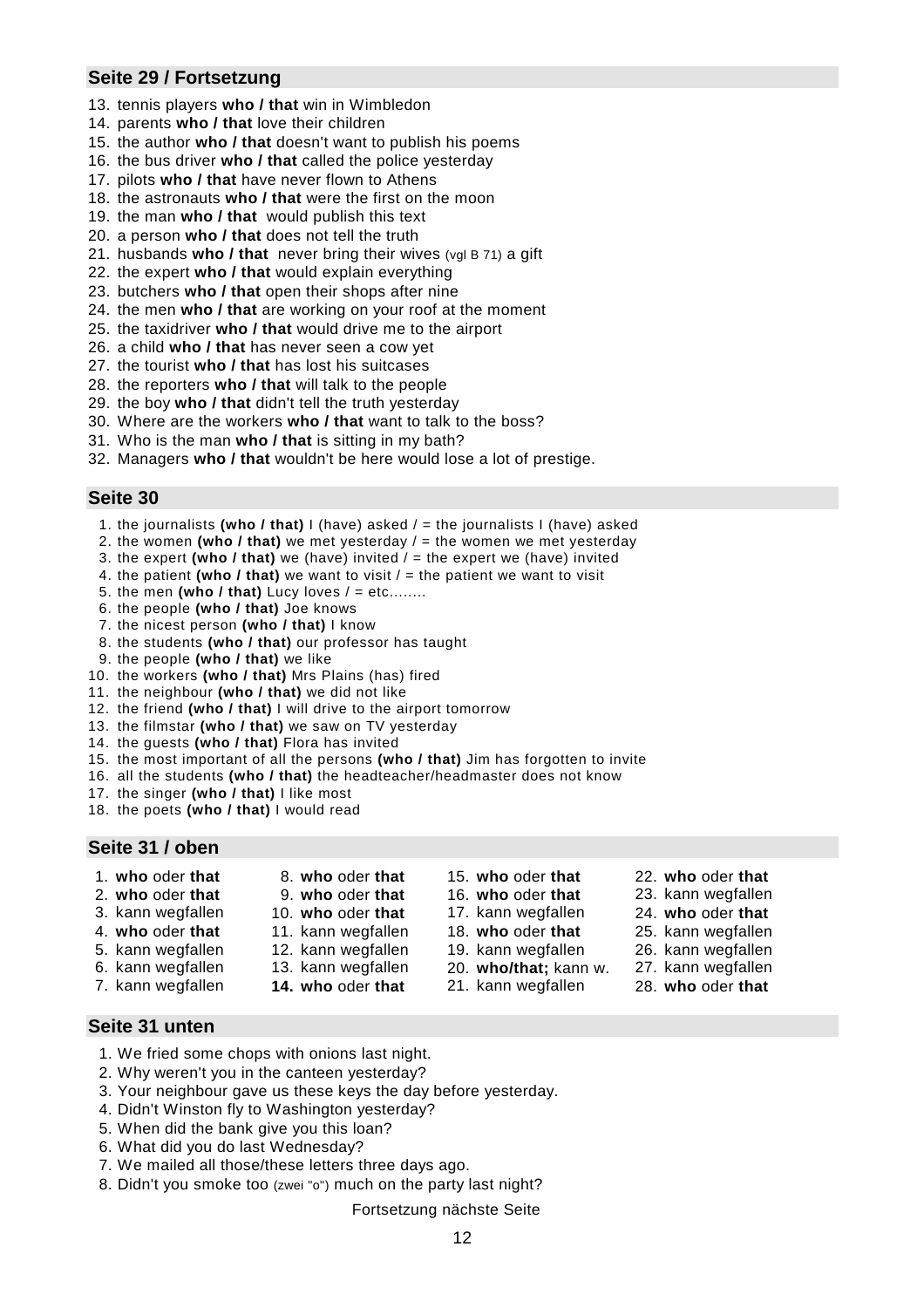## Seite 29 / Fortsetzung

13. tennis players **who / that** win in Wimbledon
14. parents **who / that** love their children
15. the author **who / that** doesn't want to publish his poems
16. the bus driver **who / that** called the police yesterday
17. pilots **who / that** have never flown to Athens
18. the astronauts **who / that** were the first on the moon
19. the man **who / that** would publish this text
20. a person **who / that** does not tell the truth
21. husbands **who / that** never bring their wives (vgl B 71) a gift
22. the expert **who / that** would explain everything
23. butchers **who / that** open their shops after nine
24. the men **who / that** are working on your roof at the moment
25. the taxidriver **who / that** would drive me to the airport
26. a child **who / that** has never seen a cow yet
27. the tourist **who / that** has lost his suitcases
28. the reporters **who / that** will talk to the people
29. the boy **who / that** didn't tell the truth yesterday
30. Where are the workers **who / that** want to talk to the boss?
31. Who is the man **who / that** is sitting in my bath?
32. Managers **who / that** wouldn't be here would lose a lot of prestige.

## Seite 30

1. the journalists **(who / that)** I (have) asked / = the journalists I (have) asked
2. the women **(who / that)** we met yesterday / = the women we met yesterday
3. the expert **(who / that)** we (have) invited / = the expert we (have) invited
4. the patient **(who / that)** we want to visit / = the patient we want to visit
5. the men **(who / that)** Lucy loves / = etc........
6. the people **(who / that)** Joe knows
7. the nicest person **(who / that)** I know
8. the students **(who / that)** our professor has taught
9. the people **(who / that)** we like
10. the workers **(who / that)** Mrs Plains (has) fired
11. the neighbour **(who / that)** we did not like
12. the friend **(who / that)** I will drive to the airport tomorrow
13. the filmstar **(who / that)** we saw on TV yesterday
14. the guests **(who / that)** Flora has invited
15. the most important of all the persons **(who / that)** Jim has forgotten to invite
16. all the students **(who / that)** the headteacher/headmaster does not know
17. the singer **(who / that)** I like most
18. the poets **(who / that)** I would read

## Seite 31 / oben

1. **who** oder **that**
2. **who** oder **that**
3. kann wegfallen
4. **who** oder **that**
5. kann wegfallen
6. kann wegfallen
7. kann wegfallen
8. **who** oder **that**
9. **who** oder **that**
10. **who** oder **that**
11. kann wegfallen
12. kann wegfallen
13. kann wegfallen
14. **who** oder **that**
15. **who** oder **that**
16. **who** oder **that**
17. kann wegfallen
18. **who** oder **that**
19. kann wegfallen
20. **who/that;** kann w.
21. kann wegfallen
22. **who** oder **that**
23. kann wegfallen
24. **who** oder **that**
25. kann wegfallen
26. kann wegfallen
27. kann wegfallen
28. **who** oder **that**

## Seite 31 unten

1. We fried some chops with onions last night.
2. Why weren't you in the canteen yesterday?
3. Your neighbour gave us these keys the day before yesterday.
4. Didn't Winston fly to Washington yesterday?
5. When did the bank give you this loan?
6. What did you do last Wednesday?
7. We mailed all those/these letters three days ago.
8. Didn't you smoke too (zwei "o") much on the party last night?

Fortsetzung nächste Seite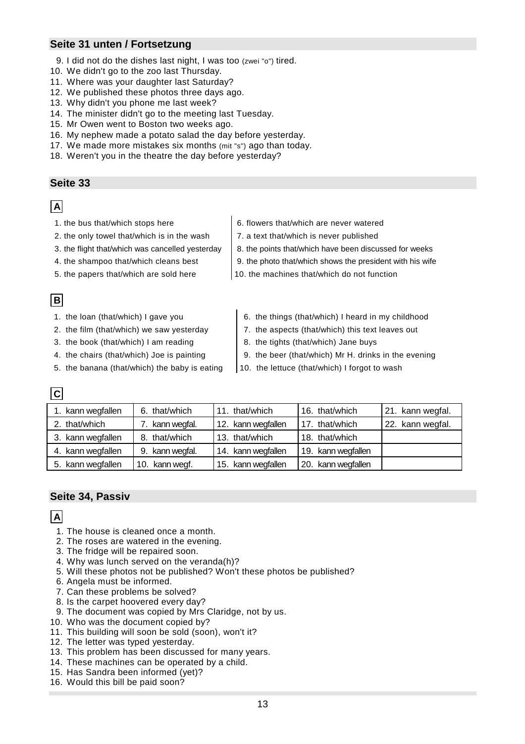## Seite 31 unten / Fortsetzung

9. I did not do the dishes last night, I was too (zwei "o") tired.
10. We didn't go to the zoo last Thursday.
11. Where was your daughter last Saturday?
12. We published these photos three days ago.
13. Why didn't you phone me last week?
14. The minister didn't go to the meeting last Tuesday.
15. Mr Owen went to Boston two weeks ago.
16. My nephew made a potato salad the day before yesterday.
17. We made more mistakes six months (mit "s") ago than today.
18. Weren't you in the theatre the day before yesterday?

## Seite 33

**A**

1. the bus that/which stops here
2. the only towel that/which is in the wash
3. the flight that/which was cancelled yesterday
4. the shampoo that/which cleans best
5. the papers that/which are sold here
6. flowers that/which are never watered
7. a text that/which is never published
8. the points that/which have been discussed for weeks
9. the photo that/which shows the president with his wife
10. the machines that/which do not function

**B**

1. the loan (that/which) I gave you
2. the film (that/which) we saw yesterday
3. the book (that/which) I am reading
4. the chairs (that/which) Joe is painting
5. the banana (that/which) the baby is eating
6. the things (that/which) I heard in my childhood
7. the aspects (that/which) this text leaves out
8. the tights (that/which) Jane buys
9. the beer (that/which) Mr H. drinks in the evening
10. the lettuce (that/which) I forgot to wash

**C**

| | | | | |
|---|---|---|---|---|
| 1. kann wegfallen | 6. that/which | 11. that/which | 16. that/which | 21. kann wegfal. |
| 2. that/which | 7. kann wegfal. | 12. kann wegfallen | 17. that/which | 22. kann wegfal. |
| 3. kann wegfallen | 8. that/which | 13. that/which | 18. that/which | |
| 4. kann wegfallen | 9. kann wegfal. | 14. kann wegfallen | 19. kann wegfallen | |
| 5. kann wegfallen | 10. kann wegf. | 15. kann wegfallen | 20. kann wegfallen | |

## Seite 34, Passiv

**A**

1. The house is cleaned once a month.
2. The roses are watered in the evening.
3. The fridge will be repaired soon.
4. Why was lunch served on the veranda(h)?
5. Will these photos not be published? Won't these photos be published?
6. Angela must be informed.
7. Can these problems be solved?
8. Is the carpet hoovered every day?
9. The document was copied by Mrs Claridge, not by us.
10. Who was the document copied by?
11. This building will soon be sold (soon), won't it?
12. The letter was typed yesterday.
13. This problem has been discussed for many years.
14. These machines can be operated by a child.
15. Has Sandra been informed (yet)?
16. Would this bill be paid soon?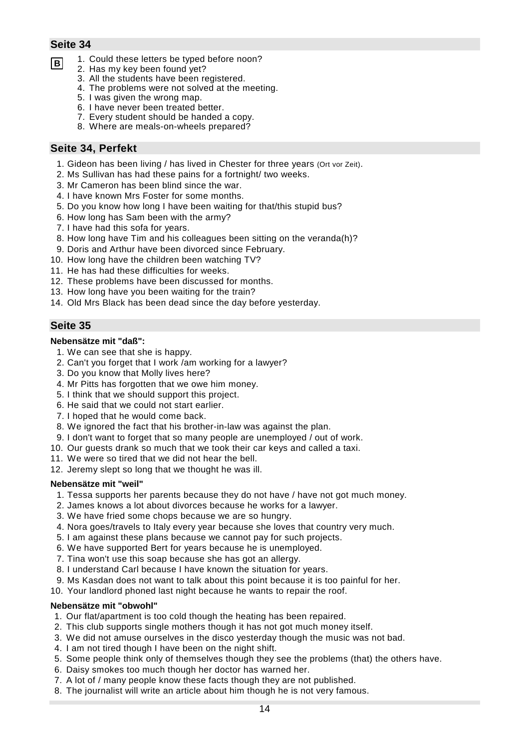## Seite 34

**B**

1. Could these letters be typed before noon?
2. Has my key been found yet?
3. All the students have been registered.
4. The problems were not solved at the meeting.
5. I was given the wrong map.
6. I have never been treated better.
7. Every student should be handed a copy.
8. Where are meals-on-wheels prepared?

## Seite 34, Perfekt

1. Gideon has been living / has lived in Chester for three years (Ort vor Zeit).
2. Ms Sullivan has had these pains for a fortnight/ two weeks.
3. Mr Cameron has been blind since the war.
4. I have known Mrs Foster for some months.
5. Do you know how long I have been waiting for that/this stupid bus?
6. How long has Sam been with the army?
7. I have had this sofa for years.
8. How long have Tim and his colleagues been sitting on the veranda(h)?
9. Doris and Arthur have been divorced since February.
10. How long have the children been watching TV?
11. He has had these difficulties for weeks.
12. These problems have been discussed for months.
13. How long have you been waiting for the train?
14. Old Mrs Black has been dead since the day before yesterday.

## Seite 35

**Nebensätze mit "daß":**

1. We can see that she is happy.
2. Can't you forget that I work /am working for a lawyer?
3. Do you know that Molly lives here?
4. Mr Pitts has forgotten that we owe him money.
5. I think that we should support this project.
6. He said that we could not start earlier.
7. I hoped that he would come back.
8. We ignored the fact that his brother-in-law was against the plan.
9. I don't want to forget that so many people are unemployed / out of work.
10. Our guests drank so much that we took their car keys and called a taxi.
11. We were so tired that we did not hear the bell.
12. Jeremy slept so long that we thought he was ill.

**Nebensätze mit "weil"**

1. Tessa supports her parents because they do not have / have not got much money.
2. James knows a lot about divorces because he works for a lawyer.
3. We have fried some chops because we are so hungry.
4. Nora goes/travels to Italy every year because she loves that country very much.
5. I am against these plans because we cannot pay for such projects.
6. We have supported Bert for years because he is unemployed.
7. Tina won't use this soap because she has got an allergy.
8. I understand Carl because I have known the situation for years.
9. Ms Kasdan does not want to talk about this point because it is too painful for her.
10. Your landlord phoned last night because he wants to repair the roof.

**Nebensätze mit "obwohl"**

1. Our flat/apartment is too cold though the heating has been repaired.
2. This club supports single mothers though it has not got much money itself.
3. We did not amuse ourselves in the disco yesterday though the music was not bad.
4. I am not tired though I have been on the night shift.
5. Some people think only of themselves though they see the problems (that) the others have.
6. Daisy smokes too much though her doctor has warned her.
7. A lot of / many people know these facts though they are not published.
8. The journalist will write an article about him though he is not very famous.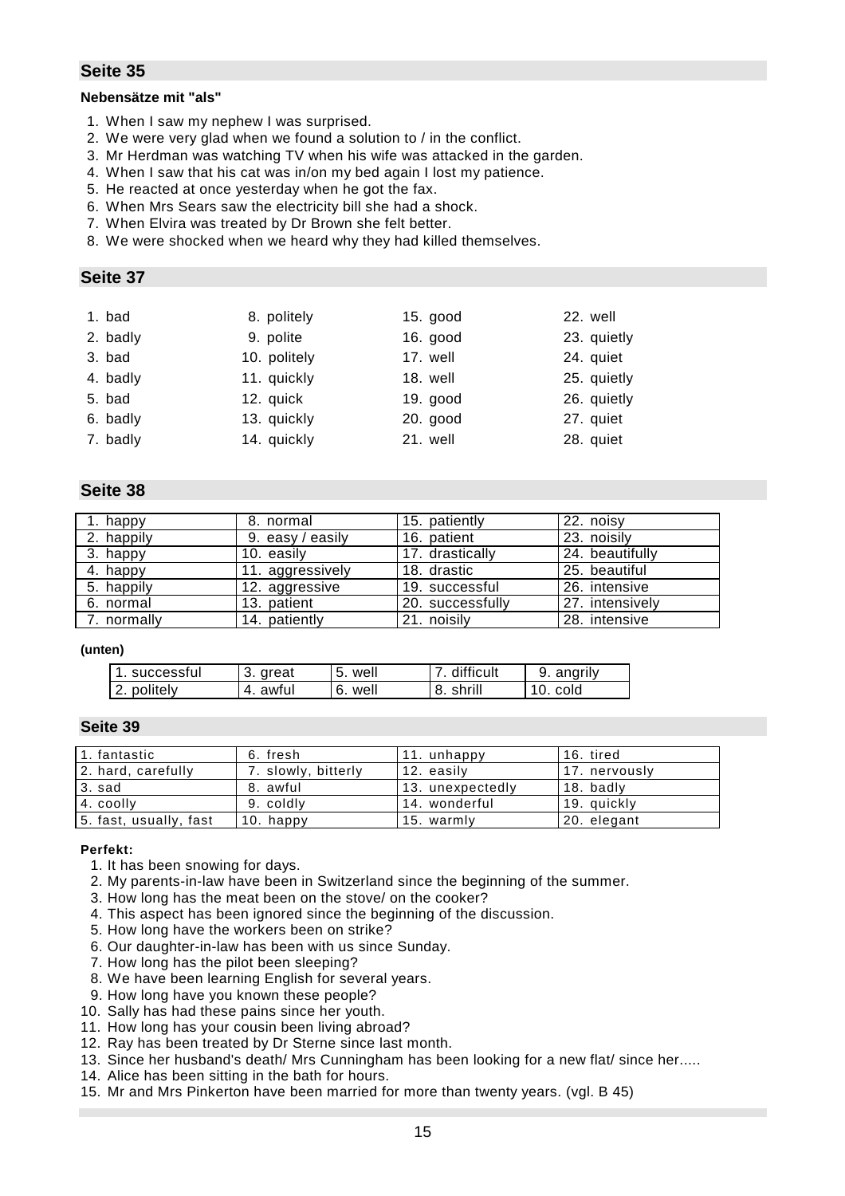## Seite 35

**Nebensätze mit "als"**

1. When I saw my nephew I was surprised.
2. We were very glad when we found a solution to / in the conflict.
3. Mr Herdman was watching TV when his wife was attacked in the garden.
4. When I saw that his cat was in/on my bed again I lost my patience.
5. He reacted at once yesterday when he got the fax.
6. When Mrs Sears saw the electricity bill she had a shock.
7. When Elvira was treated by Dr Brown she felt better.
8. We were shocked when we heard why they had killed themselves.

## Seite 37

| | | | |
|---|---|---|---|
| 1. bad | 8. politely | 15. good | 22. well |
| 2. badly | 9. polite | 16. good | 23. quietly |
| 3. bad | 10. politely | 17. well | 24. quiet |
| 4. badly | 11. quickly | 18. well | 25. quietly |
| 5. bad | 12. quick | 19. good | 26. quietly |
| 6. badly | 13. quickly | 20. good | 27. quiet |
| 7. badly | 14. quickly | 21. well | 28. quiet |

## Seite 38

| | | | |
|---|---|---|---|
| 1. happy | 8. normal | 15. patiently | 22. noisy |
| 2. happily | 9. easy / easily | 16. patient | 23. noisily |
| 3. happy | 10. easily | 17. drastically | 24. beautifully |
| 4. happy | 11. aggressively | 18. drastic | 25. beautiful |
| 5. happily | 12. aggressive | 19. successful | 26. intensive |
| 6. normal | 13. patient | 20. successfully | 27. intensively |
| 7. normally | 14. patiently | 21. noisily | 28. intensive |

**(unten)**

| | | | | |
|---|---|---|---|---|
| 1. successful | 3. great | 5. well | 7. difficult | 9. angrily |
| 2. politely | 4. awful | 6. well | 8. shrill | 10. cold |

## Seite 39

| | | | |
|---|---|---|---|
| 1. fantastic | 6. fresh | 11. unhappy | 16. tired |
| 2. hard, carefully | 7. slowly, bitterly | 12. easily | 17. nervously |
| 3. sad | 8. awful | 13. unexpectedly | 18. badly |
| 4. coolly | 9. coldly | 14. wonderful | 19. quickly |
| 5. fast, usually, fast | 10. happy | 15. warmly | 20. elegant |

**Perfekt:**

1. It has been snowing for days.
2. My parents-in-law have been in Switzerland since the beginning of the summer.
3. How long has the meat been on the stove/ on the cooker?
4. This aspect has been ignored since the beginning of the discussion.
5. How long have the workers been on strike?
6. Our daughter-in-law has been with us since Sunday.
7. How long has the pilot been sleeping?
8. We have been learning English for several years.
9. How long have you known these people?
10. Sally has had these pains since her youth.
11. How long has your cousin been living abroad?
12. Ray has been treated by Dr Sterne since last month.
13. Since her husband's death/ Mrs Cunningham has been looking for a new flat/ since her.....
14. Alice has been sitting in the bath for hours.
15. Mr and Mrs Pinkerton have been married for more than twenty years. (vgl. B 45)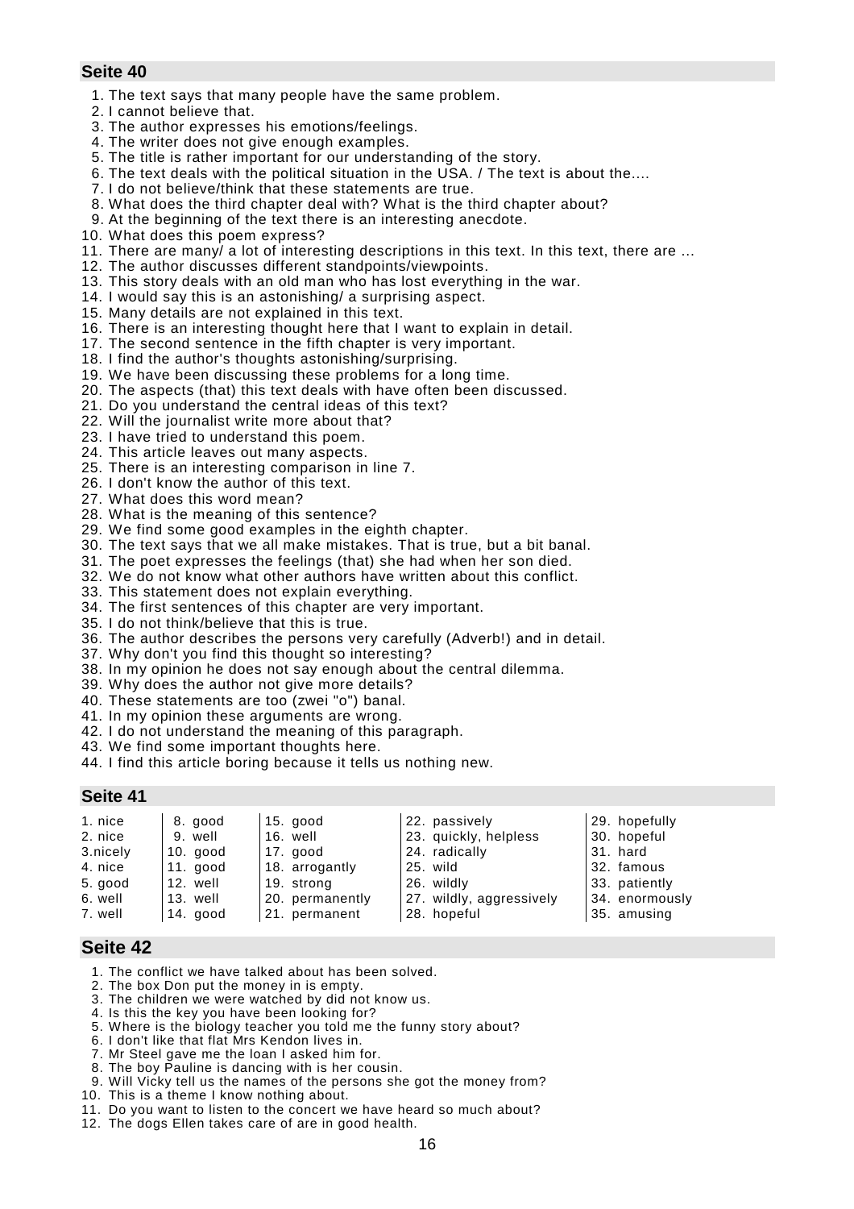## Seite 40

1. The text says that many people have the same problem.
2. I cannot believe that.
3. The author expresses his emotions/feelings.
4. The writer does not give enough examples.
5. The title is rather important for our understanding of the story.
6. The text deals with the political situation in the USA. / The text is about the....
7. I do not believe/think that these statements are true.
8. What does the third chapter deal with? What is the third chapter about?
9. At the beginning of the text there is an interesting anecdote.
10. What does this poem express?
11. There are many/ a lot of interesting descriptions in this text. In this text, there are ...
12. The author discusses different standpoints/viewpoints.
13. This story deals with an old man who has lost everything in the war.
14. I would say this is an astonishing/ a surprising aspect.
15. Many details are not explained in this text.
16. There is an interesting thought here that I want to explain in detail.
17. The second sentence in the fifth chapter is very important.
18. I find the author's thoughts astonishing/surprising.
19. We have been discussing these problems for a long time.
20. The aspects (that) this text deals with have often been discussed.
21. Do you understand the central ideas of this text?
22. Will the journalist write more about that?
23. I have tried to understand this poem.
24. This article leaves out many aspects.
25. There is an interesting comparison in line 7.
26. I don't know the author of this text.
27. What does this word mean?
28. What is the meaning of this sentence?
29. We find some good examples in the eighth chapter.
30. The text says that we all make mistakes. That is true, but a bit banal.
31. The poet expresses the feelings (that) she had when her son died.
32. We do not know what other authors have written about this conflict.
33. This statement does not explain everything.
34. The first sentences of this chapter are very important.
35. I do not think/believe that this is true.
36. The author describes the persons very carefully (Adverb!) and in detail.
37. Why don't you find this thought so interesting?
38. In my opinion he does not say enough about the central dilemma.
39. Why does the author not give more details?
40. These statements are too (zwei "o") banal.
41. In my opinion these arguments are wrong.
42. I do not understand the meaning of this paragraph.
43. We find some important thoughts here.
44. I find this article boring because it tells us nothing new.

## Seite 41

| | | | | |
|---|---|---|---|---|
| 1. nice | 8. good | 15. good | 22. passively | 29. hopefully |
| 2. nice | 9. well | 16. well | 23. quickly, helpless | 30. hopeful |
| 3.nicely | 10. good | 17. good | 24. radically | 31. hard |
| 4. nice | 11. good | 18. arrogantly | 25. wild | 32. famous |
| 5. good | 12. well | 19. strong | 26. wildly | 33. patiently |
| 6. well | 13. well | 20. permanently | 27. wildly, aggressively | 34. enormously |
| 7. well | 14. good | 21. permanent | 28. hopeful | 35. amusing |

## Seite 42

1. The conflict we have talked about has been solved.
2. The box Don put the money in is empty.
3. The children we were watched by did not know us.
4. Is this the key you have been looking for?
5. Where is the biology teacher you told me the funny story about?
6. I don't like that flat Mrs Kendon lives in.
7. Mr Steel gave me the loan I asked him for.
8. The boy Pauline is dancing with is her cousin.
9. Will Vicky tell us the names of the persons she got the money from?
10. This is a theme I know nothing about.
11. Do you want to listen to the concert we have heard so much about?
12. The dogs Ellen takes care of are in good health.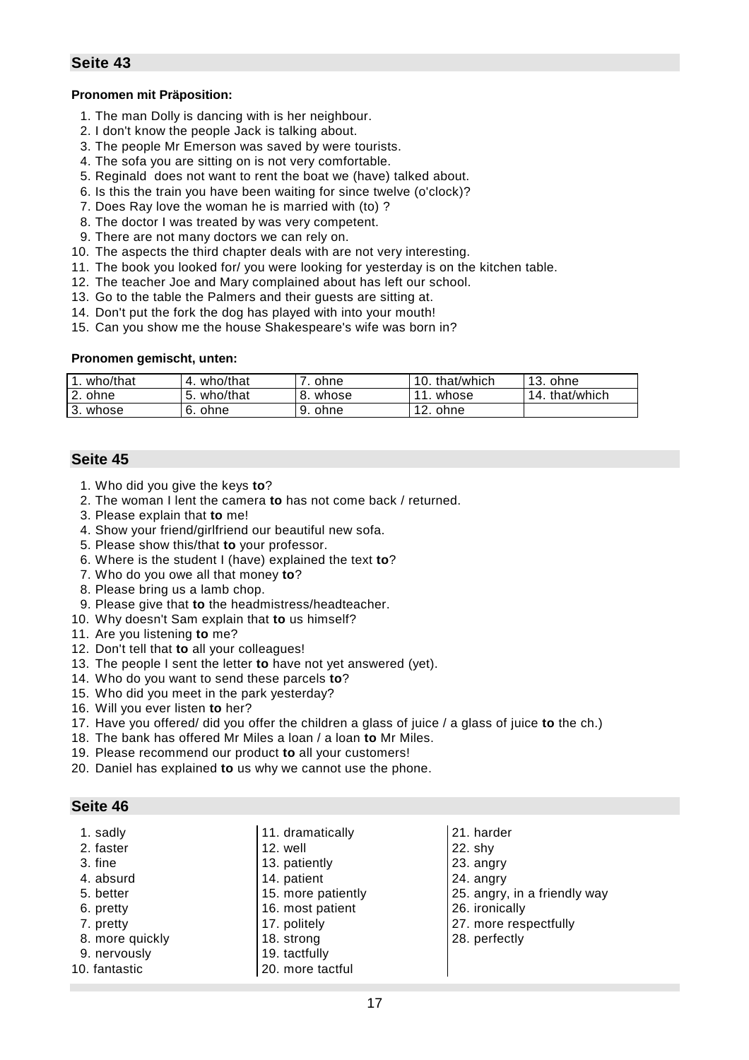## Seite 43

**Pronomen mit Präposition:**

1. The man Dolly is dancing with is her neighbour.
2. I don't know the people Jack is talking about.
3. The people Mr Emerson was saved by were tourists.
4. The sofa you are sitting on is not very comfortable.
5. Reginald does not want to rent the boat we (have) talked about.
6. Is this the train you have been waiting for since twelve (o'clock)?
7. Does Ray love the woman he is married with (to) ?
8. The doctor I was treated by was very competent.
9. There are not many doctors we can rely on.
10. The aspects the third chapter deals with are not very interesting.
11. The book you looked for/ you were looking for yesterday is on the kitchen table.
12. The teacher Joe and Mary complained about has left our school.
13. Go to the table the Palmers and their guests are sitting at.
14. Don't put the fork the dog has played with into your mouth!
15. Can you show me the house Shakespeare's wife was born in?

**Pronomen gemischt, unten:**

| 1. who/that | 4. who/that | 7. ohne | 10. that/which | 13. ohne |
|---|---|---|---|---|
| 2. ohne | 5. who/that | 8. whose | 11. whose | 14. that/which |
| 3. whose | 6. ohne | 9. ohne | 12. ohne | |

## Seite 45

1. Who did you give the keys **to**?
2. The woman I lent the camera **to** has not come back / returned.
3. Please explain that **to** me!
4. Show your friend/girlfriend our beautiful new sofa.
5. Please show this/that **to** your professor.
6. Where is the student I (have) explained the text **to**?
7. Who do you owe all that money **to**?
8. Please bring us a lamb chop.
9. Please give that **to** the headmistress/headteacher.
10. Why doesn't Sam explain that **to** us himself?
11. Are you listening **to** me?
12. Don't tell that **to** all your colleagues!
13. The people I sent the letter **to** have not yet answered (yet).
14. Who do you want to send these parcels **to**?
15. Who did you meet in the park yesterday?
16. Will you ever listen **to** her?
17. Have you offered/ did you offer the children a glass of juice / a glass of juice **to** the ch.)
18. The bank has offered Mr Miles a loan / a loan **to** Mr Miles.
19. Please recommend our product **to** all your customers!
20. Daniel has explained **to** us why we cannot use the phone.

## Seite 46

1. sadly
2. faster
3. fine
4. absurd
5. better
6. pretty
7. pretty
8. more quickly
9. nervously
10. fantastic
11. dramatically
12. well
13. patiently
14. patient
15. more patiently
16. most patient
17. politely
18. strong
19. tactfully
20. more tactful
21. harder
22. shy
23. angry
24. angry
25. angry, in a friendly way
26. ironically
27. more respectfully
28. perfectly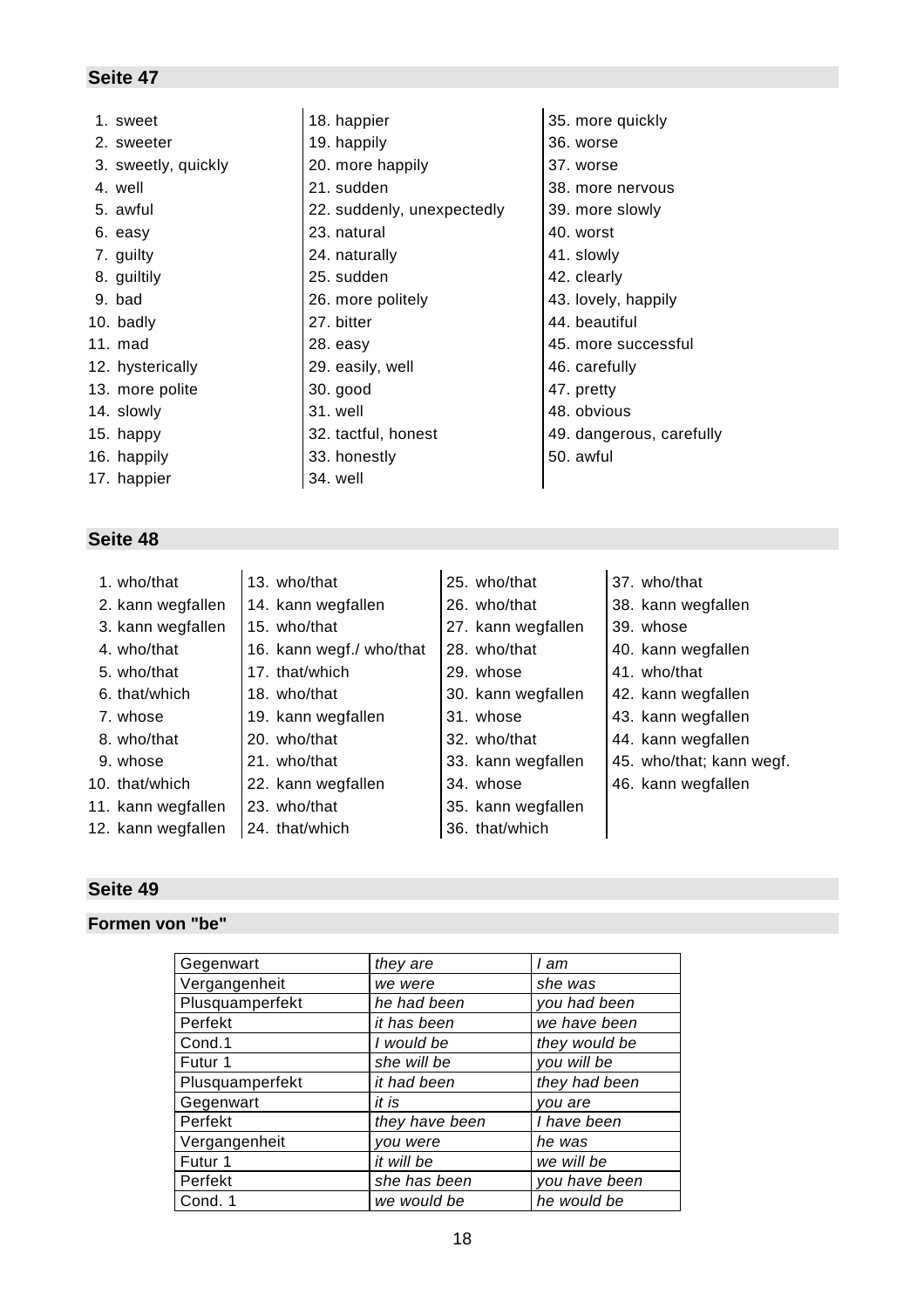## Seite 47

1. sweet
2. sweeter
3. sweetly, quickly
4. well
5. awful
6. easy
7. guilty
8. guiltily
9. bad
10. badly
11. mad
12. hysterically
13. more polite
14. slowly
15. happy
16. happily
17. happier
18. happier
19. happily
20. more happily
21. sudden
22. suddenly, unexpectedly
23. natural
24. naturally
25. sudden
26. more politely
27. bitter
28. easy
29. easily, well
30. good
31. well
32. tactful, honest
33. honestly
34. well
35. more quickly
36. worse
37. worse
38. more nervous
39. more slowly
40. worst
41. slowly
42. clearly
43. lovely, happily
44. beautiful
45. more successful
46. carefully
47. pretty
48. obvious
49. dangerous, carefully
50. awful

## Seite 48

1. who/that
2. kann wegfallen
3. kann wegfallen
4. who/that
5. who/that
6. that/which
7. whose
8. who/that
9. whose
10. that/which
11. kann wegfallen
12. kann wegfallen
13. who/that
14. kann wegfallen
15. who/that
16. kann wegf./ who/that
17. that/which
18. who/that
19. kann wegfallen
20. who/that
21. who/that
22. kann wegfallen
23. who/that
24. that/which
25. who/that
26. who/that
27. kann wegfallen
28. who/that
29. whose
30. kann wegfallen
31. whose
32. who/that
33. kann wegfallen
34. whose
35. kann wegfallen
36. that/which
37. who/that
38. kann wegfallen
39. whose
40. kann wegfallen
41. who/that
42. kann wegfallen
43. kann wegfallen
44. kann wegfallen
45. who/that; kann wegf.
46. kann wegfallen

## Seite 49

### Formen von "be"

| | | |
|---|---|---|
| Gegenwart | *they are* | *I am* |
| Vergangenheit | *we were* | *she was* |
| Plusquamperfekt | *he had been* | *you had been* |
| Perfekt | *it has been* | *we have been* |
| Cond.1 | *I would be* | *they would be* |
| Futur 1 | *she will be* | *you will be* |
| Plusquamperfekt | *it had been* | *they had been* |
| Gegenwart | *it is* | *you are* |
| Perfekt | *they have been* | *I have been* |
| Vergangenheit | *you were* | *he was* |
| Futur 1 | *it will be* | *we will be* |
| Perfekt | *she has been* | *you have been* |
| Cond. 1 | *we would be* | *he would be* |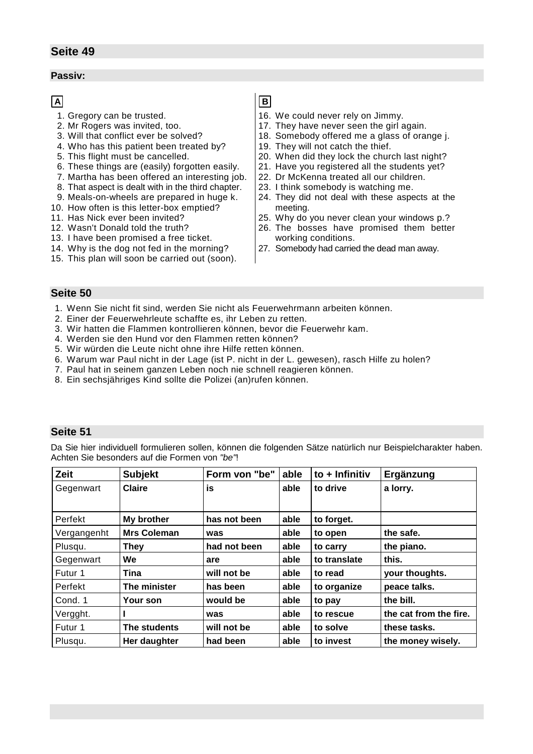## Seite 49

### Passiv:

**A**

1. Gregory can be trusted.
2. Mr Rogers was invited, too.
3. Will that conflict ever be solved?
4. Who has this patient been treated by?
5. This flight must be cancelled.
6. These things are (easily) forgotten easily.
7. Martha has been offered an interesting job.
8. That aspect is dealt with in the third chapter.
9. Meals-on-wheels are prepared in huge k.
10. How often is this letter-box emptied?
11. Has Nick ever been invited?
12. Wasn't Donald told the truth?
13. I have been promised a free ticket.
14. Why is the dog not fed in the morning?
15. This plan will soon be carried out (soon).

**B**

16. We could never rely on Jimmy.
17. They have never seen the girl again.
18. Somebody offered me a glass of orange j.
19. They will not catch the thief.
20. When did they lock the church last night?
21. Have you registered all the students yet?
22. Dr McKenna treated all our children.
23. I think somebody is watching me.
24. They did not deal with these aspects at the meeting.
25. Why do you never clean your windows p.?
26. The bosses have promised them better working conditions.
27. Somebody had carried the dead man away.

## Seite 50

1. Wenn Sie nicht fit sind, werden Sie nicht als Feuerwehrmann arbeiten können.
2. Einer der Feuerwehrleute schaffte es, ihr Leben zu retten.
3. Wir hatten die Flammen kontrollieren können, bevor die Feuerwehr kam.
4. Werden sie den Hund vor den Flammen retten können?
5. Wir würden die Leute nicht ohne ihre Hilfe retten können.
6. Warum war Paul nicht in der Lage (ist P. nicht in der L. gewesen), rasch Hilfe zu holen?
7. Paul hat in seinem ganzen Leben noch nie schnell reagieren können.
8. Ein sechsjähriges Kind sollte die Polizei (an)rufen können.

## Seite 51

Da Sie hier individuell formulieren sollen, können die folgenden Sätze natürlich nur Beispielcharakter haben. Achten Sie besonders auf die Formen von *"be"*!

| Zeit | Subjekt | Form von "be" | able | to + Infinitiv | Ergänzung |
|---|---|---|---|---|---|
| Gegenwart | **Claire** | **is** | **able** | **to drive** | **a lorry.** |
| Perfekt | **My brother** | **has not been** | **able** | **to forget.** | |
| Vergangenht | **Mrs Coleman** | **was** | **able** | **to open** | **the safe.** |
| Plusqu. | **They** | **had not been** | **able** | **to carry** | **the piano.** |
| Gegenwart | **We** | **are** | **able** | **to translate** | **this.** |
| Futur 1 | **Tina** | **will not be** | **able** | **to read** | **your thoughts.** |
| Perfekt | **The minister** | **has been** | **able** | **to organize** | **peace talks.** |
| Cond. 1 | **Your son** | **would be** | **able** | **to pay** | **the bill.** |
| Vergght. | **I** | **was** | **able** | **to rescue** | **the cat from the fire.** |
| Futur 1 | **The students** | **will not be** | **able** | **to solve** | **these tasks.** |
| Plusqu. | **Her daughter** | **had been** | **able** | **to invest** | **the money wisely.** |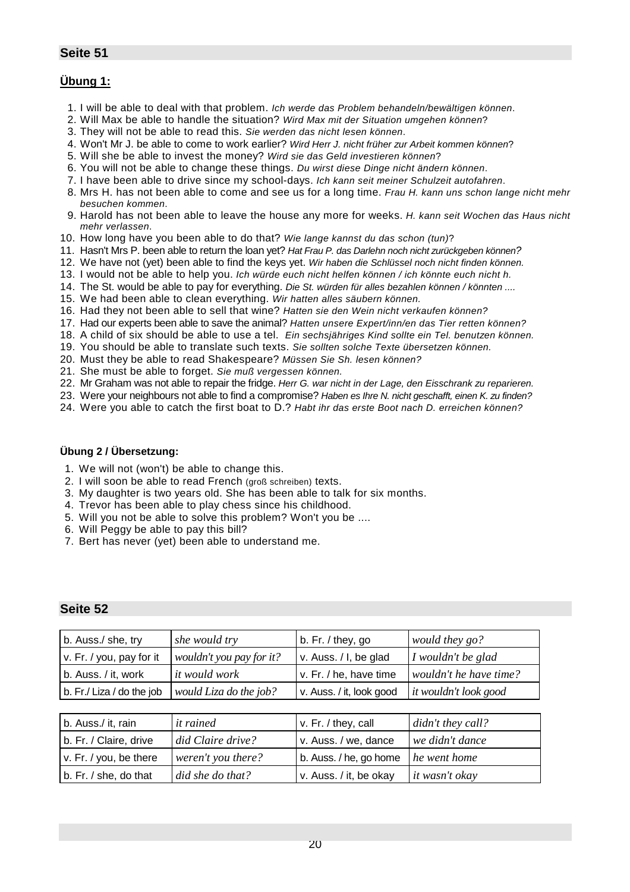## Seite 51

**Übung 1:**

1. I will be able to deal with that problem. *Ich werde das Problem behandeln/bewältigen können*.
2. Will Max be able to handle the situation? *Wird Max mit der Situation umgehen können*?
3. They will not be able to read this. *Sie werden das nicht lesen können*.
4. Won't Mr J. be able to come to work earlier? *Wird Herr J. nicht früher zur Arbeit kommen können*?
5. Will she be able to invest the money? *Wird sie das Geld investieren können*?
6. You will not be able to change these things. *Du wirst diese Dinge nicht ändern können*.
7. I have been able to drive since my school-days. *Ich kann seit meiner Schulzeit autofahren*.
8. Mrs H. has not been able to come and see us for a long time. *Frau H. kann uns schon lange nicht mehr besuchen kommen*.
9. Harold has not been able to leave the house any more for weeks. *H. kann seit Wochen das Haus nicht mehr verlassen*.
10. How long have you been able to do that? *Wie lange kannst du das schon (tun)*?
11. Hasn't Mrs P. been able to return the loan yet? *Hat Frau P. das Darlehn noch nicht zurückgeben können?*
12. We have not (yet) been able to find the keys yet. *Wir haben die Schlüssel noch nicht finden können.*
13. I would not be able to help you. *Ich würde euch nicht helfen können / ich könnte euch nicht h.*
14. The St. would be able to pay for everything. *Die St. würden für alles bezahlen können / könnten ....*
15. We had been able to clean everything. *Wir hatten alles säubern können.*
16. Had they not been able to sell that wine? *Hatten sie den Wein nicht verkaufen können?*
17. Had our experts been able to save the animal? *Hatten unsere Expert/inn/en das Tier retten können?*
18. A child of six should be able to use a tel. *Ein sechsjähriges Kind sollte ein Tel. benutzen können.*
19. You should be able to translate such texts. *Sie sollten solche Texte übersetzen können.*
20. Must they be able to read Shakespeare? *Müssen Sie Sh. lesen können?*
21. She must be able to forget. *Sie muß vergessen können.*
22. Mr Graham was not able to repair the fridge. *Herr G. war nicht in der Lage, den Eisschrank zu reparieren.*
23. Were your neighbours not able to find a compromise? *Haben es Ihre N. nicht geschafft, einen K. zu finden?*
24. Were you able to catch the first boat to D.? *Habt ihr das erste Boot nach D. erreichen können?*

**Übung 2 / Übersetzung:**

1. We will not (won't) be able to change this.
2. I will soon be able to read French (groß schreiben) texts.
3. My daughter is two years old. She has been able to talk for six months.
4. Trevor has been able to play chess since his childhood.
5. Will you not be able to solve this problem? Won't you be ....
6. Will Peggy be able to pay this bill?
7. Bert has never (yet) been able to understand me.

## Seite 52

| | | | |
|---|---|---|---|
| b. Auss./ she, try | *she would try* | b. Fr. / they, go | *would they go?* |
| v. Fr. / you, pay for it | *wouldn't you pay for it?* | v. Auss. / I, be glad | *I wouldn't be glad* |
| b. Auss. / it, work | *it would work* | v. Fr. / he, have time | *wouldn't he have time?* |
| b. Fr./ Liza / do the job | *would Liza do the job?* | v. Auss. / it, look good | *it wouldn't look good* |

| | | | |
|---|---|---|---|
| b. Auss./ it, rain | *it rained* | v. Fr. / they, call | *didn't they call?* |
| b. Fr. / Claire, drive | *did Claire drive?* | v. Auss. / we, dance | *we didn't dance* |
| v. Fr. / you, be there | *weren't you there?* | b. Auss. / he, go home | *he went home* |
| b. Fr. / she, do that | *did she do that?* | v. Auss. / it, be okay | *it wasn't okay* |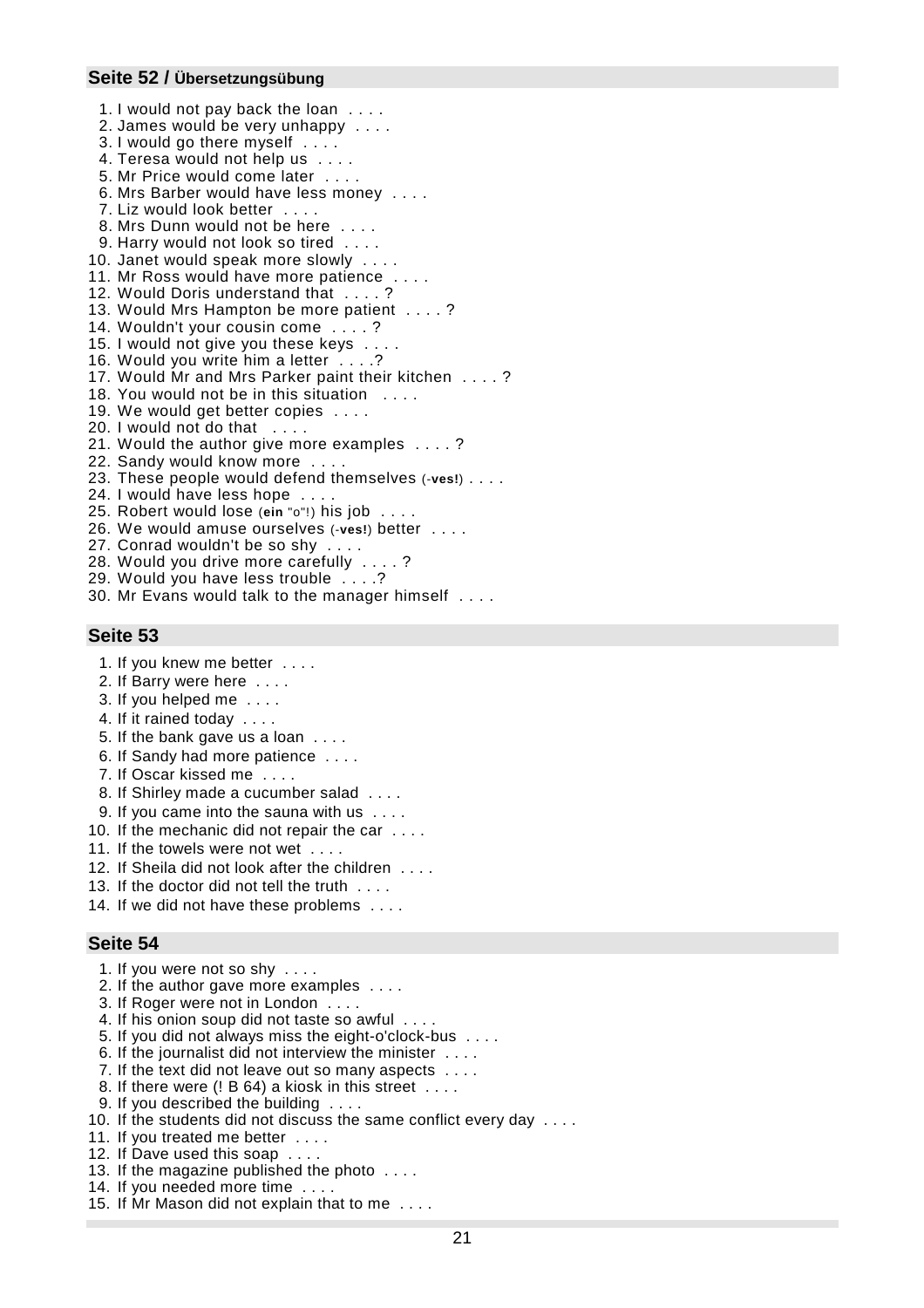## Seite 52 / Übersetzungsübung

1. I would not pay back the loan . . . .
2. James would be very unhappy . . . .
3. I would go there myself . . . .
4. Teresa would not help us . . . .
5. Mr Price would come later . . . .
6. Mrs Barber would have less money . . . .
7. Liz would look better . . . .
8. Mrs Dunn would not be here . . . .
9. Harry would not look so tired . . . .
10. Janet would speak more slowly . . . .
11. Mr Ross would have more patience . . . .
12. Would Doris understand that . . . . ?
13. Would Mrs Hampton be more patient . . . . ?
14. Wouldn't your cousin come . . . . ?
15. I would not give you these keys . . . .
16. Would you write him a letter . . . .?
17. Would Mr and Mrs Parker paint their kitchen . . . . ?
18. You would not be in this situation . . . .
19. We would get better copies . . . .
20. I would not do that . . . .
21. Would the author give more examples . . . . ?
22. Sandy would know more . . . .
23. These people would defend themselves (-**ves!**) . . . .
24. I would have less hope . . . .
25. Robert would lose (**ein** "o"!) his job . . . .
26. We would amuse ourselves (-**ves!**) better . . . .
27. Conrad wouldn't be so shy . . . .
28. Would you drive more carefully . . . . ?
29. Would you have less trouble . . . .?
30. Mr Evans would talk to the manager himself . . . .

## Seite 53

1. If you knew me better . . . .
2. If Barry were here . . . .
3. If you helped me . . . .
4. If it rained today . . . .
5. If the bank gave us a loan . . . .
6. If Sandy had more patience . . . .
7. If Oscar kissed me . . . .
8. If Shirley made a cucumber salad . . . .
9. If you came into the sauna with us . . . .
10. If the mechanic did not repair the car . . . .
11. If the towels were not wet . . . .
12. If Sheila did not look after the children . . . .
13. If the doctor did not tell the truth . . . .
14. If we did not have these problems . . . .

## Seite 54

1. If you were not so shy . . . .
2. If the author gave more examples . . . .
3. If Roger were not in London . . . .
4. If his onion soup did not taste so awful . . . .
5. If you did not always miss the eight-o'clock-bus . . . .
6. If the journalist did not interview the minister . . . .
7. If the text did not leave out so many aspects . . . .
8. If there were (! B 64) a kiosk in this street . . . .
9. If you described the building . . . .
10. If the students did not discuss the same conflict every day . . . .
11. If you treated me better . . . .
12. If Dave used this soap . . . .
13. If the magazine published the photo . . . .
14. If you needed more time . . . .
15. If Mr Mason did not explain that to me . . . .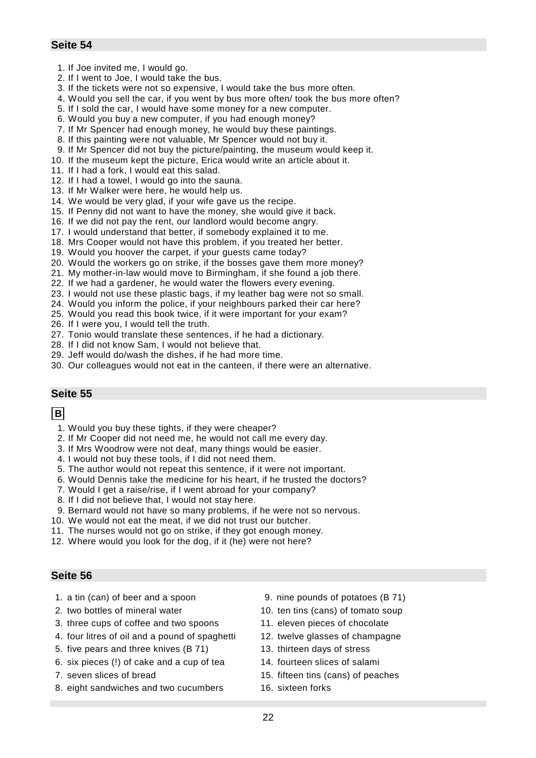## Seite 54

1. If Joe invited me, I would go.
2. If I went to Joe, I would take the bus.
3. If the tickets were not so expensive, I would take the bus more often.
4. Would you sell the car, if you went by bus more often/ took the bus more often?
5. If I sold the car, I would have some money for a new computer.
6. Would you buy a new computer, if you had enough money?
7. If Mr Spencer had enough money, he would buy these paintings.
8. If this painting were not valuable, Mr Spencer would not buy it.
9. If Mr Spencer did not buy the picture/painting, the museum would keep it.
10. If the museum kept the picture, Erica would write an article about it.
11. If I had a fork, I would eat this salad.
12. If I had a towel, I would go into the sauna.
13. If Mr Walker were here, he would help us.
14. We would be very glad, if your wife gave us the recipe.
15. If Penny did not want to have the money, she would give it back.
16. If we did not pay the rent, our landlord would become angry.
17. I would understand that better, if somebody explained it to me.
18. Mrs Cooper would not have this problem, if you treated her better.
19. Would you hoover the carpet, if your guests came today?
20. Would the workers go on strike, if the bosses gave them more money?
21. My mother-in-law would move to Birmingham, if she found a job there.
22. If we had a gardener, he would water the flowers every evening.
23. I would not use these plastic bags, if my leather bag were not so small.
24. Would you inform the police, if your neighbours parked their car here?
25. Would you read this book twice, if it were important for your exam?
26. If I were you, I would tell the truth.
27. Tonio would translate these sentences, if he had a dictionary.
28. If I did not know Sam, I would not believe that.
29. Jeff would do/wash the dishes, if he had more time.
30. Our colleagues would not eat in the canteen, if there were an alternative.

## Seite 55

**B**

1. Would you buy these tights, if they were cheaper?
2. If Mr Cooper did not need me, he would not call me every day.
3. If Mrs Woodrow were not deaf, many things would be easier.
4. I would not buy these tools, if I did not need them.
5. The author would not repeat this sentence, if it were not important.
6. Would Dennis take the medicine for his heart, if he trusted the doctors?
7. Would I get a raise/rise, if I went abroad for your company?
8. If I did not believe that, I would not stay here.
9. Bernard would not have so many problems, if he were not so nervous.
10. We would not eat the meat, if we did not trust our butcher.
11. The nurses would not go on strike, if they got enough money.
12. Where would you look for the dog, if it (he) were not here?

## Seite 56

1. a tin (can) of beer and a spoon
2. two bottles of mineral water
3. three cups of coffee and two spoons
4. four litres of oil and a pound of spaghetti
5. five pears and three knives (B 71)
6. six pieces (!) of cake and a cup of tea
7. seven slices of bread
8. eight sandwiches and two cucumbers
9. nine pounds of potatoes (B 71)
10. ten tins (cans) of tomato soup
11. eleven pieces of chocolate
12. twelve glasses of champagne
13. thirteen days of stress
14. fourteen slices of salami
15. fifteen tins (cans) of peaches
16. sixteen forks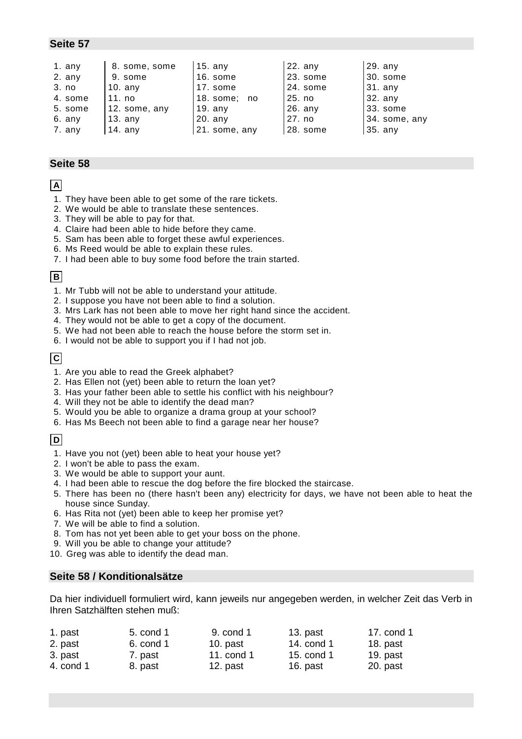## Seite 57

| | | | | |
|---|---|---|---|---|
| 1. any | 8. some, some | 15. any | 22. any | 29. any |
| 2. any | 9. some | 16. some | 23. some | 30. some |
| 3. no | 10. any | 17. some | 24. some | 31. any |
| 4. some | 11. no | 18. some; no | 25. no | 32. any |
| 5. some | 12. some, any | 19. any | 26. any | 33. some |
| 6. any | 13. any | 20. any | 27. no | 34. some, any |
| 7. any | 14. any | 21. some, any | 28. some | 35. any |

## Seite 58

**A**

1. They have been able to get some of the rare tickets.
2. We would be able to translate these sentences.
3. They will be able to pay for that.
4. Claire had been able to hide before they came.
5. Sam has been able to forget these awful experiences.
6. Ms Reed would be able to explain these rules.
7. I had been able to buy some food before the train started.

**B**

1. Mr Tubb will not be able to understand your attitude.
2. I suppose you have not been able to find a solution.
3. Mrs Lark has not been able to move her right hand since the accident.
4. They would not be able to get a copy of the document.
5. We had not been able to reach the house before the storm set in.
6. I would not be able to support you if I had not job.

**C**

1. Are you able to read the Greek alphabet?
2. Has Ellen not (yet) been able to return the loan yet?
3. Has your father been able to settle his conflict with his neighbour?
4. Will they not be able to identify the dead man?
5. Would you be able to organize a drama group at your school?
6. Has Ms Beech not been able to find a garage near her house?

**D**

1. Have you not (yet) been able to heat your house yet?
2. I won't be able to pass the exam.
3. We would be able to support your aunt.
4. I had been able to rescue the dog before the fire blocked the staircase.
5. There has been no (there hasn't been any) electricity for days, we have not been able to heat the house since Sunday.
6. Has Rita not (yet) been able to keep her promise yet?
7. We will be able to find a solution.
8. Tom has not yet been able to get your boss on the phone.
9. Will you be able to change your attitude?
10. Greg was able to identify the dead man.

## Seite 58 / Konditionalsätze

Da hier individuell formuliert wird, kann jeweils nur angegeben werden, in welcher Zeit das Verb in Ihren Satzhälften stehen muß:

| | | | | |
|---|---|---|---|---|
| 1. past | 5. cond 1 | 9. cond 1 | 13. past | 17. cond 1 |
| 2. past | 6. cond 1 | 10. past | 14. cond 1 | 18. past |
| 3. past | 7. past | 11. cond 1 | 15. cond 1 | 19. past |
| 4. cond 1 | 8. past | 12. past | 16. past | 20. past |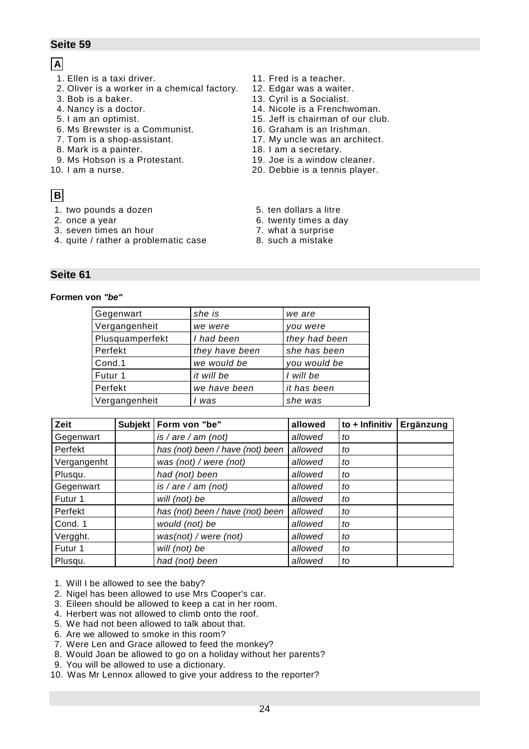## Seite 59

**A**

1. Ellen is a taxi driver.
2. Oliver is a worker in a chemical factory.
3. Bob is a baker.
4. Nancy is a doctor.
5. I am an optimist.
6. Ms Brewster is a Communist.
7. Tom is a shop-assistant.
8. Mark is a painter.
9. Ms Hobson is a Protestant.
10. I am a nurse.
11. Fred is a teacher.
12. Edgar was a waiter.
13. Cyril is a Socialist.
14. Nicole is a Frenchwoman.
15. Jeff is chairman of our club.
16. Graham is an Irishman.
17. My uncle was an architect.
18. I am a secretary.
19. Joe is a window cleaner.
20. Debbie is a tennis player.

**B**

1. two pounds a dozen
2. once a year
3. seven times an hour
4. quite / rather a problematic case
5. ten dollars a litre
6. twenty times a day
7. what a surprise
8. such a mistake

## Seite 61

**Formen von *"be"***

| | | |
|---|---|---|
| Gegenwart | *she is* | *we are* |
| Vergangenheit | *we were* | *you were* |
| Plusquamperfekt | *I had been* | *they had been* |
| Perfekt | *they have been* | *she has been* |
| Cond.1 | *we would be* | *you would be* |
| Futur 1 | *it will be* | *I will be* |
| Perfekt | *we have been* | *it has been* |
| Vergangenheit | *I was* | *she was* |

| Zeit | Subjekt | Form von "be" | allowed | to + Infinitiv | Ergänzung |
|---|---|---|---|---|---|
| Gegenwart | | *is / are / am (not)* | *allowed* | *to* | |
| Perfekt | | *has (not) been / have (not) been* | *allowed* | *to* | |
| Vergangenht | | *was (not) / were (not)* | *allowed* | *to* | |
| Plusqu. | | *had (not) been* | *allowed* | *to* | |
| Gegenwart | | *is / are / am (not)* | *allowed* | *to* | |
| Futur 1 | | *will (not) be* | *allowed* | *to* | |
| Perfekt | | *has (not) been / have (not) been* | *allowed* | *to* | |
| Cond. 1 | | *would (not) be* | *allowed* | *to* | |
| Vergght. | | *was(not) / were (not)* | *allowed* | *to* | |
| Futur 1 | | *will (not) be* | *allowed* | *to* | |
| Plusqu. | | *had (not) been* | *allowed* | *to* | |

1. Will I be allowed to see the baby?
2. Nigel has been allowed to use Mrs Cooper's car.
3. Eileen should be allowed to keep a cat in her room.
4. Herbert was not allowed to climb onto the roof.
5. We had not been allowed to talk about that.
6. Are we allowed to smoke in this room?
7. Were Len and Grace allowed to feed the monkey?
8. Would Joan be allowed to go on a holiday without her parents?
9. You will be allowed to use a dictionary.
10. Was Mr Lennox allowed to give your address to the reporter?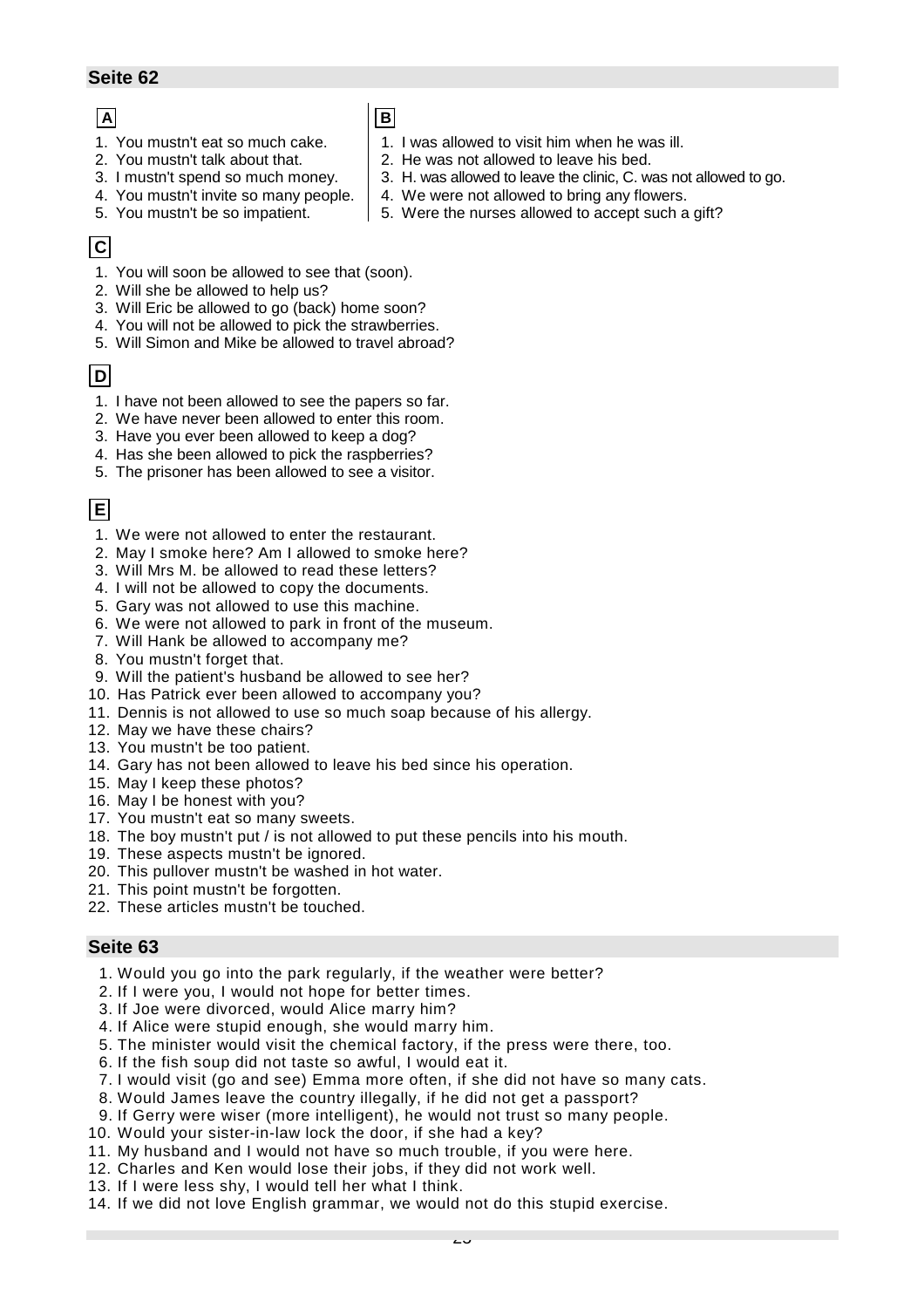## Seite 62

**A**

1. You mustn't eat so much cake.
2. You mustn't talk about that.
3. I mustn't spend so much money.
4. You mustn't invite so many people.
5. You mustn't be so impatient.

**B**

1. I was allowed to visit him when he was ill.
2. He was not allowed to leave his bed.
3. H. was allowed to leave the clinic, C. was not allowed to go.
4. We were not allowed to bring any flowers.
5. Were the nurses allowed to accept such a gift?

**C**

1. You will soon be allowed to see that (soon).
2. Will she be allowed to help us?
3. Will Eric be allowed to go (back) home soon?
4. You will not be allowed to pick the strawberries.
5. Will Simon and Mike be allowed to travel abroad?

**D**

1. I have not been allowed to see the papers so far.
2. We have never been allowed to enter this room.
3. Have you ever been allowed to keep a dog?
4. Has she been allowed to pick the raspberries?
5. The prisoner has been allowed to see a visitor.

**E**

1. We were not allowed to enter the restaurant.
2. May I smoke here? Am I allowed to smoke here?
3. Will Mrs M. be allowed to read these letters?
4. I will not be allowed to copy the documents.
5. Gary was not allowed to use this machine.
6. We were not allowed to park in front of the museum.
7. Will Hank be allowed to accompany me?
8. You mustn't forget that.
9. Will the patient's husband be allowed to see her?
10. Has Patrick ever been allowed to accompany you?
11. Dennis is not allowed to use so much soap because of his allergy.
12. May we have these chairs?
13. You mustn't be too patient.
14. Gary has not been allowed to leave his bed since his operation.
15. May I keep these photos?
16. May I be honest with you?
17. You mustn't eat so many sweets.
18. The boy mustn't put / is not allowed to put these pencils into his mouth.
19. These aspects mustn't be ignored.
20. This pullover mustn't be washed in hot water.
21. This point mustn't be forgotten.
22. These articles mustn't be touched.

## Seite 63

1. Would you go into the park regularly, if the weather were better?
2. If I were you, I would not hope for better times.
3. If Joe were divorced, would Alice marry him?
4. If Alice were stupid enough, she would marry him.
5. The minister would visit the chemical factory, if the press were there, too.
6. If the fish soup did not taste so awful, I would eat it.
7. I would visit (go and see) Emma more often, if she did not have so many cats.
8. Would James leave the country illegally, if he did not get a passport?
9. If Gerry were wiser (more intelligent), he would not trust so many people.
10. Would your sister-in-law lock the door, if she had a key?
11. My husband and I would not have so much trouble, if you were here.
12. Charles and Ken would lose their jobs, if they did not work well.
13. If I were less shy, I would tell her what I think.
14. If we did not love English grammar, we would not do this stupid exercise.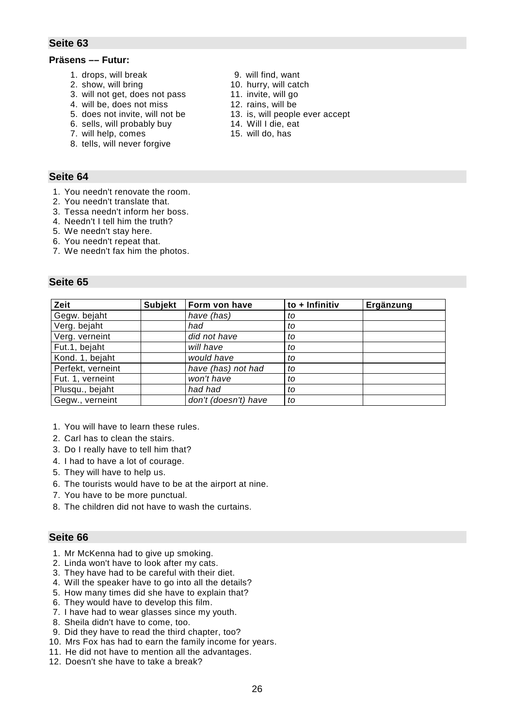## Seite 63

**Präsens –– Futur:**

1. drops, will break
2. show, will bring
3. will not get, does not pass
4. will be, does not miss
5. does not invite, will not be
6. sells, will probably buy
7. will help, comes
8. tells, will never forgive
9. will find, want
10. hurry, will catch
11. invite, will go
12. rains, will be
13. is, will people ever accept
14. Will I die, eat
15. will do, has

## Seite 64

1. You needn't renovate the room.
2. You needn't translate that.
3. Tessa needn't inform her boss.
4. Needn't I tell him the truth?
5. We needn't stay here.
6. You needn't repeat that.
7. We needn't fax him the photos.

## Seite 65

| Zeit | Subjekt | Form von have | to + Infinitiv | Ergänzung |
|---|---|---|---|---|
| Gegw. bejaht | | *have (has)* | *to* | |
| Verg. bejaht | | *had* | *to* | |
| Verg. verneint | | *did not have* | *to* | |
| Fut.1, bejaht | | *will have* | *to* | |
| Kond. 1, bejaht | | *would have* | *to* | |
| Perfekt, verneint | | *have (has) not had* | *to* | |
| Fut. 1, verneint | | *won't have* | *to* | |
| Plusqu., bejaht | | *had had* | *to* | |
| Gegw., verneint | | *don't (doesn't) have* | *to* | |

1. You will have to learn these rules.
2. Carl has to clean the stairs.
3. Do I really have to tell him that?
4. I had to have a lot of courage.
5. They will have to help us.
6. The tourists would have to be at the airport at nine.
7. You have to be more punctual.
8. The children did not have to wash the curtains.

## Seite 66

1. Mr McKenna had to give up smoking.
2. Linda won't have to look after my cats.
3. They have had to be careful with their diet.
4. Will the speaker have to go into all the details?
5. How many times did she have to explain that?
6. They would have to develop this film.
7. I have had to wear glasses since my youth.
8. Sheila didn't have to come, too.
9. Did they have to read the third chapter, too?
10. Mrs Fox has had to earn the family income for years.
11. He did not have to mention all the advantages.
12. Doesn't she have to take a break?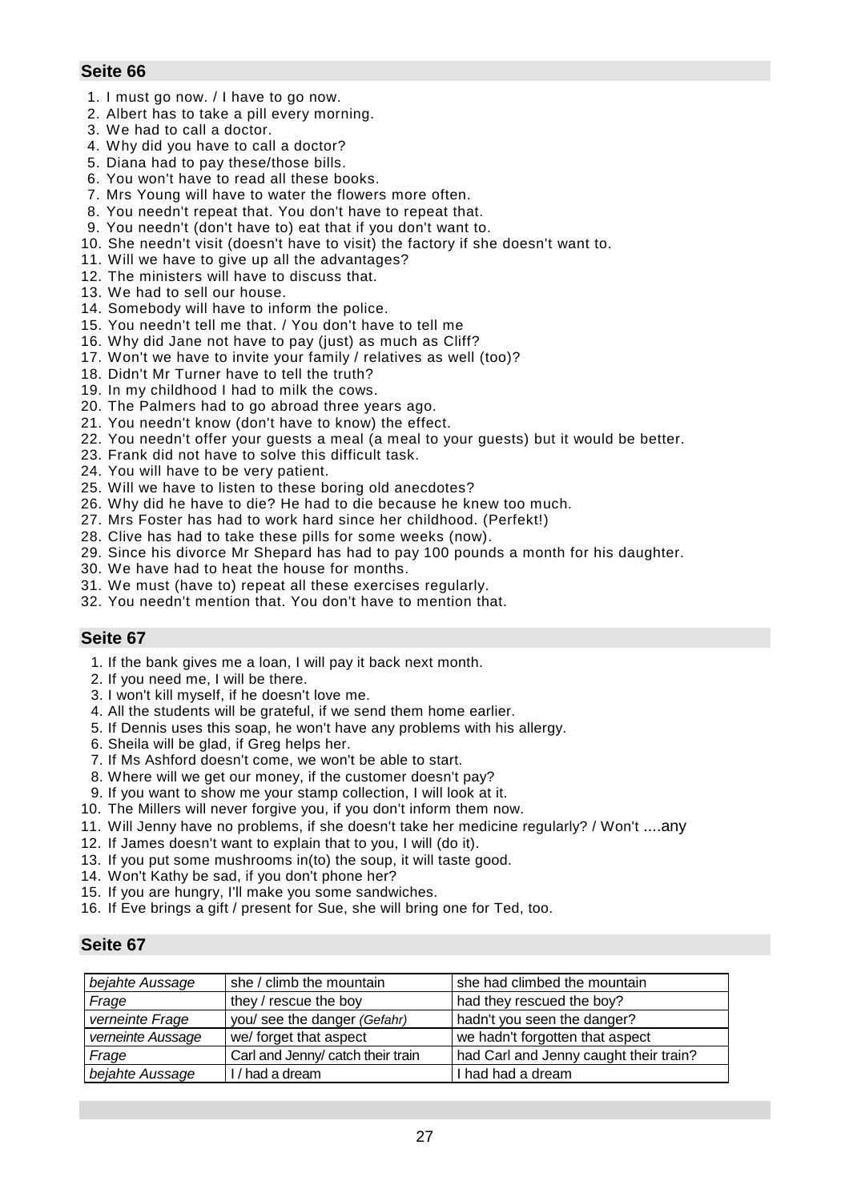## Seite 66

1. I must go now. / I have to go now.
2. Albert has to take a pill every morning.
3. We had to call a doctor.
4. Why did you have to call a doctor?
5. Diana had to pay these/those bills.
6. You won't have to read all these books.
7. Mrs Young will have to water the flowers more often.
8. You needn't repeat that. You don't have to repeat that.
9. You needn't (don't have to) eat that if you don't want to.
10. She needn't visit (doesn't have to visit) the factory if she doesn't want to.
11. Will we have to give up all the advantages?
12. The ministers will have to discuss that.
13. We had to sell our house.
14. Somebody will have to inform the police.
15. You needn't tell me that. / You don't have to tell me
16. Why did Jane not have to pay (just) as much as Cliff?
17. Won't we have to invite your family / relatives as well (too)?
18. Didn't Mr Turner have to tell the truth?
19. In my childhood I had to milk the cows.
20. The Palmers had to go abroad three years ago.
21. You needn't know (don't have to know) the effect.
22. You needn't offer your guests a meal (a meal to your guests) but it would be better.
23. Frank did not have to solve this difficult task.
24. You will have to be very patient.
25. Will we have to listen to these boring old anecdotes?
26. Why did he have to die? He had to die because he knew too much.
27. Mrs Foster has had to work hard since her childhood. (Perfekt!)
28. Clive has had to take these pills for some weeks (now).
29. Since his divorce Mr Shepard has had to pay 100 pounds a month for his daughter.
30. We have had to heat the house for months.
31. We must (have to) repeat all these exercises regularly.
32. You needn't mention that. You don't have to mention that.

## Seite 67

1. If the bank gives me a loan, I will pay it back next month.
2. If you need me, I will be there.
3. I won't kill myself, if he doesn't love me.
4. All the students will be grateful, if we send them home earlier.
5. If Dennis uses this soap, he won't have any problems with his allergy.
6. Sheila will be glad, if Greg helps her.
7. If Ms Ashford doesn't come, we won't be able to start.
8. Where will we get our money, if the customer doesn't pay?
9. If you want to show me your stamp collection, I will look at it.
10. The Millers will never forgive you, if you don't inform them now.
11. Will Jenny have no problems, if she doesn't take her medicine regularly? / Won't ....any
12. If James doesn't want to explain that to you, I will (do it).
13. If you put some mushrooms in(to) the soup, it will taste good.
14. Won't Kathy be sad, if you don't phone her?
15. If you are hungry, I'll make you some sandwiches.
16. If Eve brings a gift / present for Sue, she will bring one for Ted, too.

## Seite 67

| | | |
|---|---|---|
| *bejahte Aussage* | she / climb the mountain | she had climbed the mountain |
| *Frage* | they / rescue the boy | had they rescued the boy? |
| *verneinte Frage* | you/ see the danger *(Gefahr)* | hadn't you seen the danger? |
| *verneinte Aussage* | we/ forget that aspect | we hadn't forgotten that aspect |
| *Frage* | Carl and Jenny/ catch their train | had Carl and Jenny caught their train? |
| *bejahte Aussage* | I / had a dream | I had had a dream |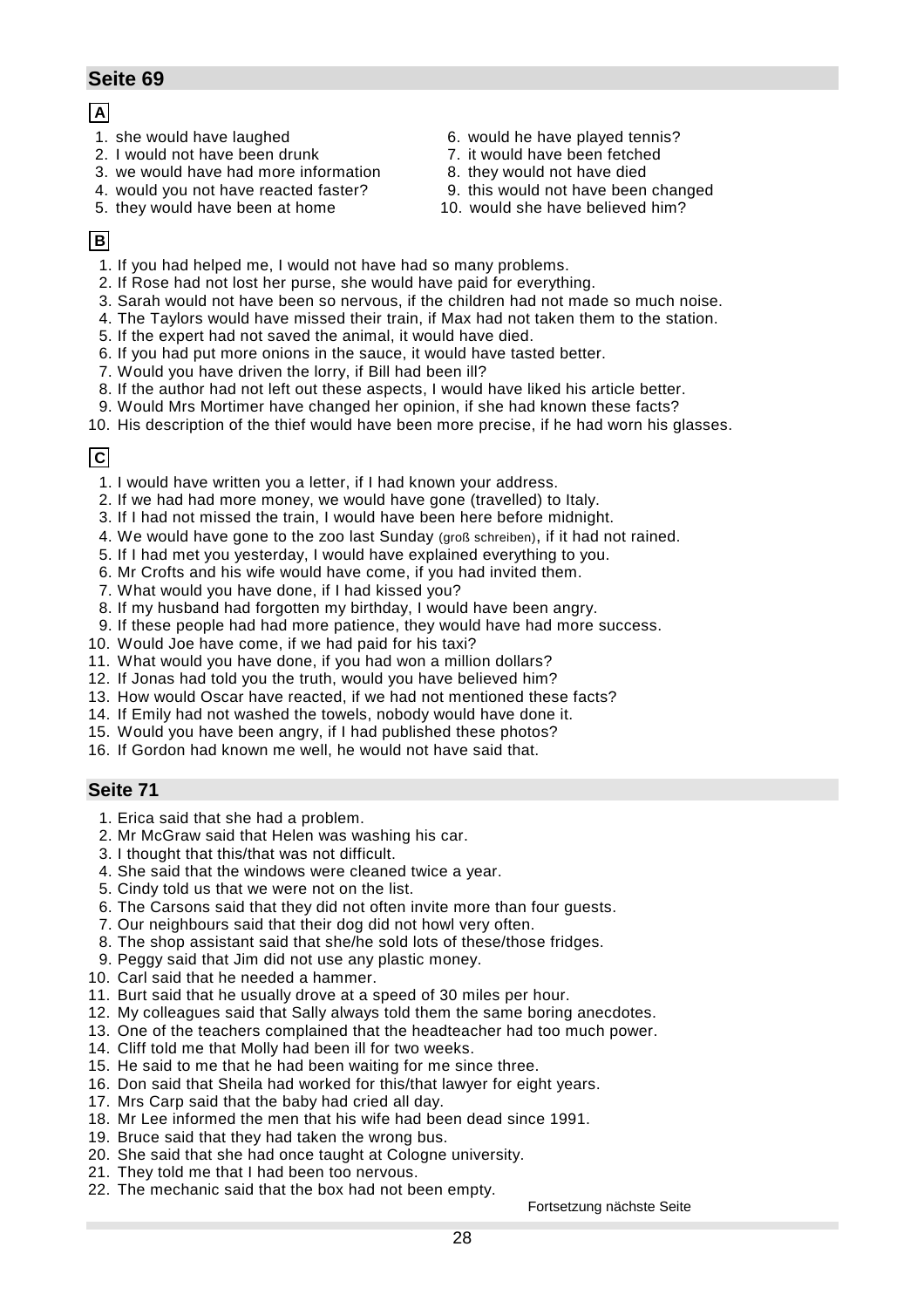## Seite 69

**A**

1. she would have laughed
2. I would not have been drunk
3. we would have had more information
4. would you not have reacted faster?
5. they would have been at home
6. would he have played tennis?
7. it would have been fetched
8. they would not have died
9. this would not have been changed
10. would she have believed him?

**B**

1. If you had helped me, I would not have had so many problems.
2. If Rose had not lost her purse, she would have paid for everything.
3. Sarah would not have been so nervous, if the children had not made so much noise.
4. The Taylors would have missed their train, if Max had not taken them to the station.
5. If the expert had not saved the animal, it would have died.
6. If you had put more onions in the sauce, it would have tasted better.
7. Would you have driven the lorry, if Bill had been ill?
8. If the author had not left out these aspects, I would have liked his article better.
9. Would Mrs Mortimer have changed her opinion, if she had known these facts?
10. His description of the thief would have been more precise, if he had worn his glasses.

**C**

1. I would have written you a letter, if I had known your address.
2. If we had had more money, we would have gone (travelled) to Italy.
3. If I had not missed the train, I would have been here before midnight.
4. We would have gone to the zoo last Sunday (groß schreiben), if it had not rained.
5. If I had met you yesterday, I would have explained everything to you.
6. Mr Crofts and his wife would have come, if you had invited them.
7. What would you have done, if I had kissed you?
8. If my husband had forgotten my birthday, I would have been angry.
9. If these people had had more patience, they would have had more success.
10. Would Joe have come, if we had paid for his taxi?
11. What would you have done, if you had won a million dollars?
12. If Jonas had told you the truth, would you have believed him?
13. How would Oscar have reacted, if we had not mentioned these facts?
14. If Emily had not washed the towels, nobody would have done it.
15. Would you have been angry, if I had published these photos?
16. If Gordon had known me well, he would not have said that.

## Seite 71

1. Erica said that she had a problem.
2. Mr McGraw said that Helen was washing his car.
3. I thought that this/that was not difficult.
4. She said that the windows were cleaned twice a year.
5. Cindy told us that we were not on the list.
6. The Carsons said that they did not often invite more than four guests.
7. Our neighbours said that their dog did not howl very often.
8. The shop assistant said that she/he sold lots of these/those fridges.
9. Peggy said that Jim did not use any plastic money.
10. Carl said that he needed a hammer.
11. Burt said that he usually drove at a speed of 30 miles per hour.
12. My colleagues said that Sally always told them the same boring anecdotes.
13. One of the teachers complained that the headteacher had too much power.
14. Cliff told me that Molly had been ill for two weeks.
15. He said to me that he had been waiting for me since three.
16. Don said that Sheila had worked for this/that lawyer for eight years.
17. Mrs Carp said that the baby had cried all day.
18. Mr Lee informed the men that his wife had been dead since 1991.
19. Bruce said that they had taken the wrong bus.
20. She said that she had once taught at Cologne university.
21. They told me that I had been too nervous.
22. The mechanic said that the box had not been empty.

Fortsetzung nächste Seite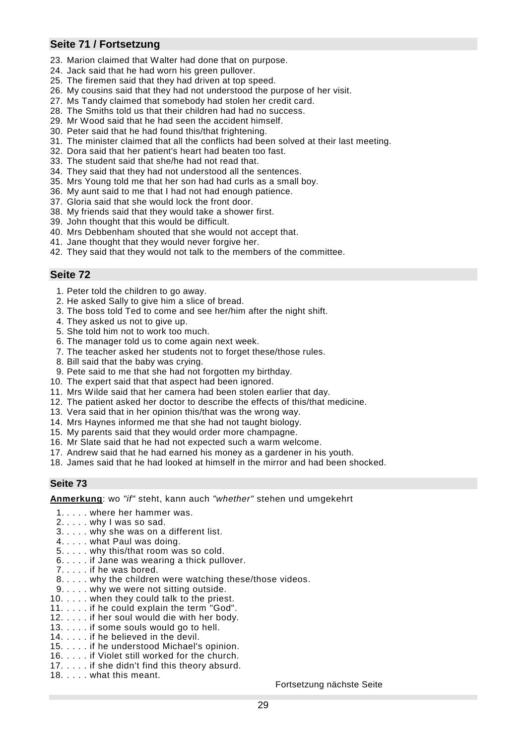## Seite 71 / Fortsetzung

23. Marion claimed that Walter had done that on purpose.
24. Jack said that he had worn his green pullover.
25. The firemen said that they had driven at top speed.
26. My cousins said that they had not understood the purpose of her visit.
27. Ms Tandy claimed that somebody had stolen her credit card.
28. The Smiths told us that their children had had no success.
29. Mr Wood said that he had seen the accident himself.
30. Peter said that he had found this/that frightening.
31. The minister claimed that all the conflicts had been solved at their last meeting.
32. Dora said that her patient's heart had beaten too fast.
33. The student said that she/he had not read that.
34. They said that they had not understood all the sentences.
35. Mrs Young told me that her son had had curls as a small boy.
36. My aunt said to me that I had not had enough patience.
37. Gloria said that she would lock the front door.
38. My friends said that they would take a shower first.
39. John thought that this would be difficult.
40. Mrs Debbenham shouted that she would not accept that.
41. Jane thought that they would never forgive her.
42. They said that they would not talk to the members of the committee.

## Seite 72

1. Peter told the children to go away.
2. He asked Sally to give him a slice of bread.
3. The boss told Ted to come and see her/him after the night shift.
4. They asked us not to give up.
5. She told him not to work too much.
6. The manager told us to come again next week.
7. The teacher asked her students not to forget these/those rules.
8. Bill said that the baby was crying.
9. Pete said to me that she had not forgotten my birthday.
10. The expert said that that aspect had been ignored.
11. Mrs Wilde said that her camera had been stolen earlier that day.
12. The patient asked her doctor to describe the effects of this/that medicine.
13. Vera said that in her opinion this/that was the wrong way.
14. Mrs Haynes informed me that she had not taught biology.
15. My parents said that they would order more champagne.
16. Mr Slate said that he had not expected such a warm welcome.
17. Andrew said that he had earned his money as a gardener in his youth.
18. James said that he had looked at himself in the mirror and had been shocked.

## Seite 73

**Anmerkung**: wo *"if"* steht, kann auch *"whether"* stehen und umgekehrt

1. . . . . where her hammer was.
2. . . . . why I was so sad.
3. . . . . why she was on a different list.
4. . . . . what Paul was doing.
5. . . . . why this/that room was so cold.
6. . . . . if Jane was wearing a thick pullover.
7. . . . . if he was bored.
8. . . . . why the children were watching these/those videos.
9. . . . . why we were not sitting outside.
10. . . . . when they could talk to the priest.
11. . . . . if he could explain the term "God".
12. . . . . if her soul would die with her body.
13. . . . . if some souls would go to hell.
14. . . . . if he believed in the devil.
15. . . . . if he understood Michael's opinion.
16. . . . . if Violet still worked for the church.
17. . . . . if she didn't find this theory absurd.
18. . . . . what this meant.

Fortsetzung nächste Seite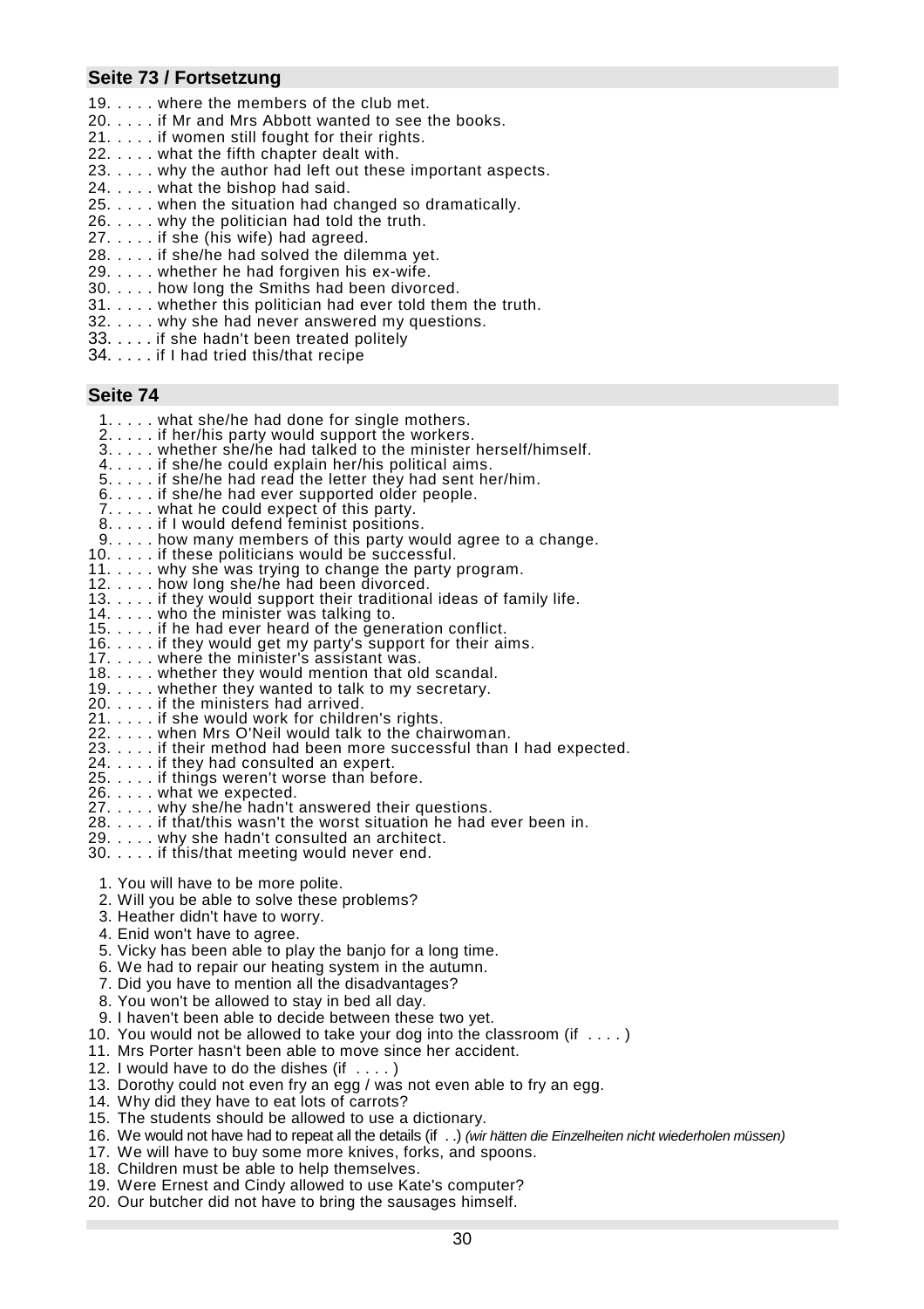## Seite 73 / Fortsetzung

19. . . . . where the members of the club met.
20. . . . . if Mr and Mrs Abbott wanted to see the books.
21. . . . . if women still fought for their rights.
22. . . . . what the fifth chapter dealt with.
23. . . . . why the author had left out these important aspects.
24. . . . . what the bishop had said.
25. . . . . when the situation had changed so dramatically.
26. . . . . why the politician had told the truth.
27. . . . . if she (his wife) had agreed.
28. . . . . if she/he had solved the dilemma yet.
29. . . . . whether he had forgiven his ex-wife.
30. . . . . how long the Smiths had been divorced.
31. . . . . whether this politician had ever told them the truth.
32. . . . . why she had never answered my questions.
33. . . . . if she hadn't been treated politely
34. . . . . if I had tried this/that recipe

## Seite 74

1. . . . . what she/he had done for single mothers.
2. . . . . if her/his party would support the workers.
3. . . . . whether she/he had talked to the minister herself/himself.
4. . . . . if she/he could explain her/his political aims.
5. . . . . if she/he had read the letter they had sent her/him.
6. . . . . if she/he had ever supported older people.
7. . . . . what he could expect of this party.
8. . . . . if I would defend feminist positions.
9. . . . . how many members of this party would agree to a change.
10. . . . . if these politicians would be successful.
11. . . . . why she was trying to change the party program.
12. . . . . how long she/he had been divorced.
13. . . . . if they would support their traditional ideas of family life.
14. . . . . who the minister was talking to.
15. . . . . if he had ever heard of the generation conflict.
16. . . . . if they would get my party's support for their aims.
17. . . . . where the minister's assistant was.
18. . . . . whether they would mention that old scandal.
19. . . . . whether they wanted to talk to my secretary.
20. . . . . if the ministers had arrived.
21. . . . . if she would work for children's rights.
22. . . . . when Mrs O'Neil would talk to the chairwoman.
23. . . . . if their method had been more successful than I had expected.
24. . . . . if they had consulted an expert.
25. . . . . if things weren't worse than before.
26. . . . . what we expected.
27. . . . . why she/he hadn't answered their questions.
28. . . . . if that/this wasn't the worst situation he had ever been in.
29. . . . . why she hadn't consulted an architect.
30. . . . . if this/that meeting would never end.

1. You will have to be more polite.
2. Will you be able to solve these problems?
3. Heather didn't have to worry.
4. Enid won't have to agree.
5. Vicky has been able to play the banjo for a long time.
6. We had to repair our heating system in the autumn.
7. Did you have to mention all the disadvantages?
8. You won't be allowed to stay in bed all day.
9. I haven't been able to decide between these two yet.
10. You would not be allowed to take your dog into the classroom (if . . . . )
11. Mrs Porter hasn't been able to move since her accident.
12. I would have to do the dishes (if . . . . )
13. Dorothy could not even fry an egg / was not even able to fry an egg.
14. Why did they have to eat lots of carrots?
15. The students should be allowed to use a dictionary.
16. We would not have had to repeat all the details (if . .) *(wir hätten die Einzelheiten nicht wiederholen müssen)*
17. We will have to buy some more knives, forks, and spoons.
18. Children must be able to help themselves.
19. Were Ernest and Cindy allowed to use Kate's computer?
20. Our butcher did not have to bring the sausages himself.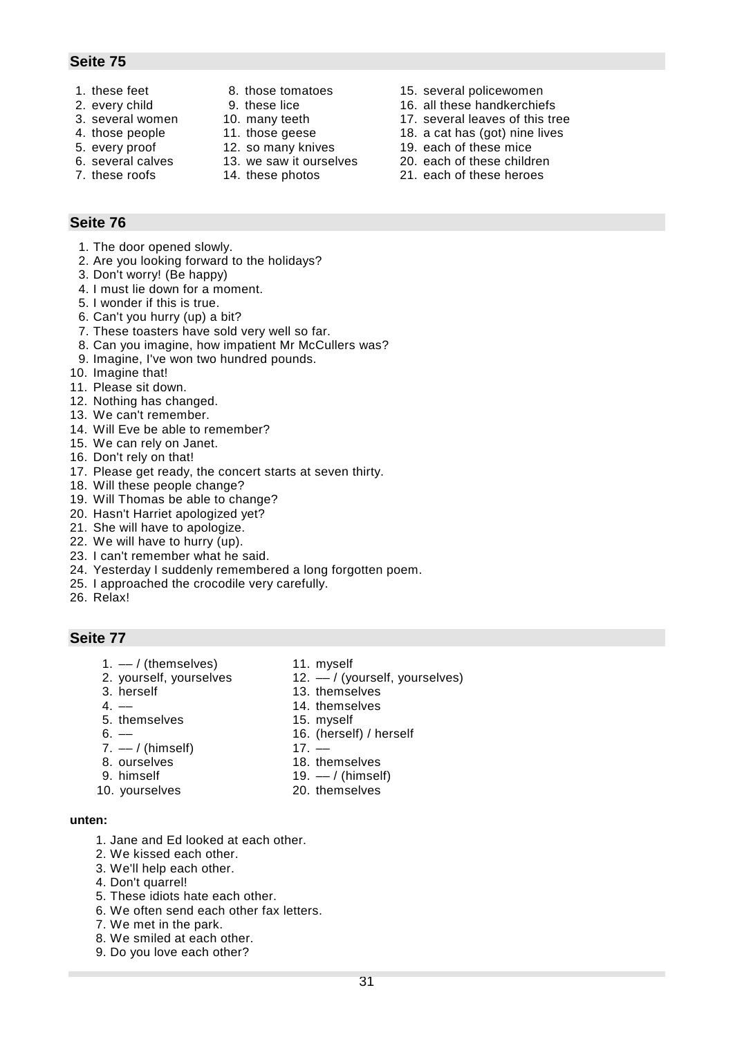## Seite 75

1. these feet
2. every child
3. several women
4. those people
5. every proof
6. several calves
7. these roofs
8. those tomatoes
9. these lice
10. many teeth
11. those geese
12. so many knives
13. we saw it ourselves
14. these photos
15. several policewomen
16. all these handkerchiefs
17. several leaves of this tree
18. a cat has (got) nine lives
19. each of these mice
20. each of these children
21. each of these heroes

## Seite 76

1. The door opened slowly.
2. Are you looking forward to the holidays?
3. Don't worry! (Be happy)
4. I must lie down for a moment.
5. I wonder if this is true.
6. Can't you hurry (up) a bit?
7. These toasters have sold very well so far.
8. Can you imagine, how impatient Mr McCullers was?
9. Imagine, I've won two hundred pounds.
10. Imagine that!
11. Please sit down.
12. Nothing has changed.
13. We can't remember.
14. Will Eve be able to remember?
15. We can rely on Janet.
16. Don't rely on that!
17. Please get ready, the concert starts at seven thirty.
18. Will these people change?
19. Will Thomas be able to change?
20. Hasn't Harriet apologized yet?
21. She will have to apologize.
22. We will have to hurry (up).
23. I can't remember what he said.
24. Yesterday I suddenly remembered a long forgotten poem.
25. I approached the crocodile very carefully.
26. Relax!

## Seite 77

1. –– / (themselves)
2. yourself, yourselves
3. herself
4. ––
5. themselves
6. ––
7. –– / (himself)
8. ourselves
9. himself
10. yourselves
11. myself
12. –– / (yourself, yourselves)
13. themselves
14. themselves
15. myself
16. (herself) / herself
17. ––
18. themselves
19. –– / (himself)
20. themselves

**unten:**

1. Jane and Ed looked at each other.
2. We kissed each other.
3. We'll help each other.
4. Don't quarrel!
5. These idiots hate each other.
6. We often send each other fax letters.
7. We met in the park.
8. We smiled at each other.
9. Do you love each other?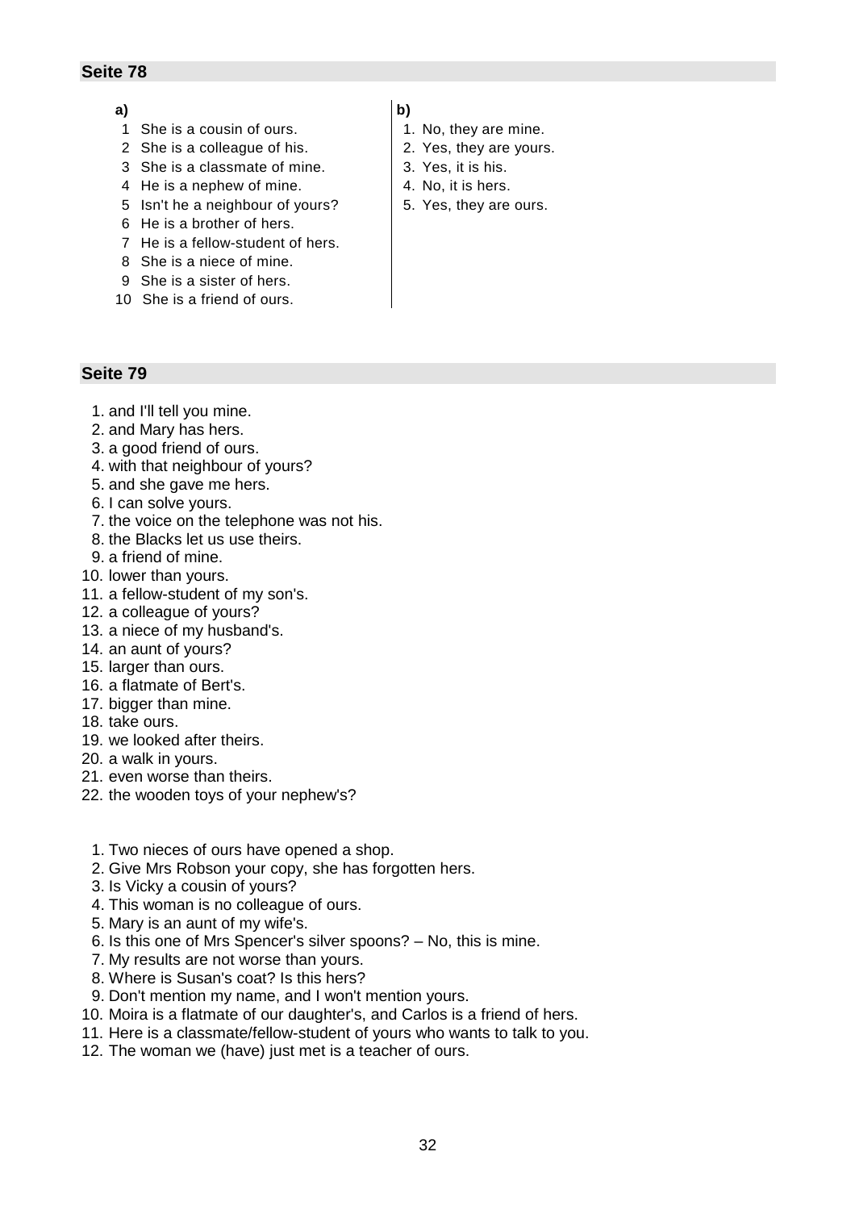## Seite 78

**a)**

1. She is a cousin of ours.
2. She is a colleague of his.
3. She is a classmate of mine.
4. He is a nephew of mine.
5. Isn't he a neighbour of yours?
6. He is a brother of hers.
7. He is a fellow-student of hers.
8. She is a niece of mine.
9. She is a sister of hers.
10. She is a friend of ours.

**b)**

1. No, they are mine.
2. Yes, they are yours.
3. Yes, it is his.
4. No, it is hers.
5. Yes, they are ours.

## Seite 79

1. and I'll tell you mine.
2. and Mary has hers.
3. a good friend of ours.
4. with that neighbour of yours?
5. and she gave me hers.
6. I can solve yours.
7. the voice on the telephone was not his.
8. the Blacks let us use theirs.
9. a friend of mine.
10. lower than yours.
11. a fellow-student of my son's.
12. a colleague of yours?
13. a niece of my husband's.
14. an aunt of yours?
15. larger than ours.
16. a flatmate of Bert's.
17. bigger than mine.
18. take ours.
19. we looked after theirs.
20. a walk in yours.
21. even worse than theirs.
22. the wooden toys of your nephew's?

1. Two nieces of ours have opened a shop.
2. Give Mrs Robson your copy, she has forgotten hers.
3. Is Vicky a cousin of yours?
4. This woman is no colleague of ours.
5. Mary is an aunt of my wife's.
6. Is this one of Mrs Spencer's silver spoons? – No, this is mine.
7. My results are not worse than yours.
8. Where is Susan's coat? Is this hers?
9. Don't mention my name, and I won't mention yours.
10. Moira is a flatmate of our daughter's, and Carlos is a friend of hers.
11. Here is a classmate/fellow-student of yours who wants to talk to you.
12. The woman we (have) just met is a teacher of ours.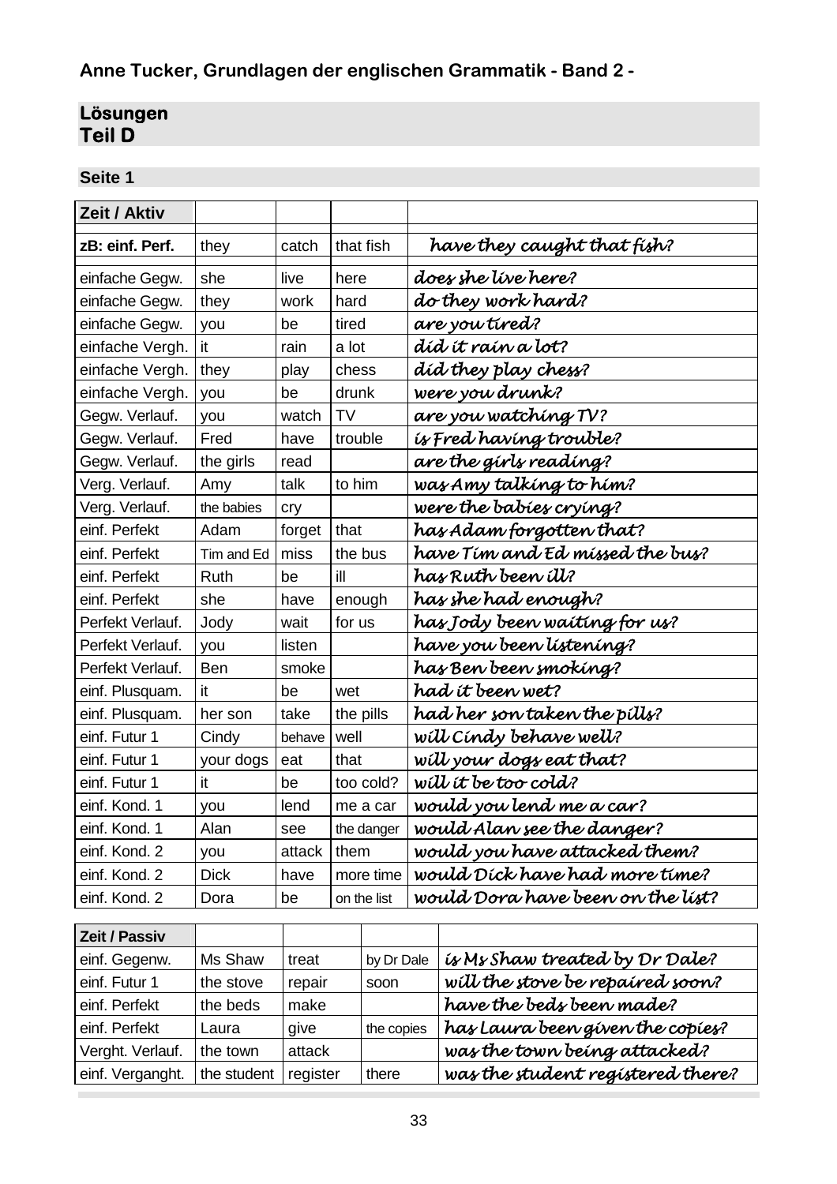**Anne Tucker, Grundlagen der englischen Grammatik - Band 2 -**

## Lösungen
## Teil D

### Seite 1

| Zeit / Aktiv | | | | |
|---|---|---|---|---|
| **zB: einf. Perf.** | they | catch | that fish | *have they caught that fish?* |
| einfache Gegw. | she | live | here | *does she live here?* |
| einfache Gegw. | they | work | hard | *do they work hard?* |
| einfache Gegw. | you | be | tired | *are you tired?* |
| einfache Vergh. | it | rain | a lot | *did it rain a lot?* |
| einfache Vergh. | they | play | chess | *did they play chess?* |
| einfache Vergh. | you | be | drunk | *were you drunk?* |
| Gegw. Verlauf. | you | watch | TV | *are you watching TV?* |
| Gegw. Verlauf. | Fred | have | trouble | *is Fred having trouble?* |
| Gegw. Verlauf. | the girls | read | | *are the girls reading?* |
| Verg. Verlauf. | Amy | talk | to him | *was Amy talking to him?* |
| Verg. Verlauf. | the babies | cry | | *were the babies crying?* |
| einf. Perfekt | Adam | forget | that | *has Adam forgotten that?* |
| einf. Perfekt | Tim and Ed | miss | the bus | *have Tim and Ed missed the bus?* |
| einf. Perfekt | Ruth | be | ill | *has Ruth been ill?* |
| einf. Perfekt | she | have | enough | *has she had enough?* |
| Perfekt Verlauf. | Jody | wait | for us | *has Jody been waiting for us?* |
| Perfekt Verlauf. | you | listen | | *have you been listening?* |
| Perfekt Verlauf. | Ben | smoke | | *has Ben been smoking?* |
| einf. Plusquam. | it | be | wet | *had it been wet?* |
| einf. Plusquam. | her son | take | the pills | *had her son taken the pills?* |
| einf. Futur 1 | Cindy | behave | well | *will Cindy behave well?* |
| einf. Futur 1 | your dogs | eat | that | *will your dogs eat that?* |
| einf. Futur 1 | it | be | too cold? | *will it be too cold?* |
| einf. Kond. 1 | you | lend | me a car | *would you lend me a car?* |
| einf. Kond. 1 | Alan | see | the danger | *would Alan see the danger?* |
| einf. Kond. 2 | you | attack | them | *would you have attacked them?* |
| einf. Kond. 2 | Dick | have | more time | *would Dick have had more time?* |
| einf. Kond. 2 | Dora | be | on the list | *would Dora have been on the list?* |

| Zeit / Passiv | | | | |
|---|---|---|---|---|
| einf. Gegenw. | Ms Shaw | treat | by Dr Dale | *is Ms Shaw treated by Dr Dale?* |
| einf. Futur 1 | the stove | repair | soon | *will the stove be repaired soon?* |
| einf. Perfekt | the beds | make | | *have the beds been made?* |
| einf. Perfekt | Laura | give | the copies | *has Laura been given the copies?* |
| Verght. Verlauf. | the town | attack | | *was the town being attacked?* |
| einf. Verganght. | the student | register | there | *was the student registered there?* |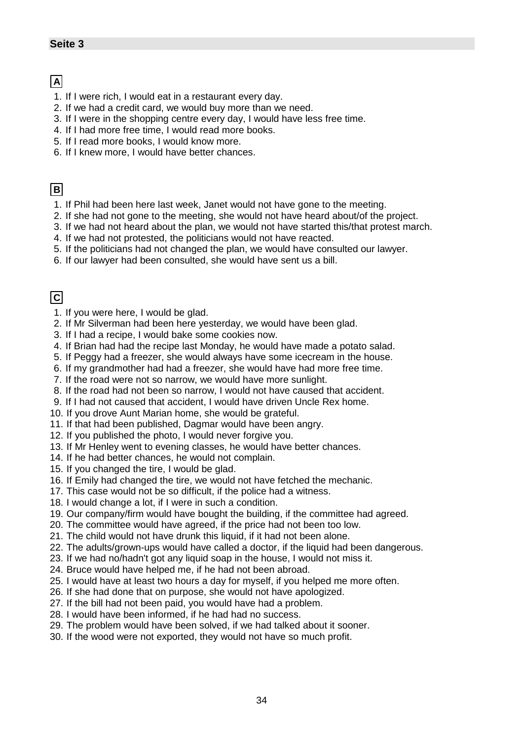## Seite 3

**A**

1. If I were rich, I would eat in a restaurant every day.
2. If we had a credit card, we would buy more than we need.
3. If I were in the shopping centre every day, I would have less free time.
4. If I had more free time, I would read more books.
5. If I read more books, I would know more.
6. If I knew more, I would have better chances.

**B**

1. If Phil had been here last week, Janet would not have gone to the meeting.
2. If she had not gone to the meeting, she would not have heard about/of the project.
3. If we had not heard about the plan, we would not have started this/that protest march.
4. If we had not protested, the politicians would not have reacted.
5. If the politicians had not changed the plan, we would have consulted our lawyer.
6. If our lawyer had been consulted, she would have sent us a bill.

**C**

1. If you were here, I would be glad.
2. If Mr Silverman had been here yesterday, we would have been glad.
3. If I had a recipe, I would bake some cookies now.
4. If Brian had had the recipe last Monday, he would have made a potato salad.
5. If Peggy had a freezer, she would always have some icecream in the house.
6. If my grandmother had had a freezer, she would have had more free time.
7. If the road were not so narrow, we would have more sunlight.
8. If the road had not been so narrow, I would not have caused that accident.
9. If I had not caused that accident, I would have driven Uncle Rex home.
10. If you drove Aunt Marian home, she would be grateful.
11. If that had been published, Dagmar would have been angry.
12. If you published the photo, I would never forgive you.
13. If Mr Henley went to evening classes, he would have better chances.
14. If he had better chances, he would not complain.
15. If you changed the tire, I would be glad.
16. If Emily had changed the tire, we would not have fetched the mechanic.
17. This case would not be so difficult, if the police had a witness.
18. I would change a lot, if I were in such a condition.
19. Our company/firm would have bought the building, if the committee had agreed.
20. The committee would have agreed, if the price had not been too low.
21. The child would not have drunk this liquid, if it had not been alone.
22. The adults/grown-ups would have called a doctor, if the liquid had been dangerous.
23. If we had no/hadn't got any liquid soap in the house, I would not miss it.
24. Bruce would have helped me, if he had not been abroad.
25. I would have at least two hours a day for myself, if you helped me more often.
26. If she had done that on purpose, she would not have apologized.
27. If the bill had not been paid, you would have had a problem.
28. I would have been informed, if he had had no success.
29. The problem would have been solved, if we had talked about it sooner.
30. If the wood were not exported, they would not have so much profit.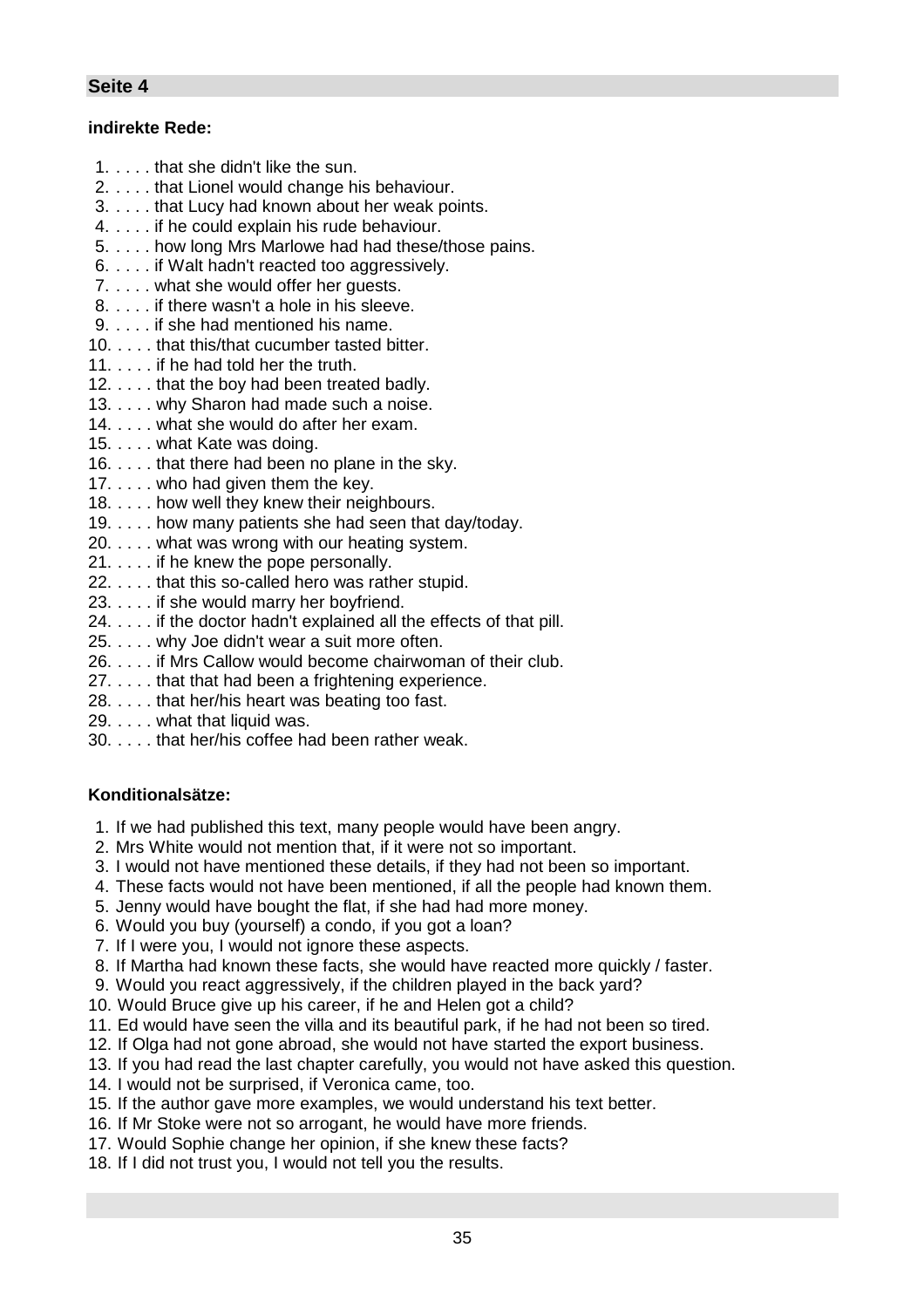## Seite 4

**indirekte Rede:**

1. . . . . that she didn't like the sun.
2. . . . . that Lionel would change his behaviour.
3. . . . . that Lucy had known about her weak points.
4. . . . . if he could explain his rude behaviour.
5. . . . . how long Mrs Marlowe had had these/those pains.
6. . . . . if Walt hadn't reacted too aggressively.
7. . . . . what she would offer her guests.
8. . . . . if there wasn't a hole in his sleeve.
9. . . . . if she had mentioned his name.
10. . . . . that this/that cucumber tasted bitter.
11. . . . . if he had told her the truth.
12. . . . . that the boy had been treated badly.
13. . . . . why Sharon had made such a noise.
14. . . . . what she would do after her exam.
15. . . . . what Kate was doing.
16. . . . . that there had been no plane in the sky.
17. . . . . who had given them the key.
18. . . . . how well they knew their neighbours.
19. . . . . how many patients she had seen that day/today.
20. . . . . what was wrong with our heating system.
21. . . . . if he knew the pope personally.
22. . . . . that this so-called hero was rather stupid.
23. . . . . if she would marry her boyfriend.
24. . . . . if the doctor hadn't explained all the effects of that pill.
25. . . . . why Joe didn't wear a suit more often.
26. . . . . if Mrs Callow would become chairwoman of their club.
27. . . . . that that had been a frightening experience.
28. . . . . that her/his heart was beating too fast.
29. . . . . what that liquid was.
30. . . . . that her/his coffee had been rather weak.

**Konditionalsätze:**

1. If we had published this text, many people would have been angry.
2. Mrs White would not mention that, if it were not so important.
3. I would not have mentioned these details, if they had not been so important.
4. These facts would not have been mentioned, if all the people had known them.
5. Jenny would have bought the flat, if she had had more money.
6. Would you buy (yourself) a condo, if you got a loan?
7. If I were you, I would not ignore these aspects.
8. If Martha had known these facts, she would have reacted more quickly / faster.
9. Would you react aggressively, if the children played in the back yard?
10. Would Bruce give up his career, if he and Helen got a child?
11. Ed would have seen the villa and its beautiful park, if he had not been so tired.
12. If Olga had not gone abroad, she would not have started the export business.
13. If you had read the last chapter carefully, you would not have asked this question.
14. I would not be surprised, if Veronica came, too.
15. If the author gave more examples, we would understand his text better.
16. If Mr Stoke were not so arrogant, he would have more friends.
17. Would Sophie change her opinion, if she knew these facts?
18. If I did not trust you, I would not tell you the results.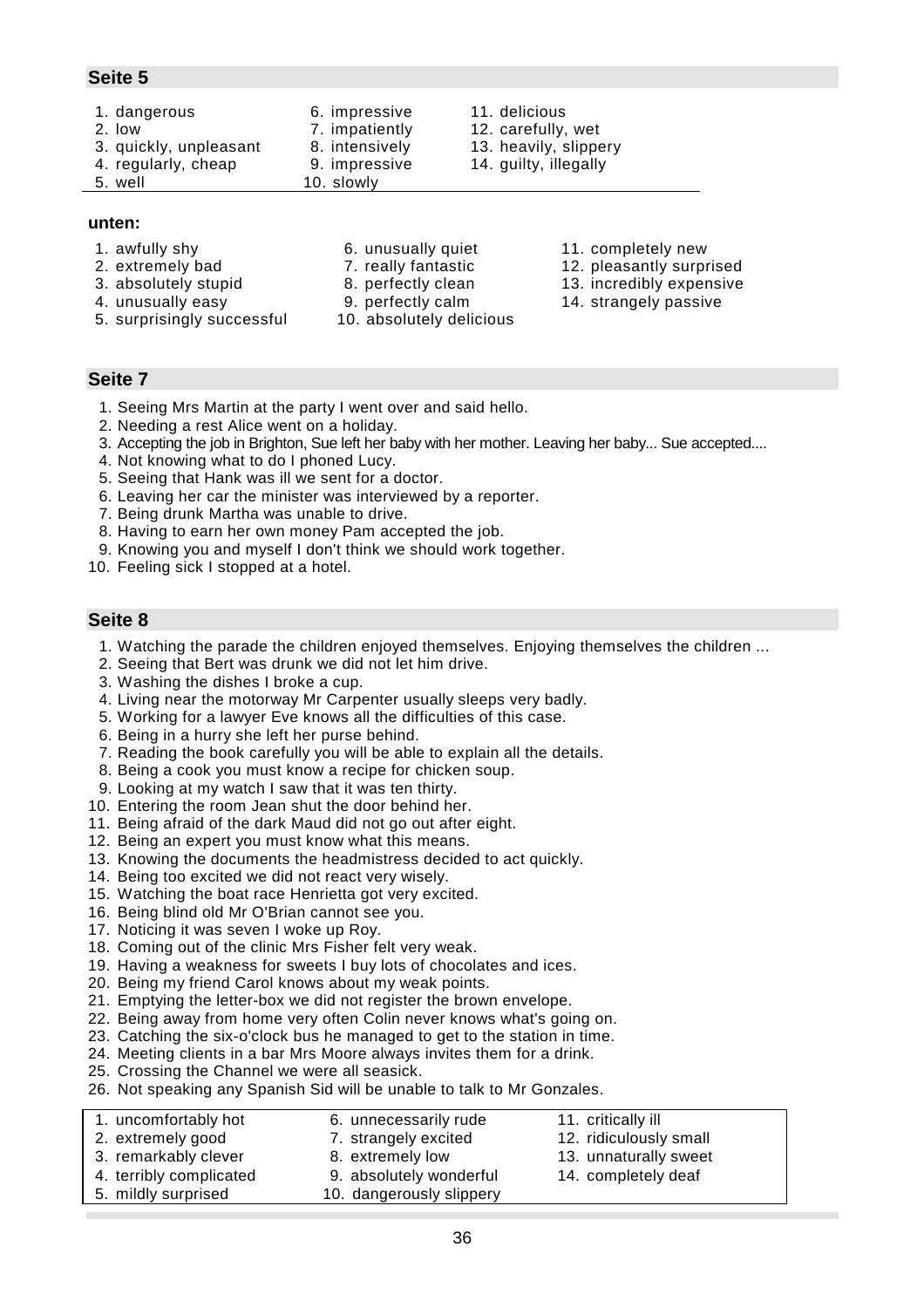## Seite 5

1. dangerous
2. low
3. quickly, unpleasant
4. regularly, cheap
5. well
6. impressive
7. impatiently
8. intensively
9. impressive
10. slowly
11. delicious
12. carefully, wet
13. heavily, slippery
14. guilty, illegally

**unten:**

1. awfully shy
2. extremely bad
3. absolutely stupid
4. unusually easy
5. surprisingly successful
6. unusually quiet
7. really fantastic
8. perfectly clean
9. perfectly calm
10. absolutely delicious
11. completely new
12. pleasantly surprised
13. incredibly expensive
14. strangely passive

## Seite 7

1. Seeing Mrs Martin at the party I went over and said hello.
2. Needing a rest Alice went on a holiday.
3. Accepting the job in Brighton, Sue left her baby with her mother. Leaving her baby... Sue accepted....
4. Not knowing what to do I phoned Lucy.
5. Seeing that Hank was ill we sent for a doctor.
6. Leaving her car the minister was interviewed by a reporter.
7. Being drunk Martha was unable to drive.
8. Having to earn her own money Pam accepted the job.
9. Knowing you and myself I don't think we should work together.
10. Feeling sick I stopped at a hotel.

## Seite 8

1. Watching the parade the children enjoyed themselves. Enjoying themselves the children ...
2. Seeing that Bert was drunk we did not let him drive.
3. Washing the dishes I broke a cup.
4. Living near the motorway Mr Carpenter usually sleeps very badly.
5. Working for a lawyer Eve knows all the difficulties of this case.
6. Being in a hurry she left her purse behind.
7. Reading the book carefully you will be able to explain all the details.
8. Being a cook you must know a recipe for chicken soup.
9. Looking at my watch I saw that it was ten thirty.
10. Entering the room Jean shut the door behind her.
11. Being afraid of the dark Maud did not go out after eight.
12. Being an expert you must know what this means.
13. Knowing the documents the headmistress decided to act quickly.
14. Being too excited we did not react very wisely.
15. Watching the boat race Henrietta got very excited.
16. Being blind old Mr O'Brian cannot see you.
17. Noticing it was seven I woke up Roy.
18. Coming out of the clinic Mrs Fisher felt very weak.
19. Having a weakness for sweets I buy lots of chocolates and ices.
20. Being my friend Carol knows about my weak points.
21. Emptying the letter-box we did not register the brown envelope.
22. Being away from home very often Colin never knows what's going on.
23. Catching the six-o'clock bus he managed to get to the station in time.
24. Meeting clients in a bar Mrs Moore always invites them for a drink.
25. Crossing the Channel we were all seasick.
26. Not speaking any Spanish Sid will be unable to talk to Mr Gonzales.

1. uncomfortably hot
2. extremely good
3. remarkably clever
4. terribly complicated
5. mildly surprised
6. unnecessarily rude
7. strangely excited
8. extremely low
9. absolutely wonderful
10. dangerously slippery
11. critically ill
12. ridiculously small
13. unnaturally sweet
14. completely deaf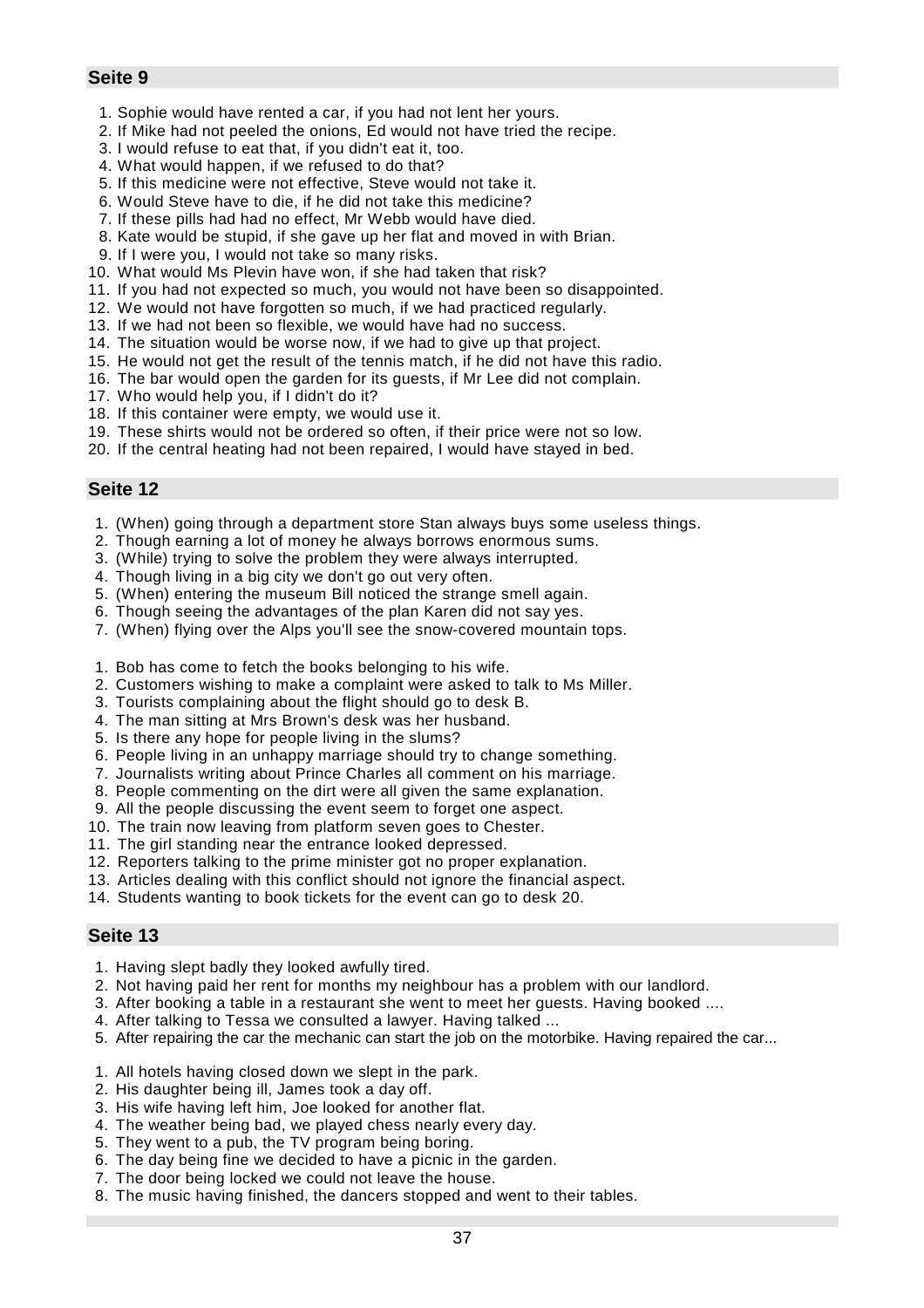## Seite 9

1. Sophie would have rented a car, if you had not lent her yours.
2. If Mike had not peeled the onions, Ed would not have tried the recipe.
3. I would refuse to eat that, if you didn't eat it, too.
4. What would happen, if we refused to do that?
5. If this medicine were not effective, Steve would not take it.
6. Would Steve have to die, if he did not take this medicine?
7. If these pills had had no effect, Mr Webb would have died.
8. Kate would be stupid, if she gave up her flat and moved in with Brian.
9. If I were you, I would not take so many risks.
10. What would Ms Plevin have won, if she had taken that risk?
11. If you had not expected so much, you would not have been so disappointed.
12. We would not have forgotten so much, if we had practiced regularly.
13. If we had not been so flexible, we would have had no success.
14. The situation would be worse now, if we had to give up that project.
15. He would not get the result of the tennis match, if he did not have this radio.
16. The bar would open the garden for its guests, if Mr Lee did not complain.
17. Who would help you, if I didn't do it?
18. If this container were empty, we would use it.
19. These shirts would not be ordered so often, if their price were not so low.
20. If the central heating had not been repaired, I would have stayed in bed.

## Seite 12

1. (When) going through a department store Stan always buys some useless things.
2. Though earning a lot of money he always borrows enormous sums.
3. (While) trying to solve the problem they were always interrupted.
4. Though living in a big city we don't go out very often.
5. (When) entering the museum Bill noticed the strange smell again.
6. Though seeing the advantages of the plan Karen did not say yes.
7. (When) flying over the Alps you'll see the snow-covered mountain tops.

1. Bob has come to fetch the books belonging to his wife.
2. Customers wishing to make a complaint were asked to talk to Ms Miller.
3. Tourists complaining about the flight should go to desk B.
4. The man sitting at Mrs Brown's desk was her husband.
5. Is there any hope for people living in the slums?
6. People living in an unhappy marriage should try to change something.
7. Journalists writing about Prince Charles all comment on his marriage.
8. People commenting on the dirt were all given the same explanation.
9. All the people discussing the event seem to forget one aspect.
10. The train now leaving from platform seven goes to Chester.
11. The girl standing near the entrance looked depressed.
12. Reporters talking to the prime minister got no proper explanation.
13. Articles dealing with this conflict should not ignore the financial aspect.
14. Students wanting to book tickets for the event can go to desk 20.

## Seite 13

1. Having slept badly they looked awfully tired.
2. Not having paid her rent for months my neighbour has a problem with our landlord.
3. After booking a table in a restaurant she went to meet her guests. Having booked ....
4. After talking to Tessa we consulted a lawyer. Having talked ...
5. After repairing the car the mechanic can start the job on the motorbike. Having repaired the car...

1. All hotels having closed down we slept in the park.
2. His daughter being ill, James took a day off.
3. His wife having left him, Joe looked for another flat.
4. The weather being bad, we played chess nearly every day.
5. They went to a pub, the TV program being boring.
6. The day being fine we decided to have a picnic in the garden.
7. The door being locked we could not leave the house.
8. The music having finished, the dancers stopped and went to their tables.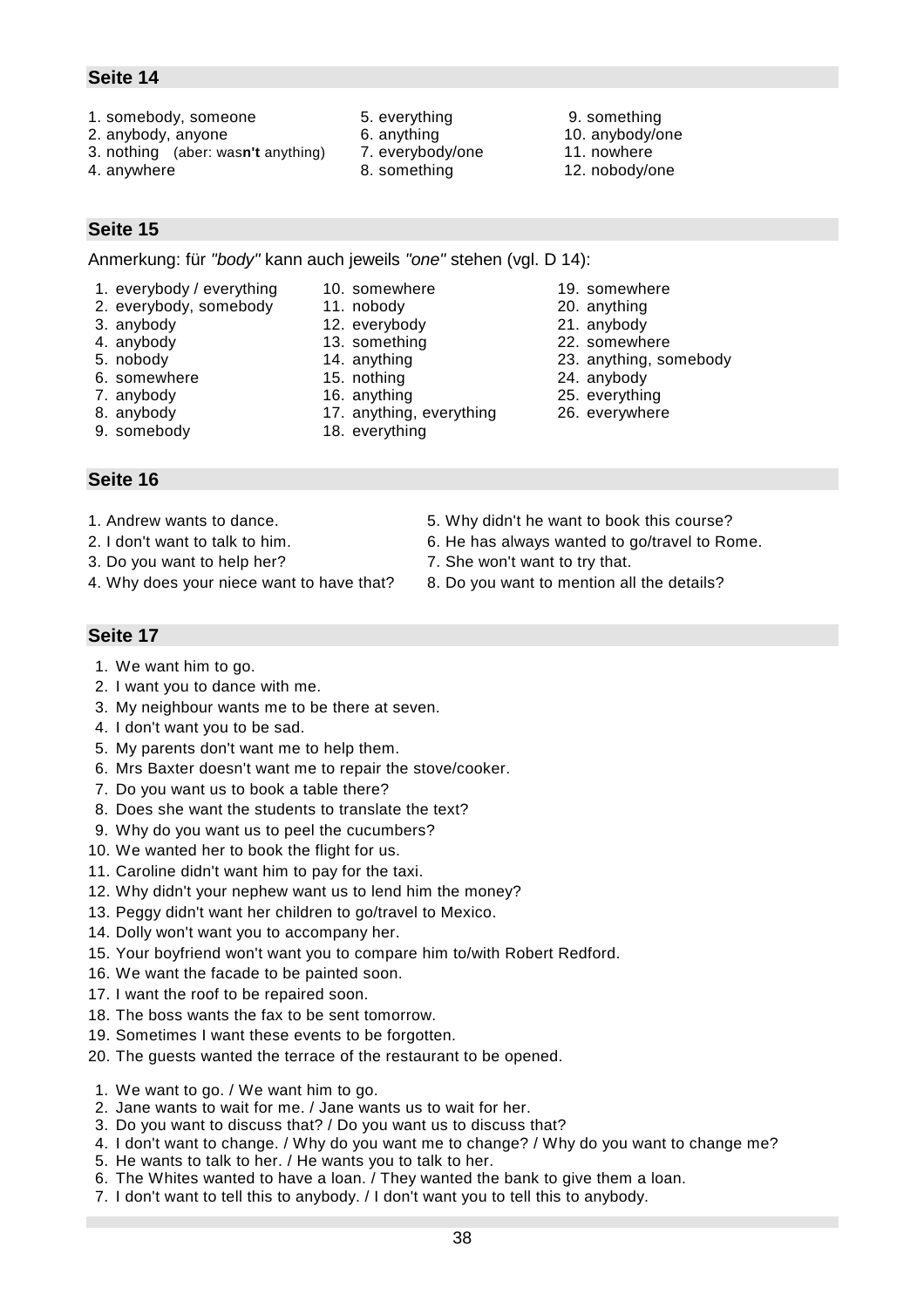## Seite 14

1. somebody, someone
2. anybody, anyone
3. nothing (aber: was**n't** anything)
4. anywhere
5. everything
6. anything
7. everybody/one
8. something
9. something
10. anybody/one
11. nowhere
12. nobody/one

## Seite 15

Anmerkung: für *"body"* kann auch jeweils *"one"* stehen (vgl. D 14):

1. everybody / everything
2. everybody, somebody
3. anybody
4. anybody
5. nobody
6. somewhere
7. anybody
8. anybody
9. somebody
10. somewhere
11. nobody
12. everybody
13. something
14. anything
15. nothing
16. anything
17. anything, everything
18. everything
19. somewhere
20. anything
21. anybody
22. somewhere
23. anything, somebody
24. anybody
25. everything
26. everywhere

## Seite 16

1. Andrew wants to dance.
2. I don't want to talk to him.
3. Do you want to help her?
4. Why does your niece want to have that?
5. Why didn't he want to book this course?
6. He has always wanted to go/travel to Rome.
7. She won't want to try that.
8. Do you want to mention all the details?

## Seite 17

1. We want him to go.
2. I want you to dance with me.
3. My neighbour wants me to be there at seven.
4. I don't want you to be sad.
5. My parents don't want me to help them.
6. Mrs Baxter doesn't want me to repair the stove/cooker.
7. Do you want us to book a table there?
8. Does she want the students to translate the text?
9. Why do you want us to peel the cucumbers?
10. We wanted her to book the flight for us.
11. Caroline didn't want him to pay for the taxi.
12. Why didn't your nephew want us to lend him the money?
13. Peggy didn't want her children to go/travel to Mexico.
14. Dolly won't want you to accompany her.
15. Your boyfriend won't want you to compare him to/with Robert Redford.
16. We want the facade to be painted soon.
17. I want the roof to be repaired soon.
18. The boss wants the fax to be sent tomorrow.
19. Sometimes I want these events to be forgotten.
20. The guests wanted the terrace of the restaurant to be opened.

1. We want to go. / We want him to go.
2. Jane wants to wait for me. / Jane wants us to wait for her.
3. Do you want to discuss that? / Do you want us to discuss that?
4. I don't want to change. / Why do you want me to change? / Why do you want to change me?
5. He wants to talk to her. / He wants you to talk to her.
6. The Whites wanted to have a loan. / They wanted the bank to give them a loan.
7. I don't want to tell this to anybody. / I don't want you to tell this to anybody.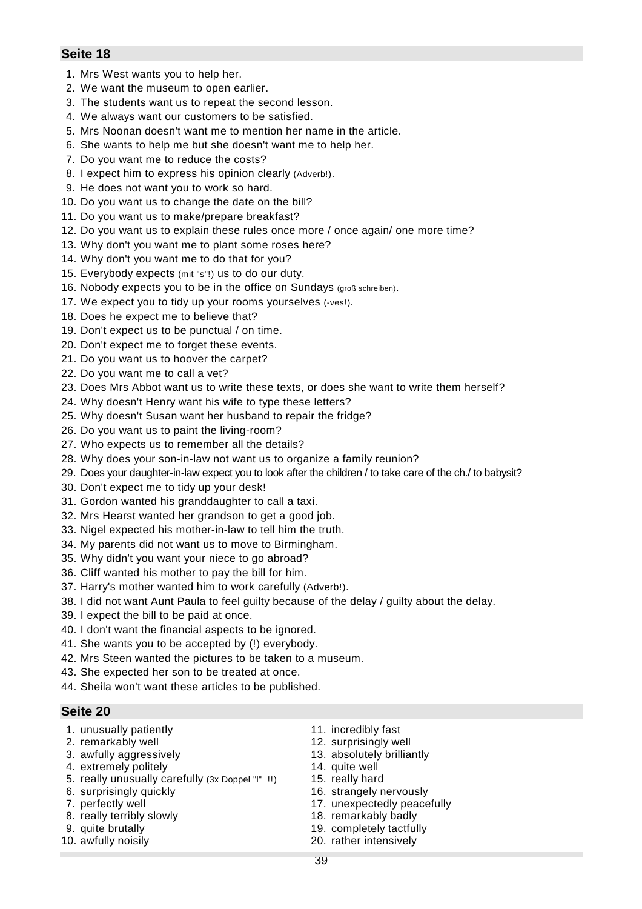## Seite 18

1. Mrs West wants you to help her.
2. We want the museum to open earlier.
3. The students want us to repeat the second lesson.
4. We always want our customers to be satisfied.
5. Mrs Noonan doesn't want me to mention her name in the article.
6. She wants to help me but she doesn't want me to help her.
7. Do you want me to reduce the costs?
8. I expect him to express his opinion clearly (Adverb!).
9. He does not want you to work so hard.
10. Do you want us to change the date on the bill?
11. Do you want us to make/prepare breakfast?
12. Do you want us to explain these rules once more / once again/ one more time?
13. Why don't you want me to plant some roses here?
14. Why don't you want me to do that for you?
15. Everybody expects (mit "s"!) us to do our duty.
16. Nobody expects you to be in the office on Sundays (groß schreiben).
17. We expect you to tidy up your rooms yourselves (-ves!).
18. Does he expect me to believe that?
19. Don't expect us to be punctual / on time.
20. Don't expect me to forget these events.
21. Do you want us to hoover the carpet?
22. Do you want me to call a vet?
23. Does Mrs Abbot want us to write these texts, or does she want to write them herself?
24. Why doesn't Henry want his wife to type these letters?
25. Why doesn't Susan want her husband to repair the fridge?
26. Do you want us to paint the living-room?
27. Who expects us to remember all the details?
28. Why does your son-in-law not want us to organize a family reunion?
29. Does your daughter-in-law expect you to look after the children / to take care of the ch./ to babysit?
30. Don't expect me to tidy up your desk!
31. Gordon wanted his granddaughter to call a taxi.
32. Mrs Hearst wanted her grandson to get a good job.
33. Nigel expected his mother-in-law to tell him the truth.
34. My parents did not want us to move to Birmingham.
35. Why didn't you want your niece to go abroad?
36. Cliff wanted his mother to pay the bill for him.
37. Harry's mother wanted him to work carefully (Adverb!).
38. I did not want Aunt Paula to feel guilty because of the delay / guilty about the delay.
39. I expect the bill to be paid at once.
40. I don't want the financial aspects to be ignored.
41. She wants you to be accepted by (!) everybody.
42. Mrs Steen wanted the pictures to be taken to a museum.
43. She expected her son to be treated at once.
44. Sheila won't want these articles to be published.

## Seite 20

1. unusually patiently
2. remarkably well
3. awfully aggressively
4. extremely politely
5. really unusually carefully (3x Doppel "l" !!)
6. surprisingly quickly
7. perfectly well
8. really terribly slowly
9. quite brutally
10. awfully noisily
11. incredibly fast
12. surprisingly well
13. absolutely brilliantly
14. quite well
15. really hard
16. strangely nervously
17. unexpectedly peacefully
18. remarkably badly
19. completely tactfully
20. rather intensively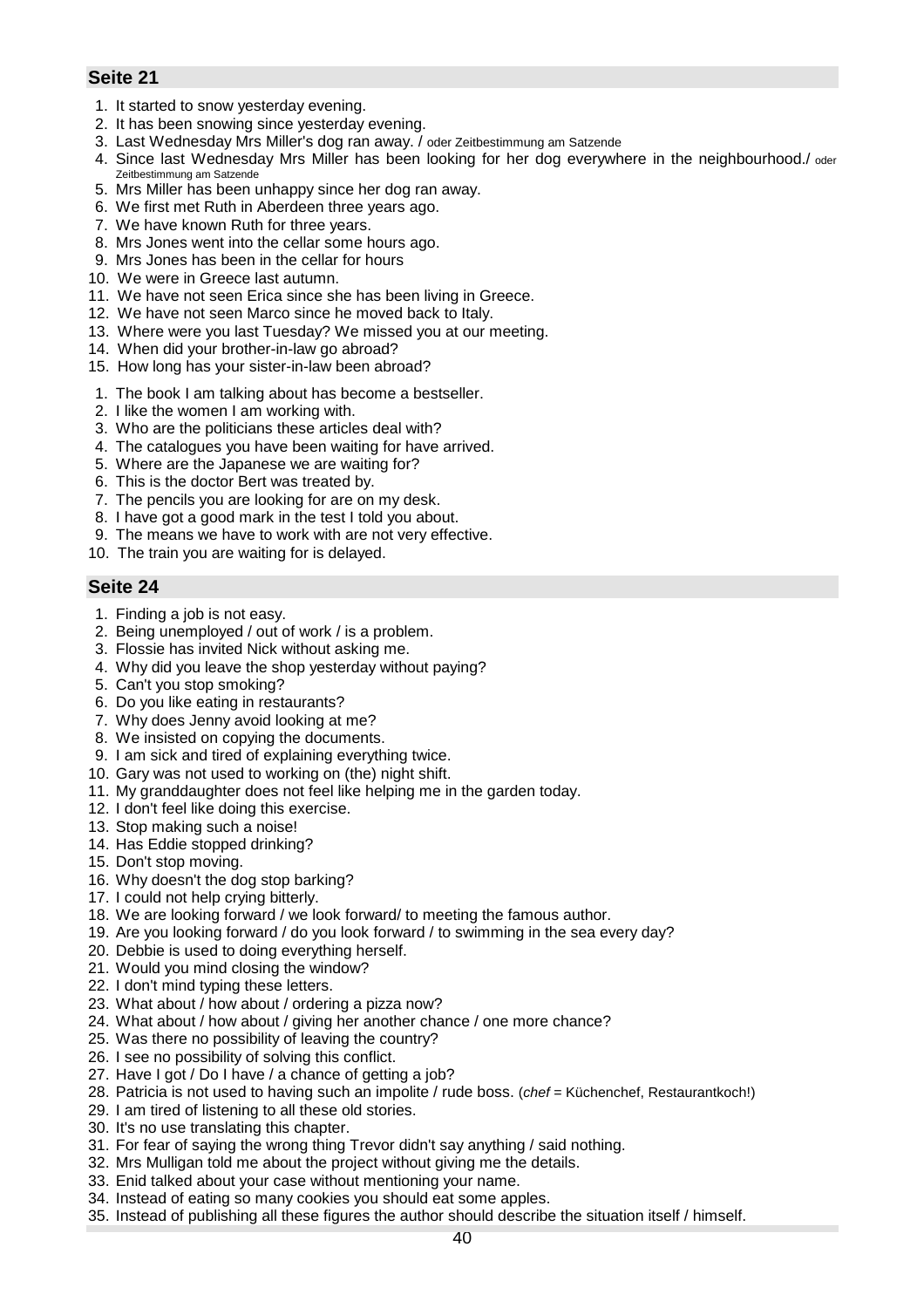## Seite 21

1. It started to snow yesterday evening.
2. It has been snowing since yesterday evening.
3. Last Wednesday Mrs Miller's dog ran away. / oder Zeitbestimmung am Satzende
4. Since last Wednesday Mrs Miller has been looking for her dog everywhere in the neighbourhood./ oder Zeitbestimmung am Satzende
5. Mrs Miller has been unhappy since her dog ran away.
6. We first met Ruth in Aberdeen three years ago.
7. We have known Ruth for three years.
8. Mrs Jones went into the cellar some hours ago.
9. Mrs Jones has been in the cellar for hours
10. We were in Greece last autumn.
11. We have not seen Erica since she has been living in Greece.
12. We have not seen Marco since he moved back to Italy.
13. Where were you last Tuesday? We missed you at our meeting.
14. When did your brother-in-law go abroad?
15. How long has your sister-in-law been abroad?

1. The book I am talking about has become a bestseller.
2. I like the women I am working with.
3. Who are the politicians these articles deal with?
4. The catalogues you have been waiting for have arrived.
5. Where are the Japanese we are waiting for?
6. This is the doctor Bert was treated by.
7. The pencils you are looking for are on my desk.
8. I have got a good mark in the test I told you about.
9. The means we have to work with are not very effective.
10. The train you are waiting for is delayed.

## Seite 24

1. Finding a job is not easy.
2. Being unemployed / out of work / is a problem.
3. Flossie has invited Nick without asking me.
4. Why did you leave the shop yesterday without paying?
5. Can't you stop smoking?
6. Do you like eating in restaurants?
7. Why does Jenny avoid looking at me?
8. We insisted on copying the documents.
9. I am sick and tired of explaining everything twice.
10. Gary was not used to working on (the) night shift.
11. My granddaughter does not feel like helping me in the garden today.
12. I don't feel like doing this exercise.
13. Stop making such a noise!
14. Has Eddie stopped drinking?
15. Don't stop moving.
16. Why doesn't the dog stop barking?
17. I could not help crying bitterly.
18. We are looking forward / we look forward/ to meeting the famous author.
19. Are you looking forward / do you look forward / to swimming in the sea every day?
20. Debbie is used to doing everything herself.
21. Would you mind closing the window?
22. I don't mind typing these letters.
23. What about / how about / ordering a pizza now?
24. What about / how about / giving her another chance / one more chance?
25. Was there no possibility of leaving the country?
26. I see no possibility of solving this conflict.
27. Have I got / Do I have / a chance of getting a job?
28. Patricia is not used to having such an impolite / rude boss. (*chef* = Küchenchef, Restaurantkoch!)
29. I am tired of listening to all these old stories.
30. It's no use translating this chapter.
31. For fear of saying the wrong thing Trevor didn't say anything / said nothing.
32. Mrs Mulligan told me about the project without giving me the details.
33. Enid talked about your case without mentioning your name.
34. Instead of eating so many cookies you should eat some apples.
35. Instead of publishing all these figures the author should describe the situation itself / himself.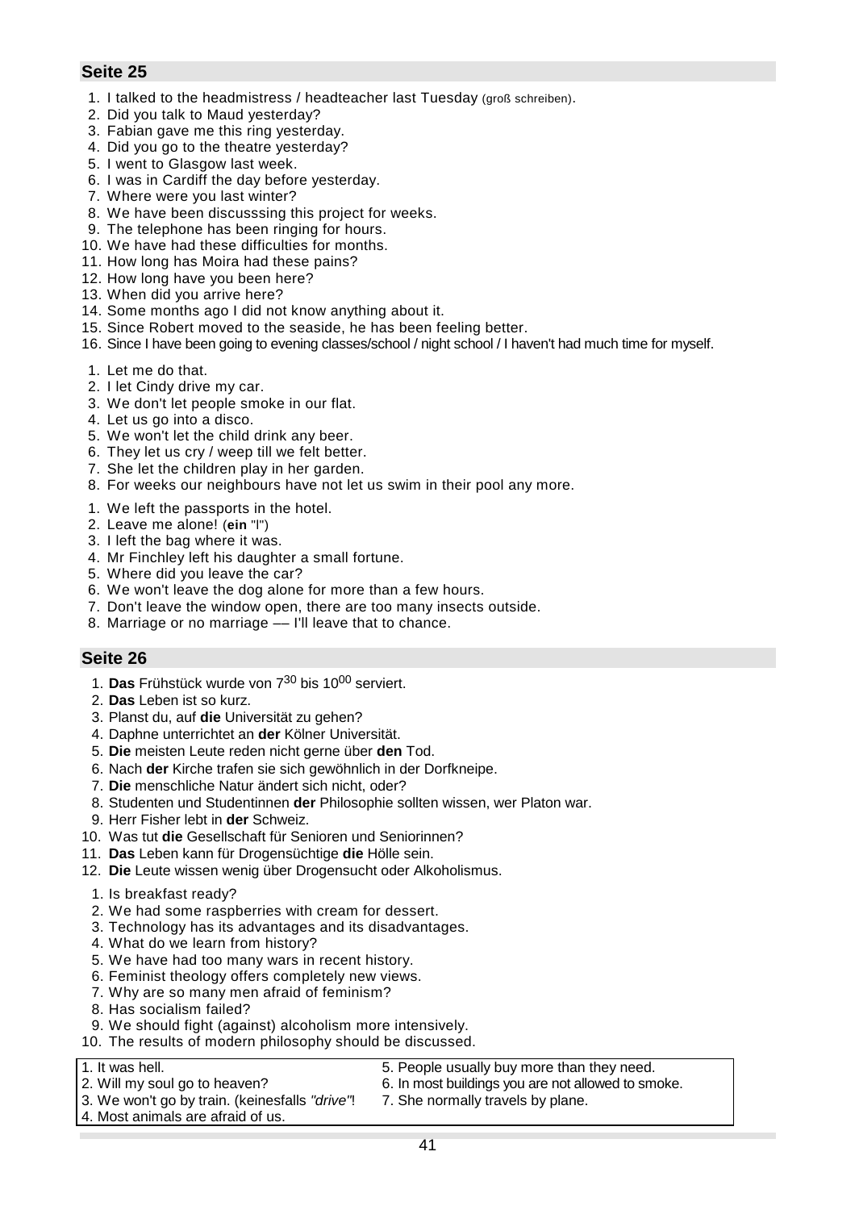## Seite 25

1. I talked to the headmistress / headteacher last Tuesday (groß schreiben).
2. Did you talk to Maud yesterday?
3. Fabian gave me this ring yesterday.
4. Did you go to the theatre yesterday?
5. I went to Glasgow last week.
6. I was in Cardiff the day before yesterday.
7. Where were you last winter?
8. We have been discusssing this project for weeks.
9. The telephone has been ringing for hours.
10. We have had these difficulties for months.
11. How long has Moira had these pains?
12. How long have you been here?
13. When did you arrive here?
14. Some months ago I did not know anything about it.
15. Since Robert moved to the seaside, he has been feeling better.
16. Since I have been going to evening classes/school / night school / I haven't had much time for myself.

1. Let me do that.
2. I let Cindy drive my car.
3. We don't let people smoke in our flat.
4. Let us go into a disco.
5. We won't let the child drink any beer.
6. They let us cry / weep till we felt better.
7. She let the children play in her garden.
8. For weeks our neighbours have not let us swim in their pool any more.

1. We left the passports in the hotel.
2. Leave me alone! (**ein** "l")
3. I left the bag where it was.
4. Mr Finchley left his daughter a small fortune.
5. Where did you leave the car?
6. We won't leave the dog alone for more than a few hours.
7. Don't leave the window open, there are too many insects outside.
8. Marriage or no marriage –– I'll leave that to chance.

## Seite 26

1. **Das** Frühstück wurde von $7^{30}$ bis $10^{00}$ serviert.
2. **Das** Leben ist so kurz.
3. Planst du, auf **die** Universität zu gehen?
4. Daphne unterrichtet an **der** Kölner Universität.
5. **Die** meisten Leute reden nicht gerne über **den** Tod.
6. Nach **der** Kirche trafen sie sich gewöhnlich in der Dorfkneipe.
7. **Die** menschliche Natur ändert sich nicht, oder?
8. Studenten und Studentinnen **der** Philosophie sollten wissen, wer Platon war.
9. Herr Fisher lebt in **der** Schweiz.
10. Was tut **die** Gesellschaft für Senioren und Seniorinnen?
11. **Das** Leben kann für Drogensüchtige **die** Hölle sein.
12. **Die** Leute wissen wenig über Drogensucht oder Alkoholismus.

1. Is breakfast ready?
2. We had some raspberries with cream for dessert.
3. Technology has its advantages and its disadvantages.
4. What do we learn from history?
5. We have had too many wars in recent history.
6. Feminist theology offers completely new views.
7. Why are so many men afraid of feminism?
8. Has socialism failed?
9. We should fight (against) alcoholism more intensively.
10. The results of modern philosophy should be discussed.

1. It was hell.
2. Will my soul go to heaven?
3. We won't go by train. (keinesfalls *"drive"*!
4. Most animals are afraid of us.
5. People usually buy more than they need.
6. In most buildings you are not allowed to smoke.
7. She normally travels by plane.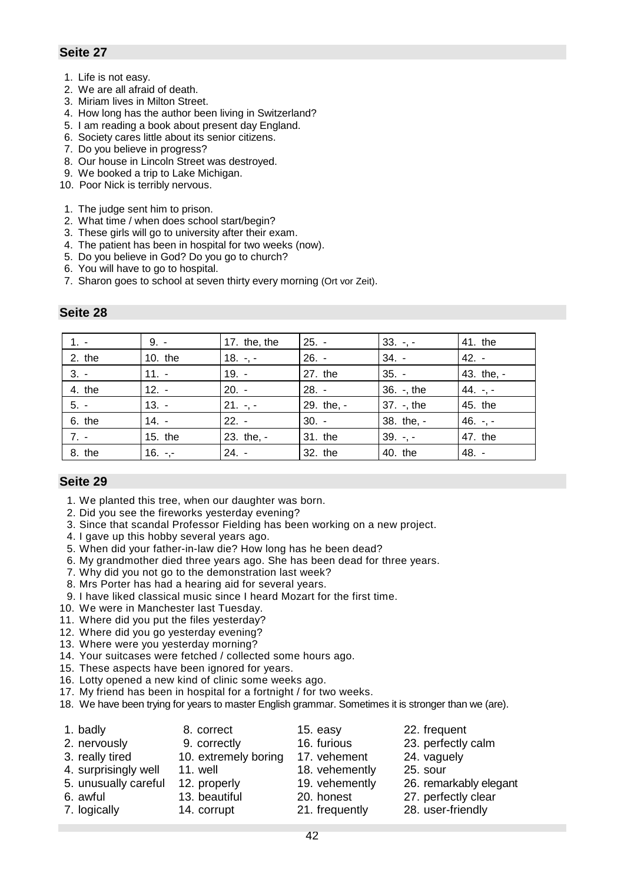## Seite 27

1. Life is not easy.
2. We are all afraid of death.
3. Miriam lives in Milton Street.
4. How long has the author been living in Switzerland?
5. I am reading a book about present day England.
6. Society cares little about its senior citizens.
7. Do you believe in progress?
8. Our house in Lincoln Street was destroyed.
9. We booked a trip to Lake Michigan.
10. Poor Nick is terribly nervous.

1. The judge sent him to prison.
2. What time / when does school start/begin?
3. These girls will go to university after their exam.
4. The patient has been in hospital for two weeks (now).
5. Do you believe in God? Do you go to church?
6. You will have to go to hospital.
7. Sharon goes to school at seven thirty every morning (Ort vor Zeit).

## Seite 28

| | | | | | |
|---|---|---|---|---|---|
| 1. - | 9. - | 17. the, the | 25. - | 33. -, - | 41. the |
| 2. the | 10. the | 18. -, - | 26. - | 34. - | 42. - |
| 3. - | 11. - | 19. - | 27. the | 35. - | 43. the, - |
| 4. the | 12. - | 20. - | 28. - | 36. -, the | 44. -, - |
| 5. - | 13. - | 21. -, - | 29. the, - | 37. -, the | 45. the |
| 6. the | 14. - | 22. - | 30. - | 38. the, - | 46. -, - |
| 7. - | 15. the | 23. the, - | 31. the | 39. -, - | 47. the |
| 8. the | 16. -,- | 24. - | 32. the | 40. the | 48. - |

## Seite 29

1. We planted this tree, when our daughter was born.
2. Did you see the fireworks yesterday evening?
3. Since that scandal Professor Fielding has been working on a new project.
4. I gave up this hobby several years ago.
5. When did your father-in-law die? How long has he been dead?
6. My grandmother died three years ago. She has been dead for three years.
7. Why did you not go to the demonstration last week?
8. Mrs Porter has had a hearing aid for several years.
9. I have liked classical music since I heard Mozart for the first time.
10. We were in Manchester last Tuesday.
11. Where did you put the files yesterday?
12. Where did you go yesterday evening?
13. Where were you yesterday morning?
14. Your suitcases were fetched / collected some hours ago.
15. These aspects have been ignored for years.
16. Lotty opened a new kind of clinic some weeks ago.
17. My friend has been in hospital for a fortnight / for two weeks.
18. We have been trying for years to master English grammar. Sometimes it is stronger than we (are).

1. badly
2. nervously
3. really tired
4. surprisingly well
5. unusually careful
6. awful
7. logically
8. correct
9. correctly
10. extremely boring
11. well
12. properly
13. beautiful
14. corrupt
15. easy
16. furious
17. vehement
18. vehemently
19. vehemently
20. honest
21. frequently
22. frequent
23. perfectly calm
24. vaguely
25. sour
26. remarkably elegant
27. perfectly clear
28. user-friendly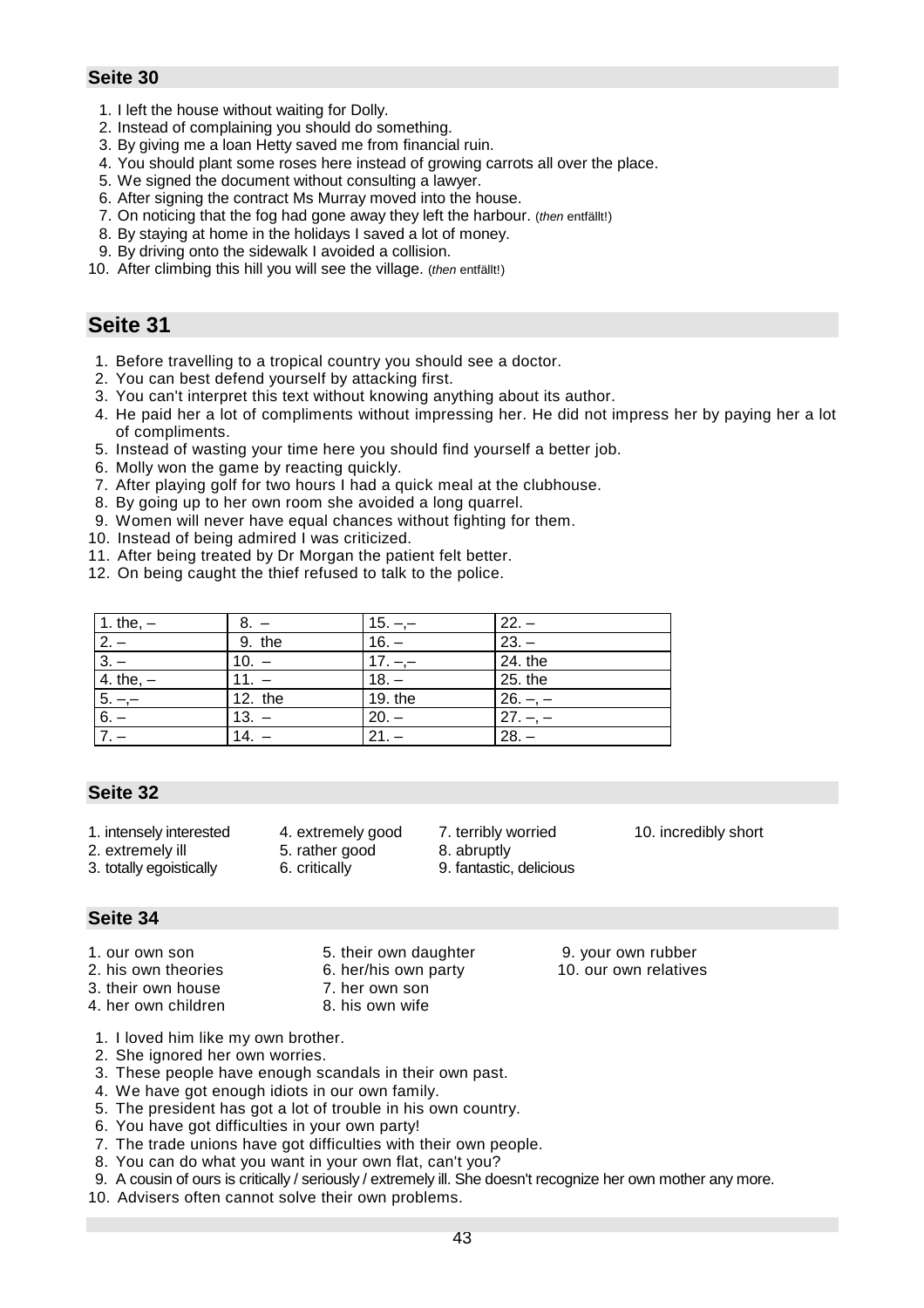## Seite 30

1. I left the house without waiting for Dolly.
2. Instead of complaining you should do something.
3. By giving me a loan Hetty saved me from financial ruin.
4. You should plant some roses here instead of growing carrots all over the place.
5. We signed the document without consulting a lawyer.
6. After signing the contract Ms Murray moved into the house.
7. On noticing that the fog had gone away they left the harbour. (*then* entfällt!)
8. By staying at home in the holidays I saved a lot of money.
9. By driving onto the sidewalk I avoided a collision.
10. After climbing this hill you will see the village. (*then* entfällt!)

## Seite 31

1. Before travelling to a tropical country you should see a doctor.
2. You can best defend yourself by attacking first.
3. You can't interpret this text without knowing anything about its author.
4. He paid her a lot of compliments without impressing her. He did not impress her by paying her a lot of compliments.
5. Instead of wasting your time here you should find yourself a better job.
6. Molly won the game by reacting quickly.
7. After playing golf for two hours I had a quick meal at the clubhouse.
8. By going up to her own room she avoided a long quarrel.
9. Women will never have equal chances without fighting for them.
10. Instead of being admired I was criticized.
11. After being treated by Dr Morgan the patient felt better.
12. On being caught the thief refused to talk to the police.

| | | | |
|---|---|---|---|
| 1. the, – | 8. – | 15. –,– | 22. – |
| 2. – | 9. the | 16. – | 23. – |
| 3. – | 10. – | 17. –,– | 24. the |
| 4. the, – | 11. – | 18. – | 25. the |
| 5. –,– | 12. the | 19. the | 26. –, – |
| 6. – | 13. – | 20. – | 27. –, – |
| 7. – | 14. – | 21. – | 28. – |

## Seite 32

1. intensely interested
2. extremely ill
3. totally egoistically
4. extremely good
5. rather good
6. critically
7. terribly worried
8. abruptly
9. fantastic, delicious
10. incredibly short

## Seite 34

1. our own son
2. his own theories
3. their own house
4. her own children
5. their own daughter
6. her/his own party
7. her own son
8. his own wife
9. your own rubber
10. our own relatives

1. I loved him like my own brother.
2. She ignored her own worries.
3. These people have enough scandals in their own past.
4. We have got enough idiots in our own family.
5. The president has got a lot of trouble in his own country.
6. You have got difficulties in your own party!
7. The trade unions have got difficulties with their own people.
8. You can do what you want in your own flat, can't you?
9. A cousin of ours is critically / seriously / extremely ill. She doesn't recognize her own mother any more.
10. Advisers often cannot solve their own problems.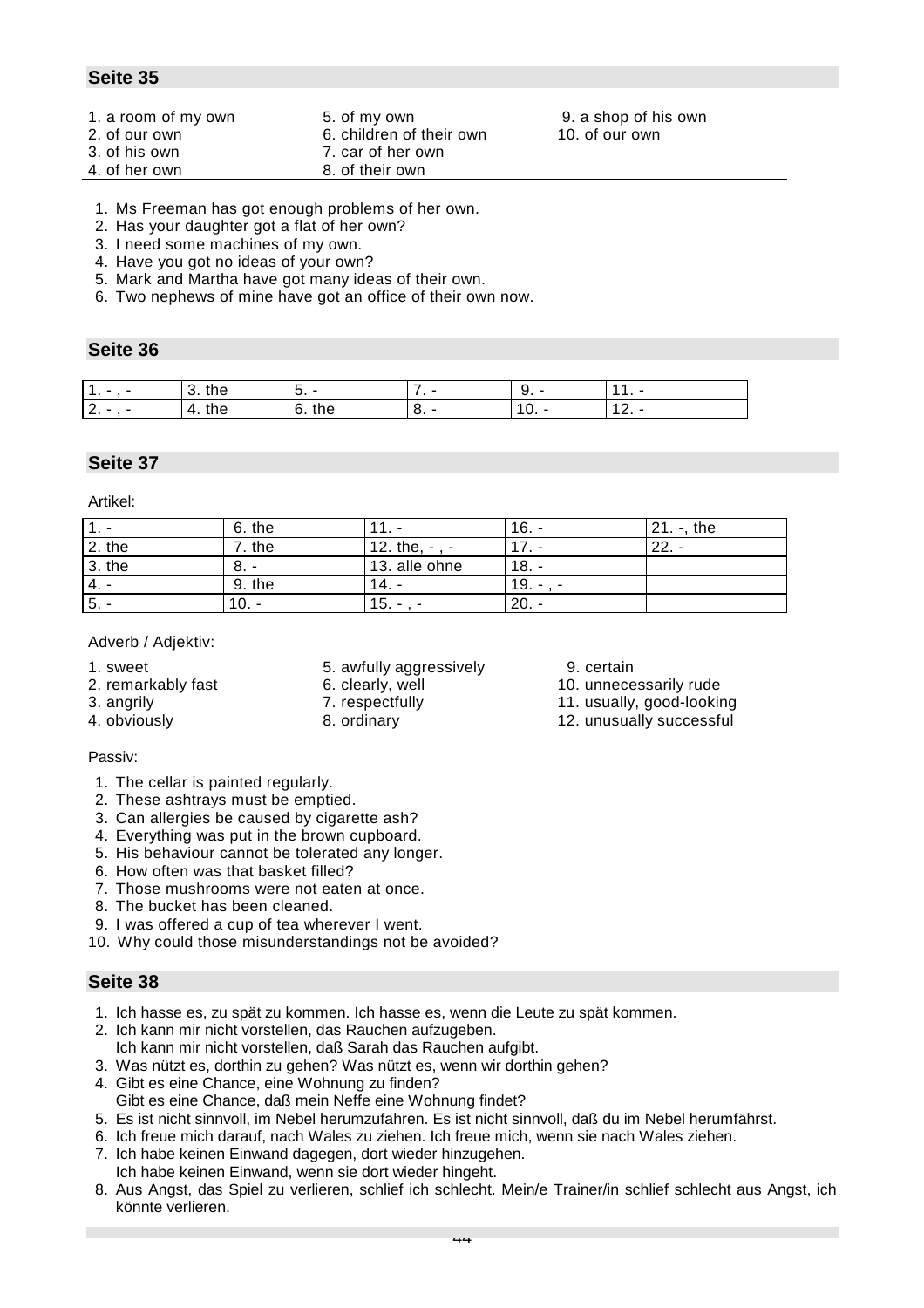## Seite 35

1. a room of my own
2. of our own
3. of his own
4. of her own
5. of my own
6. children of their own
7. car of her own
8. of their own
9. a shop of his own
10. of our own

1. Ms Freeman has got enough problems of her own.
2. Has your daughter got a flat of her own?
3. I need some machines of my own.
4. Have you got no ideas of your own?
5. Mark and Martha have got many ideas of their own.
6. Two nephews of mine have got an office of their own now.

## Seite 36

| 1. - , - | 3. the | 5. - | 7. - | 9. - | 11. - |
|---|---|---|---|---|---|
| 2. - , - | 4. the | 6. the | 8. - | 10. - | 12. - |

## Seite 37

Artikel:

| 1. - | 6. the | 11. - | 16. - | 21. -, the |
|---|---|---|---|---|
| 2. the | 7. the | 12. the, - , - | 17. - | 22. - |
| 3. the | 8. - | 13. alle ohne | 18. - | |
| 4. - | 9. the | 14. - | 19. - , - | |
| 5. - | 10. - | 15. - , - | 20. - | |

Adverb / Adjektiv:

1. sweet
2. remarkably fast
3. angrily
4. obviously
5. awfully aggressively
6. clearly, well
7. respectfully
8. ordinary
9. certain
10. unnecessarily rude
11. usually, good-looking
12. unusually successful

Passiv:

1. The cellar is painted regularly.
2. These ashtrays must be emptied.
3. Can allergies be caused by cigarette ash?
4. Everything was put in the brown cupboard.
5. His behaviour cannot be tolerated any longer.
6. How often was that basket filled?
7. Those mushrooms were not eaten at once.
8. The bucket has been cleaned.
9. I was offered a cup of tea wherever I went.
10. Why could those misunderstandings not be avoided?

## Seite 38

1. Ich hasse es, zu spät zu kommen. Ich hasse es, wenn die Leute zu spät kommen.
2. Ich kann mir nicht vorstellen, das Rauchen aufzugeben.
   Ich kann mir nicht vorstellen, daß Sarah das Rauchen aufgibt.
3. Was nützt es, dorthin zu gehen? Was nützt es, wenn wir dorthin gehen?
4. Gibt es eine Chance, eine Wohnung zu finden?
   Gibt es eine Chance, daß mein Neffe eine Wohnung findet?
5. Es ist nicht sinnvoll, im Nebel herumzufahren. Es ist nicht sinnvoll, daß du im Nebel herumfährst.
6. Ich freue mich darauf, nach Wales zu ziehen. Ich freue mich, wenn sie nach Wales ziehen.
7. Ich habe keinen Einwand dagegen, dort wieder hinzugehen.
   Ich habe keinen Einwand, wenn sie dort wieder hingeht.
8. Aus Angst, das Spiel zu verlieren, schlief ich schlecht. Mein/e Trainer/in schlief schlecht aus Angst, ich könnte verlieren.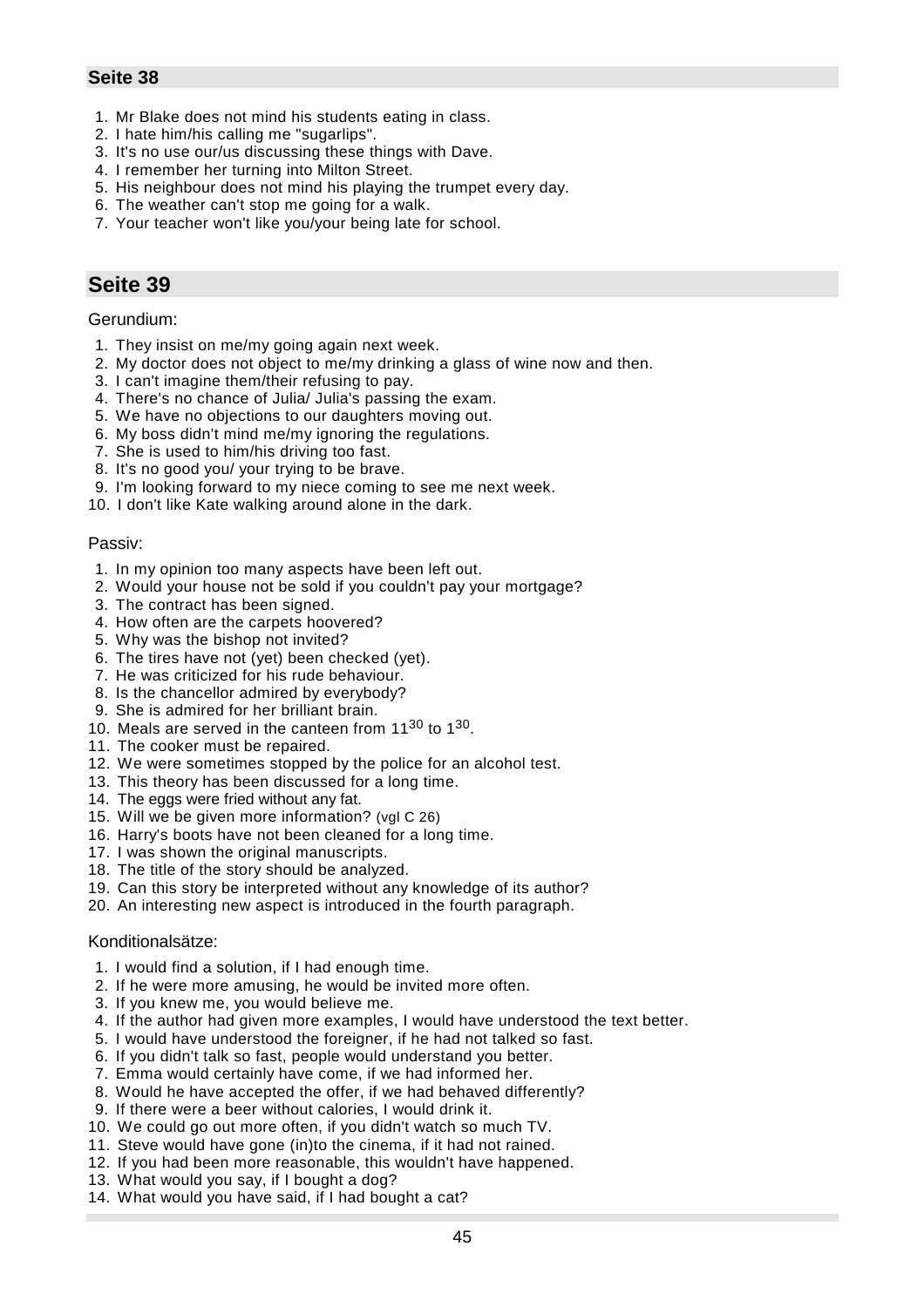## Seite 38

1. Mr Blake does not mind his students eating in class.
2. I hate him/his calling me "sugarlips".
3. It's no use our/us discussing these things with Dave.
4. I remember her turning into Milton Street.
5. His neighbour does not mind his playing the trumpet every day.
6. The weather can't stop me going for a walk.
7. Your teacher won't like you/your being late for school.

## Seite 39

Gerundium:

1. They insist on me/my going again next week.
2. My doctor does not object to me/my drinking a glass of wine now and then.
3. I can't imagine them/their refusing to pay.
4. There's no chance of Julia/ Julia's passing the exam.
5. We have no objections to our daughters moving out.
6. My boss didn't mind me/my ignoring the regulations.
7. She is used to him/his driving too fast.
8. It's no good you/ your trying to be brave.
9. I'm looking forward to my niece coming to see me next week.
10. I don't like Kate walking around alone in the dark.

Passiv:

1. In my opinion too many aspects have been left out.
2. Would your house not be sold if you couldn't pay your mortgage?
3. The contract has been signed.
4. How often are the carpets hoovered?
5. Why was the bishop not invited?
6. The tires have not (yet) been checked (yet).
7. He was criticized for his rude behaviour.
8. Is the chancellor admired by everybody?
9. She is admired for her brilliant brain.
10. Meals are served in the canteen from $11^{30}$ to $1^{30}$.
11. The cooker must be repaired.
12. We were sometimes stopped by the police for an alcohol test.
13. This theory has been discussed for a long time.
14. The eggs were fried without any fat.
15. Will we be given more information? (vgl C 26)
16. Harry's boots have not been cleaned for a long time.
17. I was shown the original manuscripts.
18. The title of the story should be analyzed.
19. Can this story be interpreted without any knowledge of its author?
20. An interesting new aspect is introduced in the fourth paragraph.

Konditionalsätze:

1. I would find a solution, if I had enough time.
2. If he were more amusing, he would be invited more often.
3. If you knew me, you would believe me.
4. If the author had given more examples, I would have understood the text better.
5. I would have understood the foreigner, if he had not talked so fast.
6. If you didn't talk so fast, people would understand you better.
7. Emma would certainly have come, if we had informed her.
8. Would he have accepted the offer, if we had behaved differently?
9. If there were a beer without calories, I would drink it.
10. We could go out more often, if you didn't watch so much TV.
11. Steve would have gone (in)to the cinema, if it had not rained.
12. If you had been more reasonable, this wouldn't have happened.
13. What would you say, if I bought a dog?
14. What would you have said, if I had bought a cat?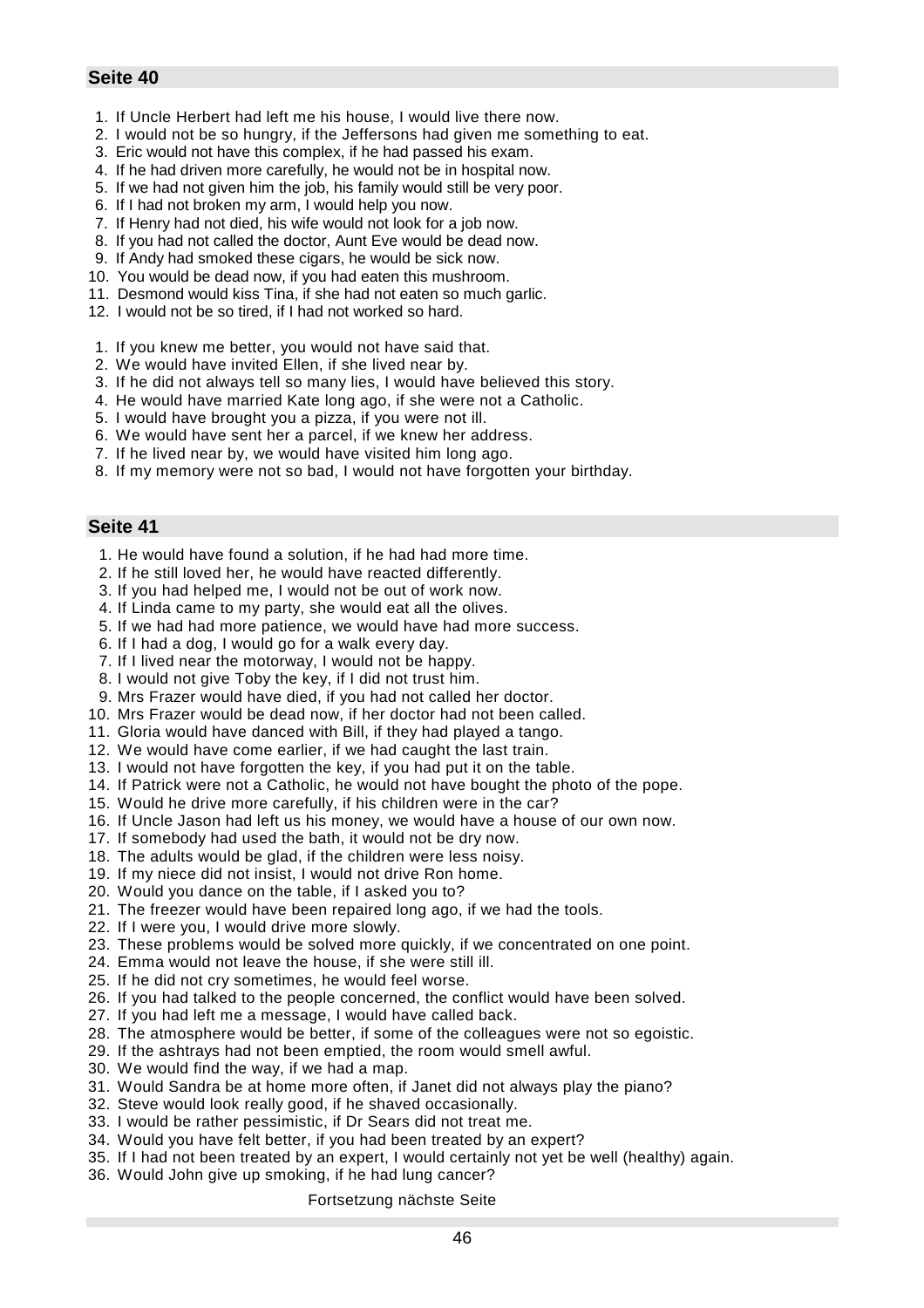## Seite 40

1. If Uncle Herbert had left me his house, I would live there now.
2. I would not be so hungry, if the Jeffersons had given me something to eat.
3. Eric would not have this complex, if he had passed his exam.
4. If he had driven more carefully, he would not be in hospital now.
5. If we had not given him the job, his family would still be very poor.
6. If I had not broken my arm, I would help you now.
7. If Henry had not died, his wife would not look for a job now.
8. If you had not called the doctor, Aunt Eve would be dead now.
9. If Andy had smoked these cigars, he would be sick now.
10. You would be dead now, if you had eaten this mushroom.
11. Desmond would kiss Tina, if she had not eaten so much garlic.
12. I would not be so tired, if I had not worked so hard.

1. If you knew me better, you would not have said that.
2. We would have invited Ellen, if she lived near by.
3. If he did not always tell so many lies, I would have believed this story.
4. He would have married Kate long ago, if she were not a Catholic.
5. I would have brought you a pizza, if you were not ill.
6. We would have sent her a parcel, if we knew her address.
7. If he lived near by, we would have visited him long ago.
8. If my memory were not so bad, I would not have forgotten your birthday.

## Seite 41

1. He would have found a solution, if he had had more time.
2. If he still loved her, he would have reacted differently.
3. If you had helped me, I would not be out of work now.
4. If Linda came to my party, she would eat all the olives.
5. If we had had more patience, we would have had more success.
6. If I had a dog, I would go for a walk every day.
7. If I lived near the motorway, I would not be happy.
8. I would not give Toby the key, if I did not trust him.
9. Mrs Frazer would have died, if you had not called her doctor.
10. Mrs Frazer would be dead now, if her doctor had not been called.
11. Gloria would have danced with Bill, if they had played a tango.
12. We would have come earlier, if we had caught the last train.
13. I would not have forgotten the key, if you had put it on the table.
14. If Patrick were not a Catholic, he would not have bought the photo of the pope.
15. Would he drive more carefully, if his children were in the car?
16. If Uncle Jason had left us his money, we would have a house of our own now.
17. If somebody had used the bath, it would not be dry now.
18. The adults would be glad, if the children were less noisy.
19. If my niece did not insist, I would not drive Ron home.
20. Would you dance on the table, if I asked you to?
21. The freezer would have been repaired long ago, if we had the tools.
22. If I were you, I would drive more slowly.
23. These problems would be solved more quickly, if we concentrated on one point.
24. Emma would not leave the house, if she were still ill.
25. If he did not cry sometimes, he would feel worse.
26. If you had talked to the people concerned, the conflict would have been solved.
27. If you had left me a message, I would have called back.
28. The atmosphere would be better, if some of the colleagues were not so egoistic.
29. If the ashtrays had not been emptied, the room would smell awful.
30. We would find the way, if we had a map.
31. Would Sandra be at home more often, if Janet did not always play the piano?
32. Steve would look really good, if he shaved occasionally.
33. I would be rather pessimistic, if Dr Sears did not treat me.
34. Would you have felt better, if you had been treated by an expert?
35. If I had not been treated by an expert, I would certainly not yet be well (healthy) again.
36. Would John give up smoking, if he had lung cancer?

Fortsetzung nächste Seite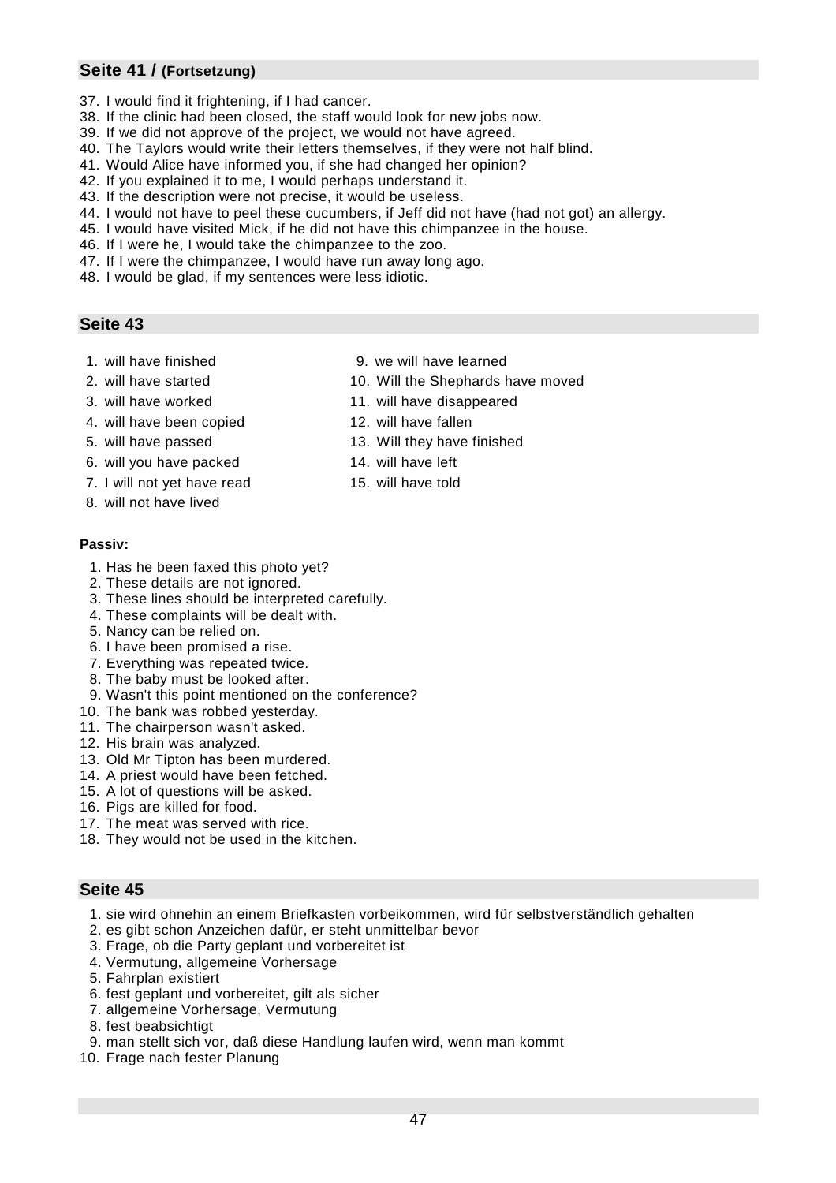## Seite 41 / (Fortsetzung)

37. I would find it frightening, if I had cancer.
38. If the clinic had been closed, the staff would look for new jobs now.
39. If we did not approve of the project, we would not have agreed.
40. The Taylors would write their letters themselves, if they were not half blind.
41. Would Alice have informed you, if she had changed her opinion?
42. If you explained it to me, I would perhaps understand it.
43. If the description were not precise, it would be useless.
44. I would not have to peel these cucumbers, if Jeff did not have (had not got) an allergy.
45. I would have visited Mick, if he did not have this chimpanzee in the house.
46. If I were he, I would take the chimpanzee to the zoo.
47. If I were the chimpanzee, I would have run away long ago.
48. I would be glad, if my sentences were less idiotic.

## Seite 43

1. will have finished
2. will have started
3. will have worked
4. will have been copied
5. will have passed
6. will you have packed
7. I will not yet have read
8. will not have lived
9. we will have learned
10. Will the Shephards have moved
11. will have disappeared
12. will have fallen
13. Will they have finished
14. will have left
15. will have told

**Passiv:**

1. Has he been faxed this photo yet?
2. These details are not ignored.
3. These lines should be interpreted carefully.
4. These complaints will be dealt with.
5. Nancy can be relied on.
6. I have been promised a rise.
7. Everything was repeated twice.
8. The baby must be looked after.
9. Wasn't this point mentioned on the conference?
10. The bank was robbed yesterday.
11. The chairperson wasn't asked.
12. His brain was analyzed.
13. Old Mr Tipton has been murdered.
14. A priest would have been fetched.
15. A lot of questions will be asked.
16. Pigs are killed for food.
17. The meat was served with rice.
18. They would not be used in the kitchen.

## Seite 45

1. sie wird ohnehin an einem Briefkasten vorbeikommen, wird für selbstverständlich gehalten
2. es gibt schon Anzeichen dafür, er steht unmittelbar bevor
3. Frage, ob die Party geplant und vorbereitet ist
4. Vermutung, allgemeine Vorhersage
5. Fahrplan existiert
6. fest geplant und vorbereitet, gilt als sicher
7. allgemeine Vorhersage, Vermutung
8. fest beabsichtigt
9. man stellt sich vor, daß diese Handlung laufen wird, wenn man kommt
10. Frage nach fester Planung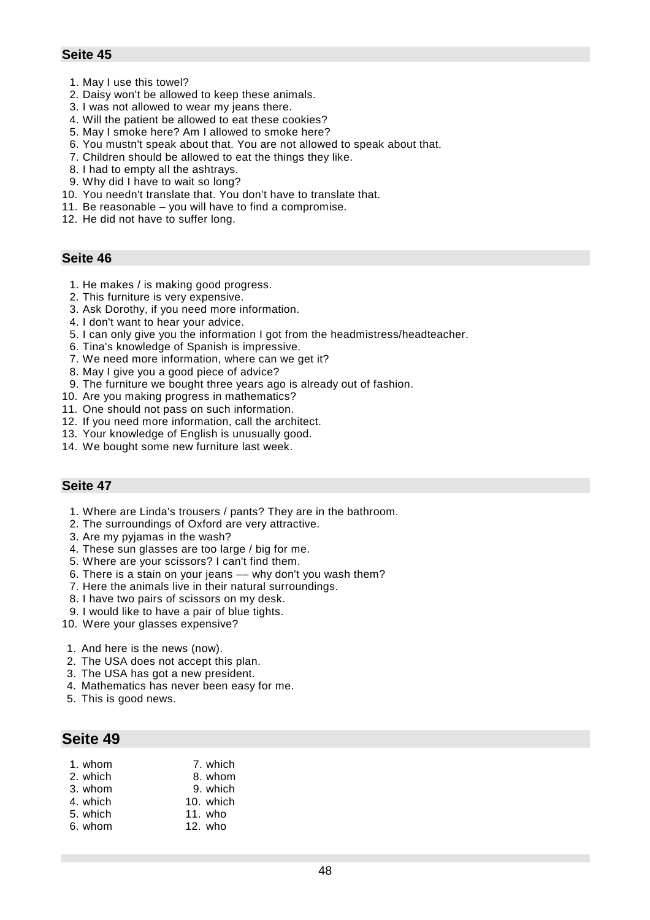## Seite 45

1. May I use this towel?
2. Daisy won't be allowed to keep these animals.
3. I was not allowed to wear my jeans there.
4. Will the patient be allowed to eat these cookies?
5. May I smoke here? Am I allowed to smoke here?
6. You mustn't speak about that. You are not allowed to speak about that.
7. Children should be allowed to eat the things they like.
8. I had to empty all the ashtrays.
9. Why did I have to wait so long?
10. You needn't translate that. You don't have to translate that.
11. Be reasonable – you will have to find a compromise.
12. He did not have to suffer long.

## Seite 46

1. He makes / is making good progress.
2. This furniture is very expensive.
3. Ask Dorothy, if you need more information.
4. I don't want to hear your advice.
5. I can only give you the information I got from the headmistress/headteacher.
6. Tina's knowledge of Spanish is impressive.
7. We need more information, where can we get it?
8. May I give you a good piece of advice?
9. The furniture we bought three years ago is already out of fashion.
10. Are you making progress in mathematics?
11. One should not pass on such information.
12. If you need more information, call the architect.
13. Your knowledge of English is unusually good.
14. We bought some new furniture last week.

## Seite 47

1. Where are Linda's trousers / pants? They are in the bathroom.
2. The surroundings of Oxford are very attractive.
3. Are my pyjamas in the wash?
4. These sun glasses are too large / big for me.
5. Where are your scissors? I can't find them.
6. There is a stain on your jeans –– why don't you wash them?
7. Here the animals live in their natural surroundings.
8. I have two pairs of scissors on my desk.
9. I would like to have a pair of blue tights.
10. Were your glasses expensive?

1. And here is the news (now).
2. The USA does not accept this plan.
3. The USA has got a new president.
4. Mathematics has never been easy for me.
5. This is good news.

## Seite 49

1. whom
2. which
3. whom
4. which
5. which
6. whom
7. which
8. whom
9. which
10. which
11. who
12. who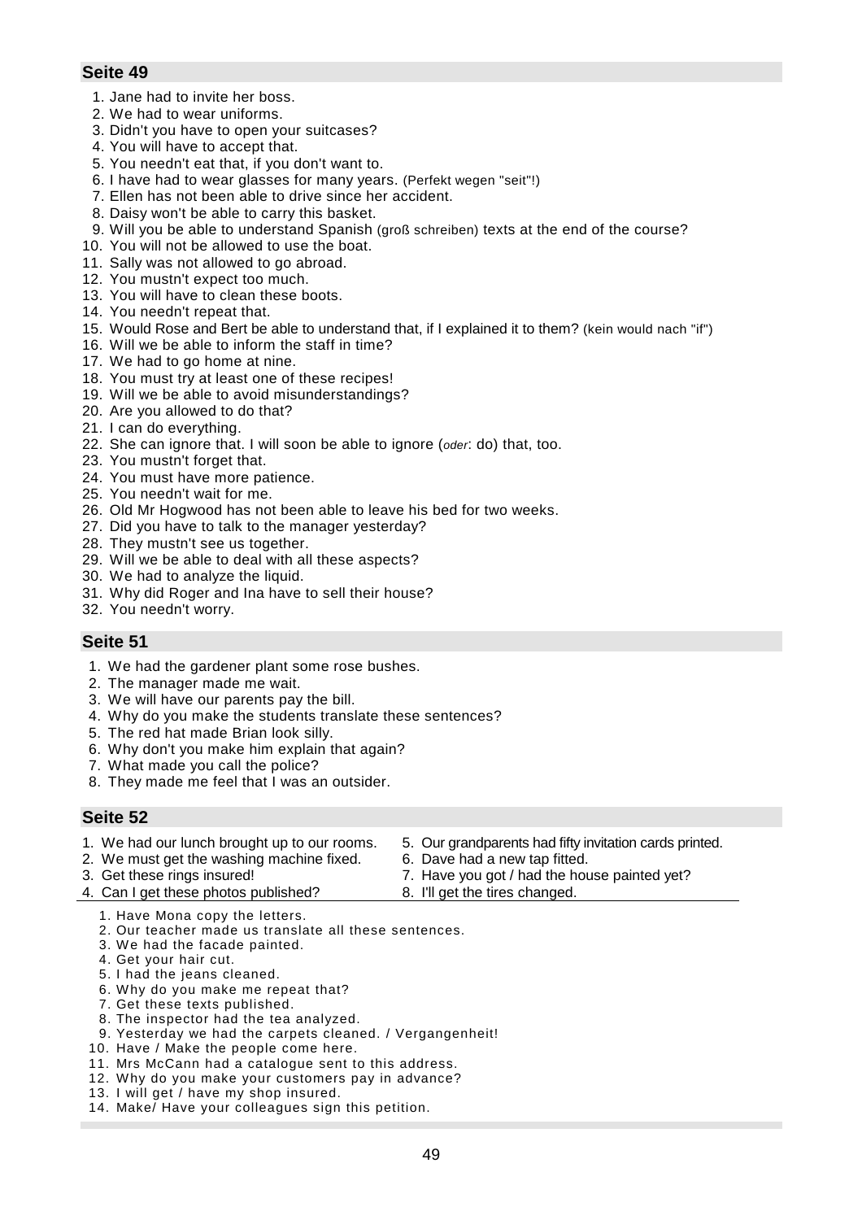## Seite 49

1. Jane had to invite her boss.
2. We had to wear uniforms.
3. Didn't you have to open your suitcases?
4. You will have to accept that.
5. You needn't eat that, if you don't want to.
6. I have had to wear glasses for many years. (Perfekt wegen "seit"!)
7. Ellen has not been able to drive since her accident.
8. Daisy won't be able to carry this basket.
9. Will you be able to understand Spanish (groß schreiben) texts at the end of the course?
10. You will not be allowed to use the boat.
11. Sally was not allowed to go abroad.
12. You mustn't expect too much.
13. You will have to clean these boots.
14. You needn't repeat that.
15. Would Rose and Bert be able to understand that, if I explained it to them? (kein would nach "if")
16. Will we be able to inform the staff in time?
17. We had to go home at nine.
18. You must try at least one of these recipes!
19. Will we be able to avoid misunderstandings?
20. Are you allowed to do that?
21. I can do everything.
22. She can ignore that. I will soon be able to ignore (*oder*: do) that, too.
23. You mustn't forget that.
24. You must have more patience.
25. You needn't wait for me.
26. Old Mr Hogwood has not been able to leave his bed for two weeks.
27. Did you have to talk to the manager yesterday?
28. They mustn't see us together.
29. Will we be able to deal with all these aspects?
30. We had to analyze the liquid.
31. Why did Roger and Ina have to sell their house?
32. You needn't worry.

## Seite 51

1. We had the gardener plant some rose bushes.
2. The manager made me wait.
3. We will have our parents pay the bill.
4. Why do you make the students translate these sentences?
5. The red hat made Brian look silly.
6. Why don't you make him explain that again?
7. What made you call the police?
8. They made me feel that I was an outsider.

## Seite 52

1. We had our lunch brought up to our rooms.
2. We must get the washing machine fixed.
3. Get these rings insured!
4. Can I get these photos published?
5. Our grandparents had fifty invitation cards printed.
6. Dave had a new tap fitted.
7. Have you got / had the house painted yet?
8. I'll get the tires changed.

---

1. Have Mona copy the letters.
2. Our teacher made us translate all these sentences.
3. We had the facade painted.
4. Get your hair cut.
5. I had the jeans cleaned.
6. Why do you make me repeat that?
7. Get these texts published.
8. The inspector had the tea analyzed.
9. Yesterday we had the carpets cleaned. / Vergangenheit!
10. Have / Make the people come here.
11. Mrs McCann had a catalogue sent to this address.
12. Why do you make your customers pay in advance?
13. I will get / have my shop insured.
14. Make/ Have your colleagues sign this petition.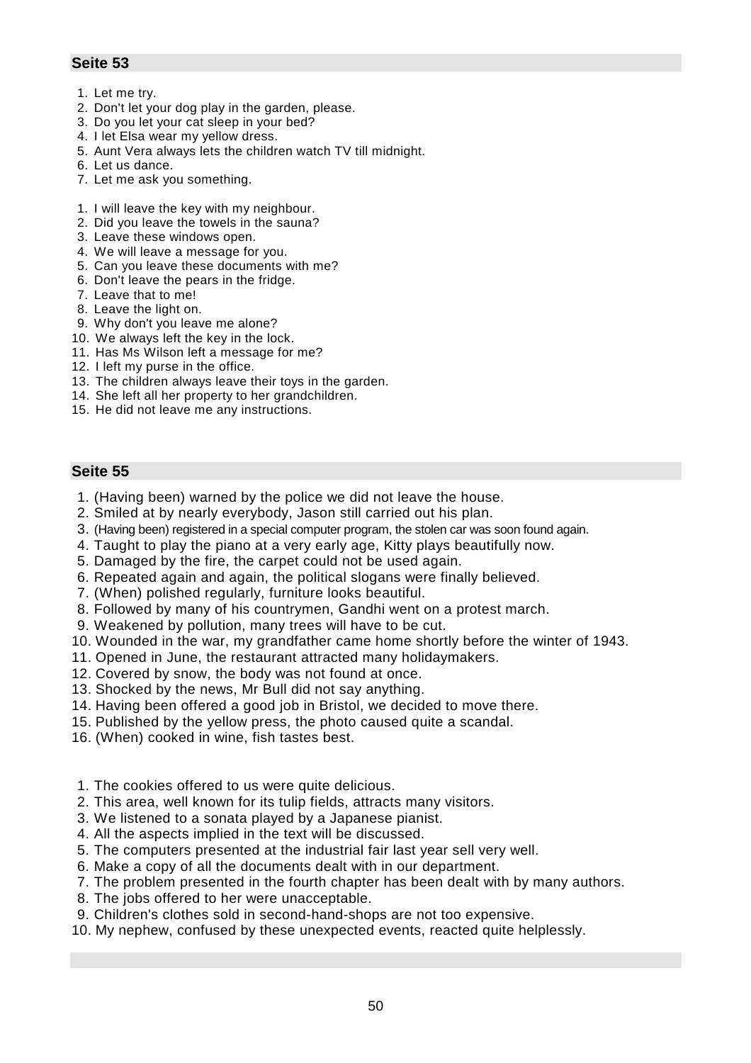## Seite 53

1. Let me try.
2. Don't let your dog play in the garden, please.
3. Do you let your cat sleep in your bed?
4. I let Elsa wear my yellow dress.
5. Aunt Vera always lets the children watch TV till midnight.
6. Let us dance.
7. Let me ask you something.

1. I will leave the key with my neighbour.
2. Did you leave the towels in the sauna?
3. Leave these windows open.
4. We will leave a message for you.
5. Can you leave these documents with me?
6. Don't leave the pears in the fridge.
7. Leave that to me!
8. Leave the light on.
9. Why don't you leave me alone?
10. We always left the key in the lock.
11. Has Ms Wilson left a message for me?
12. I left my purse in the office.
13. The children always leave their toys in the garden.
14. She left all her property to her grandchildren.
15. He did not leave me any instructions.

## Seite 55

1. (Having been) warned by the police we did not leave the house.
2. Smiled at by nearly everybody, Jason still carried out his plan.
3. (Having been) registered in a special computer program, the stolen car was soon found again.
4. Taught to play the piano at a very early age, Kitty plays beautifully now.
5. Damaged by the fire, the carpet could not be used again.
6. Repeated again and again, the political slogans were finally believed.
7. (When) polished regularly, furniture looks beautiful.
8. Followed by many of his countrymen, Gandhi went on a protest march.
9. Weakened by pollution, many trees will have to be cut.
10. Wounded in the war, my grandfather came home shortly before the winter of 1943.
11. Opened in June, the restaurant attracted many holidaymakers.
12. Covered by snow, the body was not found at once.
13. Shocked by the news, Mr Bull did not say anything.
14. Having been offered a good job in Bristol, we decided to move there.
15. Published by the yellow press, the photo caused quite a scandal.
16. (When) cooked in wine, fish tastes best.

1. The cookies offered to us were quite delicious.
2. This area, well known for its tulip fields, attracts many visitors.
3. We listened to a sonata played by a Japanese pianist.
4. All the aspects implied in the text will be discussed.
5. The computers presented at the industrial fair last year sell very well.
6. Make a copy of all the documents dealt with in our department.
7. The problem presented in the fourth chapter has been dealt with by many authors.
8. The jobs offered to her were unacceptable.
9. Children's clothes sold in second-hand-shops are not too expensive.
10. My nephew, confused by these unexpected events, reacted quite helplessly.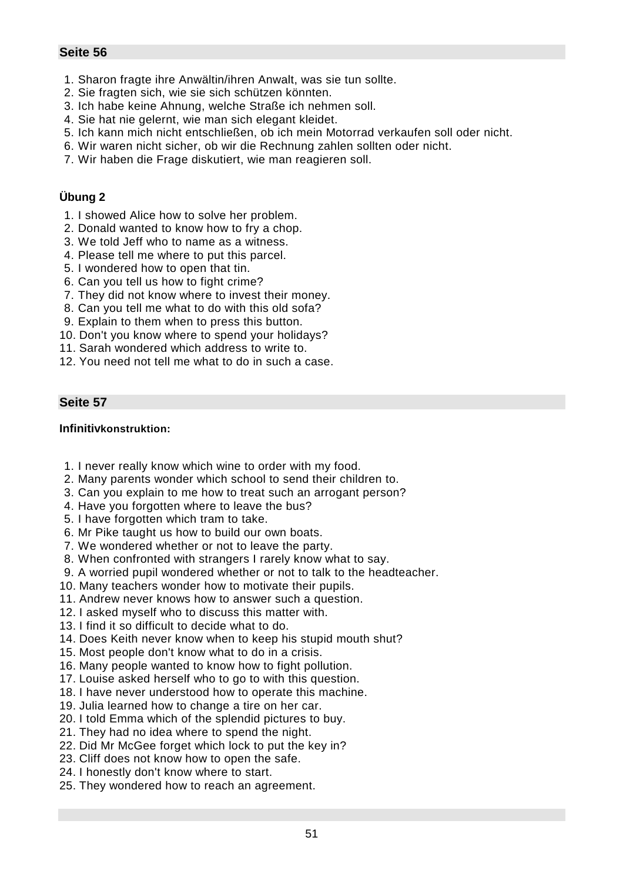## Seite 56

1. Sharon fragte ihre Anwältin/ihren Anwalt, was sie tun sollte.
2. Sie fragten sich, wie sie sich schützen könnten.
3. Ich habe keine Ahnung, welche Straße ich nehmen soll.
4. Sie hat nie gelernt, wie man sich elegant kleidet.
5. Ich kann mich nicht entschließen, ob ich mein Motorrad verkaufen soll oder nicht.
6. Wir waren nicht sicher, ob wir die Rechnung zahlen sollten oder nicht.
7. Wir haben die Frage diskutiert, wie man reagieren soll.

### Übung 2

1. I showed Alice how to solve her problem.
2. Donald wanted to know how to fry a chop.
3. We told Jeff who to name as a witness.
4. Please tell me where to put this parcel.
5. I wondered how to open that tin.
6. Can you tell us how to fight crime?
7. They did not know where to invest their money.
8. Can you tell me what to do with this old sofa?
9. Explain to them when to press this button.
10. Don't you know where to spend your holidays?
11. Sarah wondered which address to write to.
12. You need not tell me what to do in such a case.

## Seite 57

**Infinitivkonstruktion:**

1. I never really know which wine to order with my food.
2. Many parents wonder which school to send their children to.
3. Can you explain to me how to treat such an arrogant person?
4. Have you forgotten where to leave the bus?
5. I have forgotten which tram to take.
6. Mr Pike taught us how to build our own boats.
7. We wondered whether or not to leave the party.
8. When confronted with strangers I rarely know what to say.
9. A worried pupil wondered whether or not to talk to the headteacher.
10. Many teachers wonder how to motivate their pupils.
11. Andrew never knows how to answer such a question.
12. I asked myself who to discuss this matter with.
13. I find it so difficult to decide what to do.
14. Does Keith never know when to keep his stupid mouth shut?
15. Most people don't know what to do in a crisis.
16. Many people wanted to know how to fight pollution.
17. Louise asked herself who to go to with this question.
18. I have never understood how to operate this machine.
19. Julia learned how to change a tire on her car.
20. I told Emma which of the splendid pictures to buy.
21. They had no idea where to spend the night.
22. Did Mr McGee forget which lock to put the key in?
23. Cliff does not know how to open the safe.
24. I honestly don't know where to start.
25. They wondered how to reach an agreement.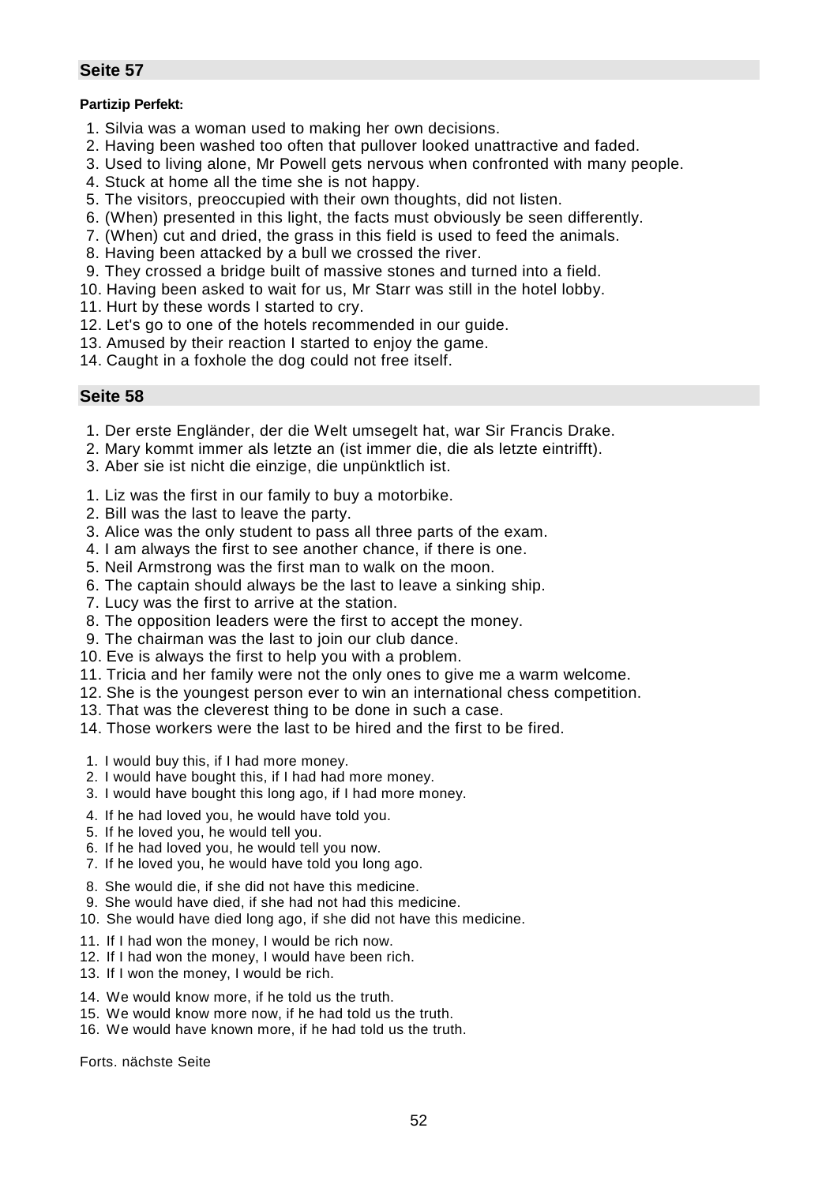## Seite 57

**Partizip Perfekt:**

1. Silvia was a woman used to making her own decisions.
2. Having been washed too often that pullover looked unattractive and faded.
3. Used to living alone, Mr Powell gets nervous when confronted with many people.
4. Stuck at home all the time she is not happy.
5. The visitors, preoccupied with their own thoughts, did not listen.
6. (When) presented in this light, the facts must obviously be seen differently.
7. (When) cut and dried, the grass in this field is used to feed the animals.
8. Having been attacked by a bull we crossed the river.
9. They crossed a bridge built of massive stones and turned into a field.
10. Having been asked to wait for us, Mr Starr was still in the hotel lobby.
11. Hurt by these words I started to cry.
12. Let's go to one of the hotels recommended in our guide.
13. Amused by their reaction I started to enjoy the game.
14. Caught in a foxhole the dog could not free itself.

## Seite 58

1. Der erste Engländer, der die Welt umsegelt hat, war Sir Francis Drake.
2. Mary kommt immer als letzte an (ist immer die, die als letzte eintrifft).
3. Aber sie ist nicht die einzige, die unpünktlich ist.

1. Liz was the first in our family to buy a motorbike.
2. Bill was the last to leave the party.
3. Alice was the only student to pass all three parts of the exam.
4. I am always the first to see another chance, if there is one.
5. Neil Armstrong was the first man to walk on the moon.
6. The captain should always be the last to leave a sinking ship.
7. Lucy was the first to arrive at the station.
8. The opposition leaders were the first to accept the money.
9. The chairman was the last to join our club dance.
10. Eve is always the first to help you with a problem.
11. Tricia and her family were not the only ones to give me a warm welcome.
12. She is the youngest person ever to win an international chess competition.
13. That was the cleverest thing to be done in such a case.
14. Those workers were the last to be hired and the first to be fired.

1. I would buy this, if I had more money.
2. I would have bought this, if I had had more money.
3. I would have bought this long ago, if I had more money.

4. If he had loved you, he would have told you.
5. If he loved you, he would tell you.
6. If he had loved you, he would tell you now.
7. If he loved you, he would have told you long ago.

8. She would die, if she did not have this medicine.
9. She would have died, if she had not had this medicine.
10. She would have died long ago, if she did not have this medicine.

11. If I had won the money, I would be rich now.
12. If I had won the money, I would have been rich.
13. If I won the money, I would be rich.

14. We would know more, if he told us the truth.
15. We would know more now, if he had told us the truth.
16. We would have known more, if he had told us the truth.

Forts. nächste Seite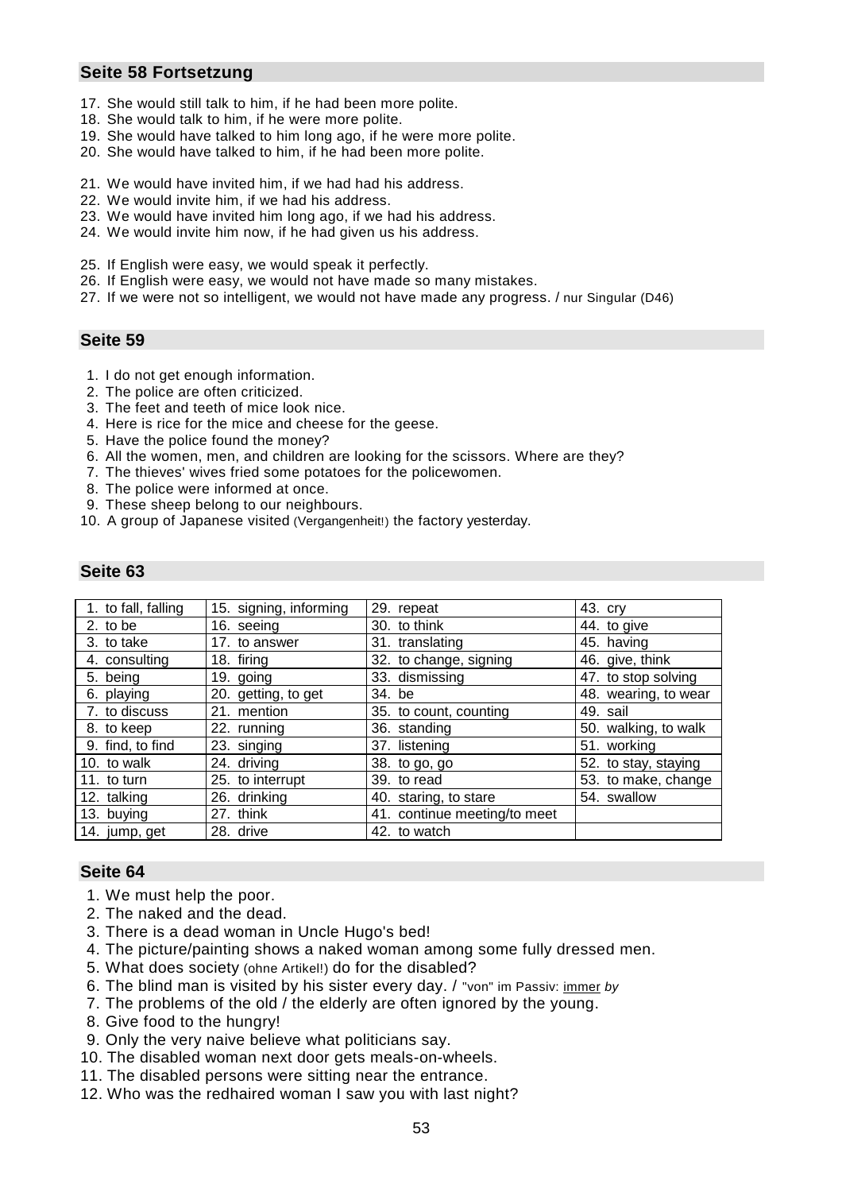## Seite 58 Fortsetzung

17. She would still talk to him, if he had been more polite.
18. She would talk to him, if he were more polite.
19. She would have talked to him long ago, if he were more polite.
20. She would have talked to him, if he had been more polite.

21. We would have invited him, if we had had his address.
22. We would invite him, if we had his address.
23. We would have invited him long ago, if we had his address.
24. We would invite him now, if he had given us his address.

25. If English were easy, we would speak it perfectly.
26. If English were easy, we would not have made so many mistakes.
27. If we were not so intelligent, we would not have made any progress. / nur Singular (D46)

## Seite 59

1. I do not get enough information.
2. The police are often criticized.
3. The feet and teeth of mice look nice.
4. Here is rice for the mice and cheese for the geese.
5. Have the police found the money?
6. All the women, men, and children are looking for the scissors. Where are they?
7. The thieves' wives fried some potatoes for the policewomen.
8. The police were informed at once.
9. These sheep belong to our neighbours.
10. A group of Japanese visited (Vergangenheit!) the factory yesterday.

## Seite 63

| | | | |
|---|---|---|---|
| 1. to fall, falling | 15. signing, informing | 29. repeat | 43. cry |
| 2. to be | 16. seeing | 30. to think | 44. to give |
| 3. to take | 17. to answer | 31. translating | 45. having |
| 4. consulting | 18. firing | 32. to change, signing | 46. give, think |
| 5. being | 19. going | 33. dismissing | 47. to stop solving |
| 6. playing | 20. getting, to get | 34. be | 48. wearing, to wear |
| 7. to discuss | 21. mention | 35. to count, counting | 49. sail |
| 8. to keep | 22. running | 36. standing | 50. walking, to walk |
| 9. find, to find | 23. singing | 37. listening | 51. working |
| 10. to walk | 24. driving | 38. to go, go | 52. to stay, staying |
| 11. to turn | 25. to interrupt | 39. to read | 53. to make, change |
| 12. talking | 26. drinking | 40. staring, to stare | 54. swallow |
| 13. buying | 27. think | 41. continue meeting/to meet | |
| 14. jump, get | 28. drive | 42. to watch | |

## Seite 64

1. We must help the poor.
2. The naked and the dead.
3. There is a dead woman in Uncle Hugo's bed!
4. The picture/painting shows a naked woman among some fully dressed men.
5. What does society (ohne Artikel!) do for the disabled?
6. The blind man is visited by his sister every day. / "von" im Passiv: immer *by*
7. The problems of the old / the elderly are often ignored by the young.
8. Give food to the hungry!
9. Only the very naive believe what politicians say.
10. The disabled woman next door gets meals-on-wheels.
11. The disabled persons were sitting near the entrance.
12. Who was the redhaired woman I saw you with last night?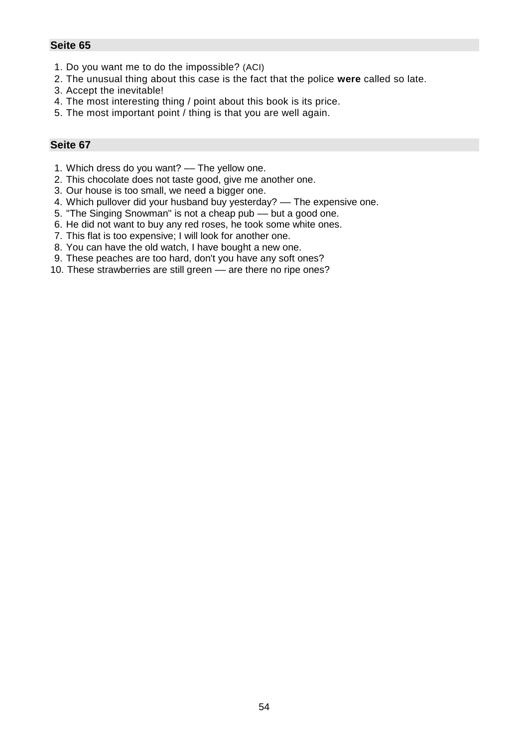## Seite 65

1. Do you want me to do the impossible? (ACI)
2. The unusual thing about this case is the fact that the police **were** called so late.
3. Accept the inevitable!
4. The most interesting thing / point about this book is its price.
5. The most important point / thing is that you are well again.

## Seite 67

1. Which dress do you want? — The yellow one.
2. This chocolate does not taste good, give me another one.
3. Our house is too small, we need a bigger one.
4. Which pullover did your husband buy yesterday? — The expensive one.
5. "The Singing Snowman" is not a cheap pub — but a good one.
6. He did not want to buy any red roses, he took some white ones.
7. This flat is too expensive; I will look for another one.
8. You can have the old watch, I have bought a new one.
9. These peaches are too hard, don't you have any soft ones?
10. These strawberries are still green — are there no ripe ones?